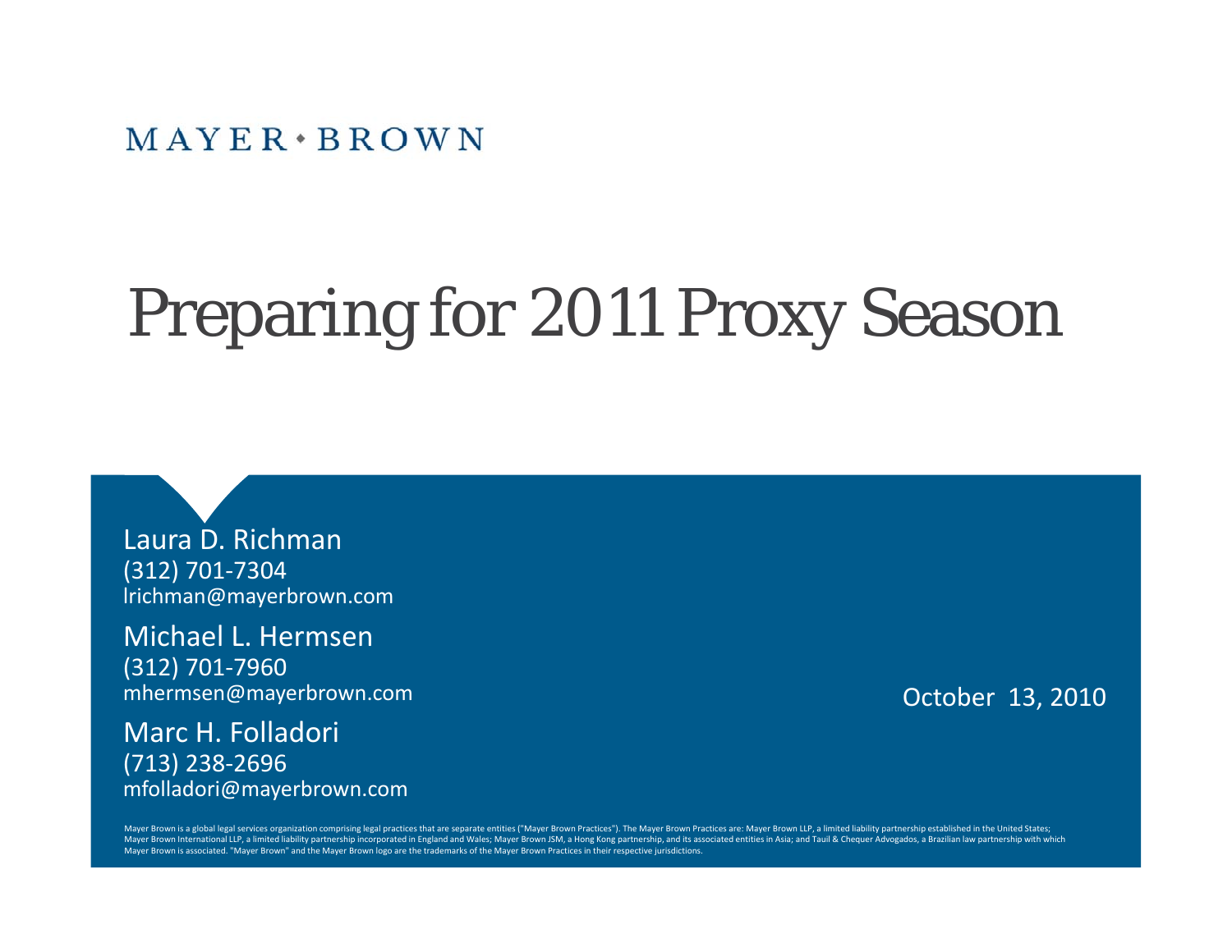MAYER • BROWN

# Preparing for 2011 Proxy Season

Laura D. Richman
(312) 701-7304
lrichman@mayerbrown.com

Michael L. Hermsen
(312) 701-7960
mhermsen@mayerbrown.com

Marc H. Folladori
(713) 238-2696
mfolladori@mayerbrown.com

October 13, 2010

Mayer Brown is a global legal services organization comprising legal practices that are separate entities ("Mayer Brown Practices"). The Mayer Brown Practices are: Mayer Brown LLP, a limited liability partnership established in the United States; Mayer Brown International LLP, a limited liability partnership incorporated in England and Wales; Mayer Brown JSM, a Hong Kong partnership, and its associated entities in Asia; and Tauil & Chequer Advogados, a Brazilian law partnership with which Mayer Brown is associated. "Mayer Brown" and the Mayer Brown logo are the trademarks of the Mayer Brown Practices in their respective jurisdictions.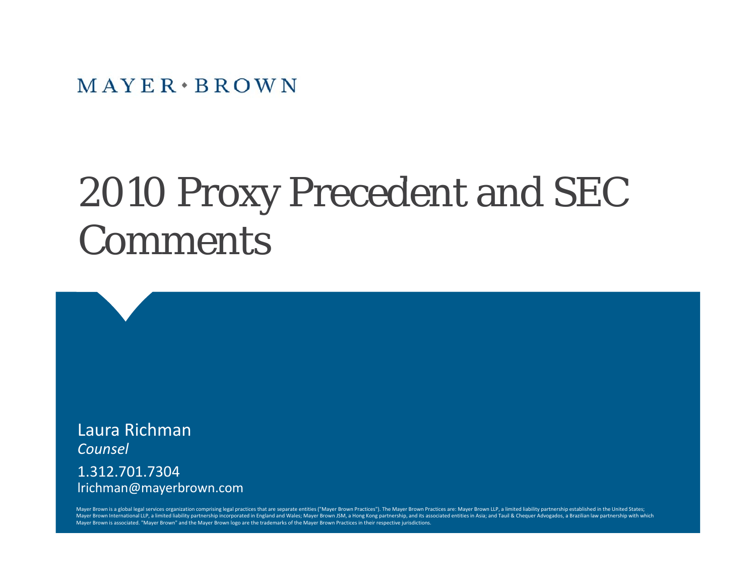MAYER • BROWN

# 2010 Proxy Precedent and SEC Comments

Laura Richman
*Counsel*

1.312.701.7304
lrichman@mayerbrown.com

Mayer Brown is a global legal services organization comprising legal practices that are separate entities ("Mayer Brown Practices"). The Mayer Brown Practices are: Mayer Brown LLP, a limited liability partnership established in the United States; Mayer Brown International LLP, a limited liability partnership incorporated in England and Wales; Mayer Brown JSM, a Hong Kong partnership, and its associated entities in Asia; and Tauil & Chequer Advogados, a Brazilian law partnership with which Mayer Brown is associated. "Mayer Brown" and the Mayer Brown logo are the trademarks of the Mayer Brown Practices in their respective jurisdictions.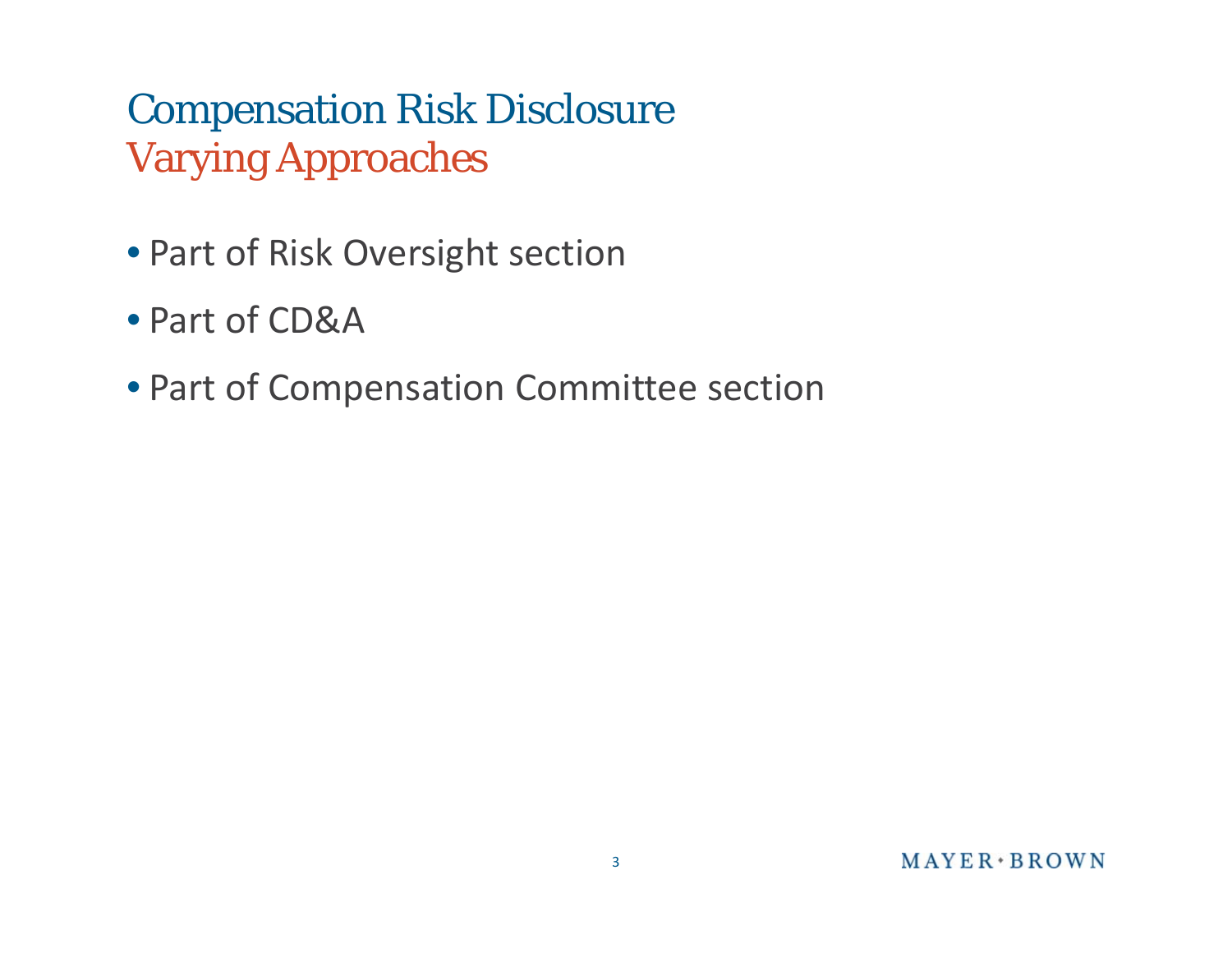# Compensation Risk Disclosure
## Varying Approaches

- Part of Risk Oversight section
- Part of CD&A
- Part of Compensation Committee section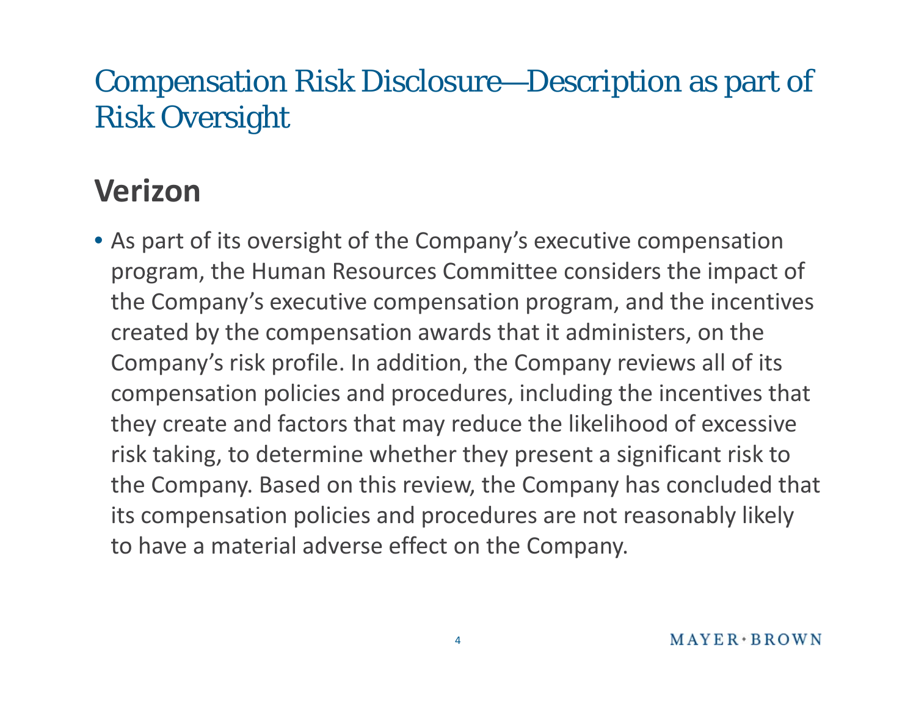# Compensation Risk Disclosure—Description as part of Risk Oversight

## Verizon

- As part of its oversight of the Company's executive compensation program, the Human Resources Committee considers the impact of the Company's executive compensation program, and the incentives created by the compensation awards that it administers, on the Company's risk profile. In addition, the Company reviews all of its compensation policies and procedures, including the incentives that they create and factors that may reduce the likelihood of excessive risk taking, to determine whether they present a significant risk to the Company. Based on this review, the Company has concluded that its compensation policies and procedures are not reasonably likely to have a material adverse effect on the Company.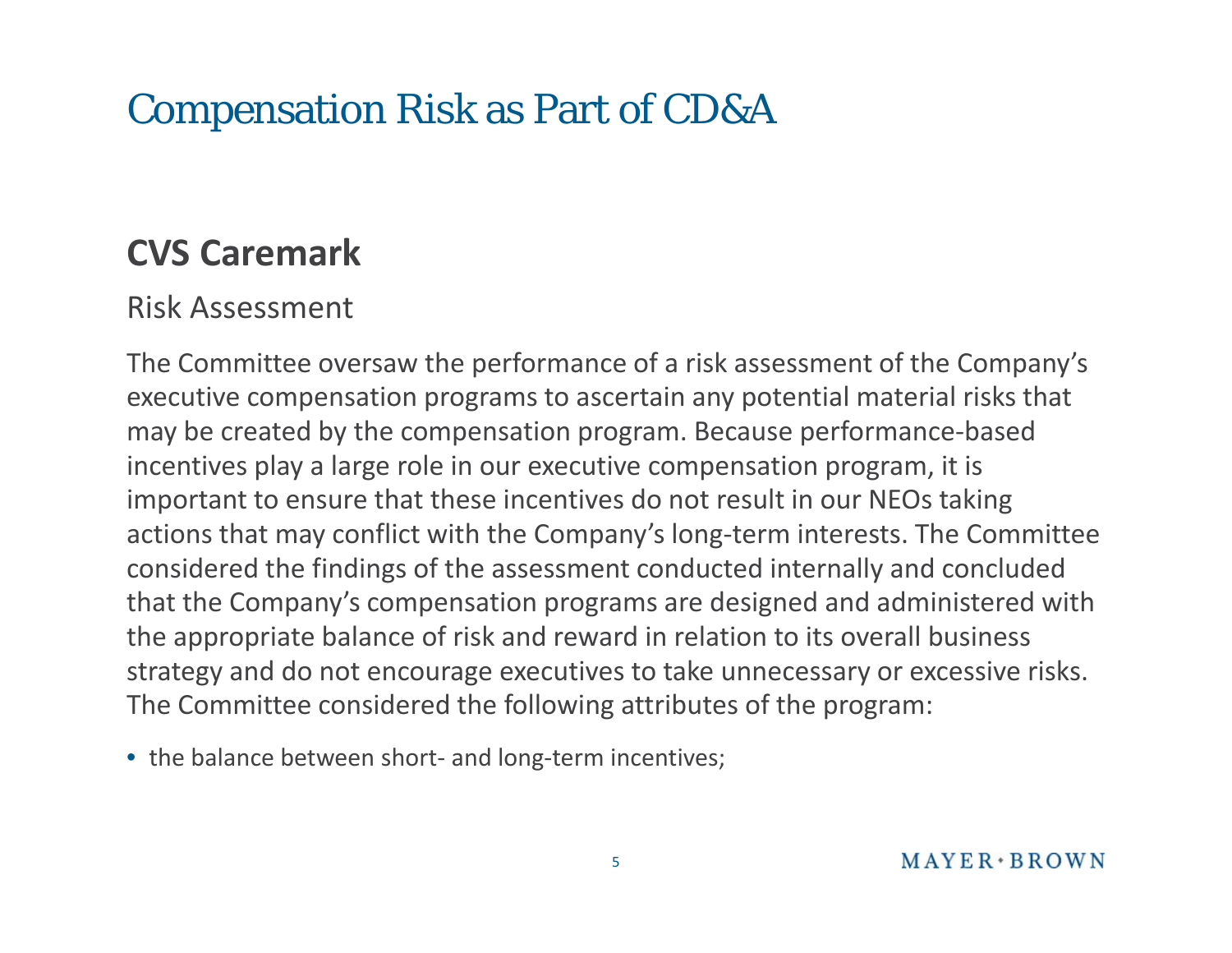# Compensation Risk as Part of CD&A

## CVS Caremark

### Risk Assessment

The Committee oversaw the performance of a risk assessment of the Company's executive compensation programs to ascertain any potential material risks that may be created by the compensation program. Because performance-based incentives play a large role in our executive compensation program, it is important to ensure that these incentives do not result in our NEOs taking actions that may conflict with the Company's long-term interests. The Committee considered the findings of the assessment conducted internally and concluded that the Company's compensation programs are designed and administered with the appropriate balance of risk and reward in relation to its overall business strategy and do not encourage executives to take unnecessary or excessive risks. The Committee considered the following attributes of the program:

- the balance between short- and long-term incentives;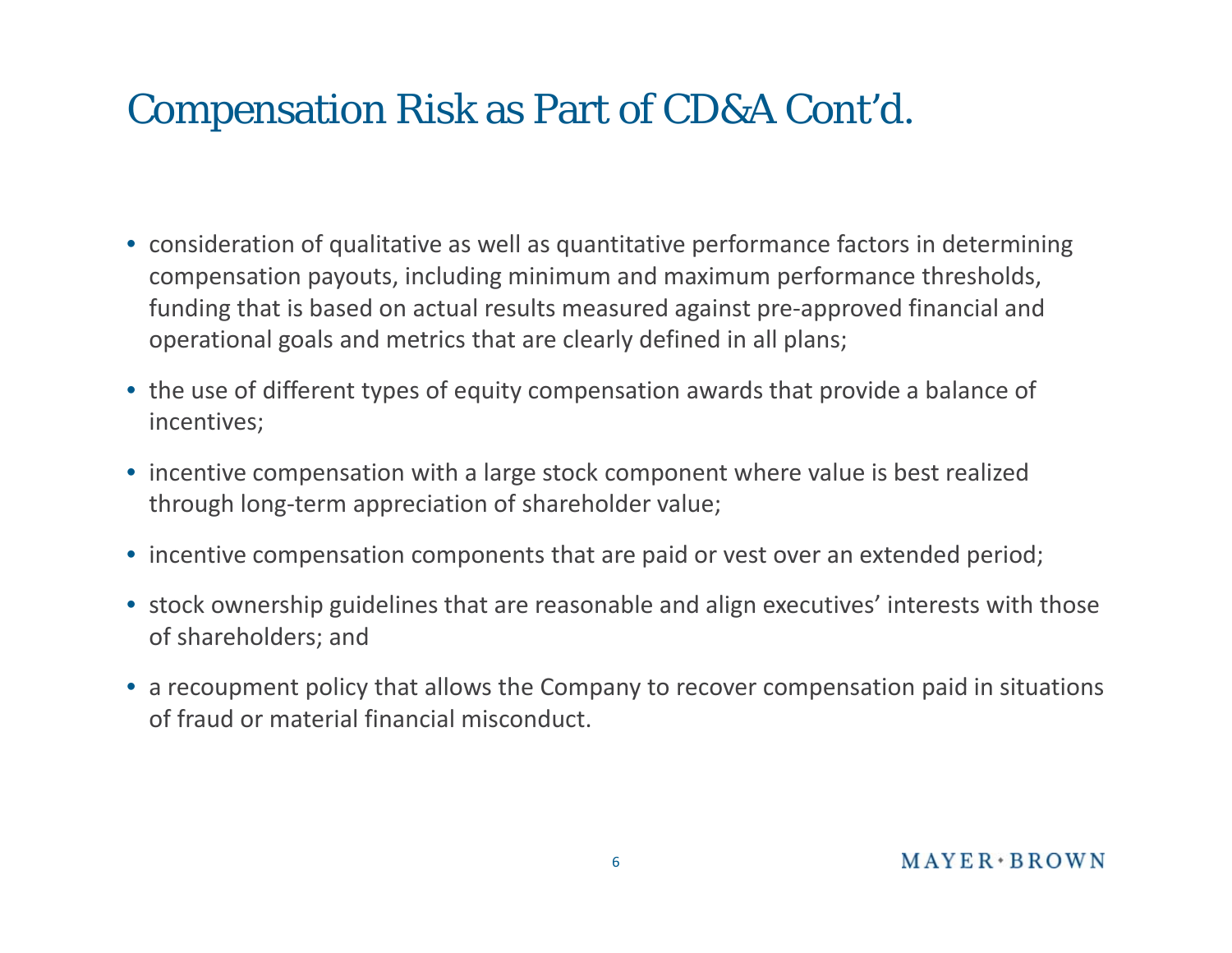# Compensation Risk as Part of CD&A Cont'd.

- consideration of qualitative as well as quantitative performance factors in determining compensation payouts, including minimum and maximum performance thresholds, funding that is based on actual results measured against pre-approved financial and operational goals and metrics that are clearly defined in all plans;
- the use of different types of equity compensation awards that provide a balance of incentives;
- incentive compensation with a large stock component where value is best realized through long-term appreciation of shareholder value;
- incentive compensation components that are paid or vest over an extended period;
- stock ownership guidelines that are reasonable and align executives' interests with those of shareholders; and
- a recoupment policy that allows the Company to recover compensation paid in situations of fraud or material financial misconduct.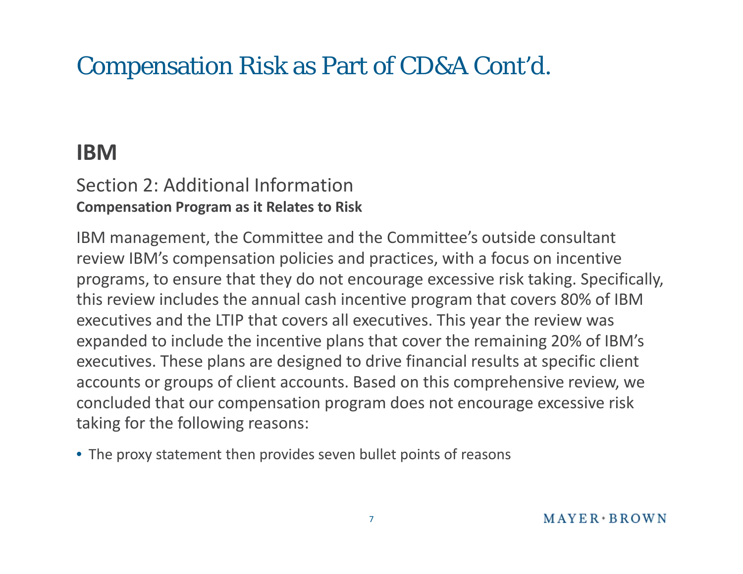# Compensation Risk as Part of CD&A Cont'd.

## IBM

### Section 2: Additional Information

**Compensation Program as it Relates to Risk**

IBM management, the Committee and the Committee's outside consultant review IBM's compensation policies and practices, with a focus on incentive programs, to ensure that they do not encourage excessive risk taking. Specifically, this review includes the annual cash incentive program that covers 80% of IBM executives and the LTIP that covers all executives. This year the review was expanded to include the incentive plans that cover the remaining 20% of IBM's executives. These plans are designed to drive financial results at specific client accounts or groups of client accounts. Based on this comprehensive review, we concluded that our compensation program does not encourage excessive risk taking for the following reasons:

- The proxy statement then provides seven bullet points of reasons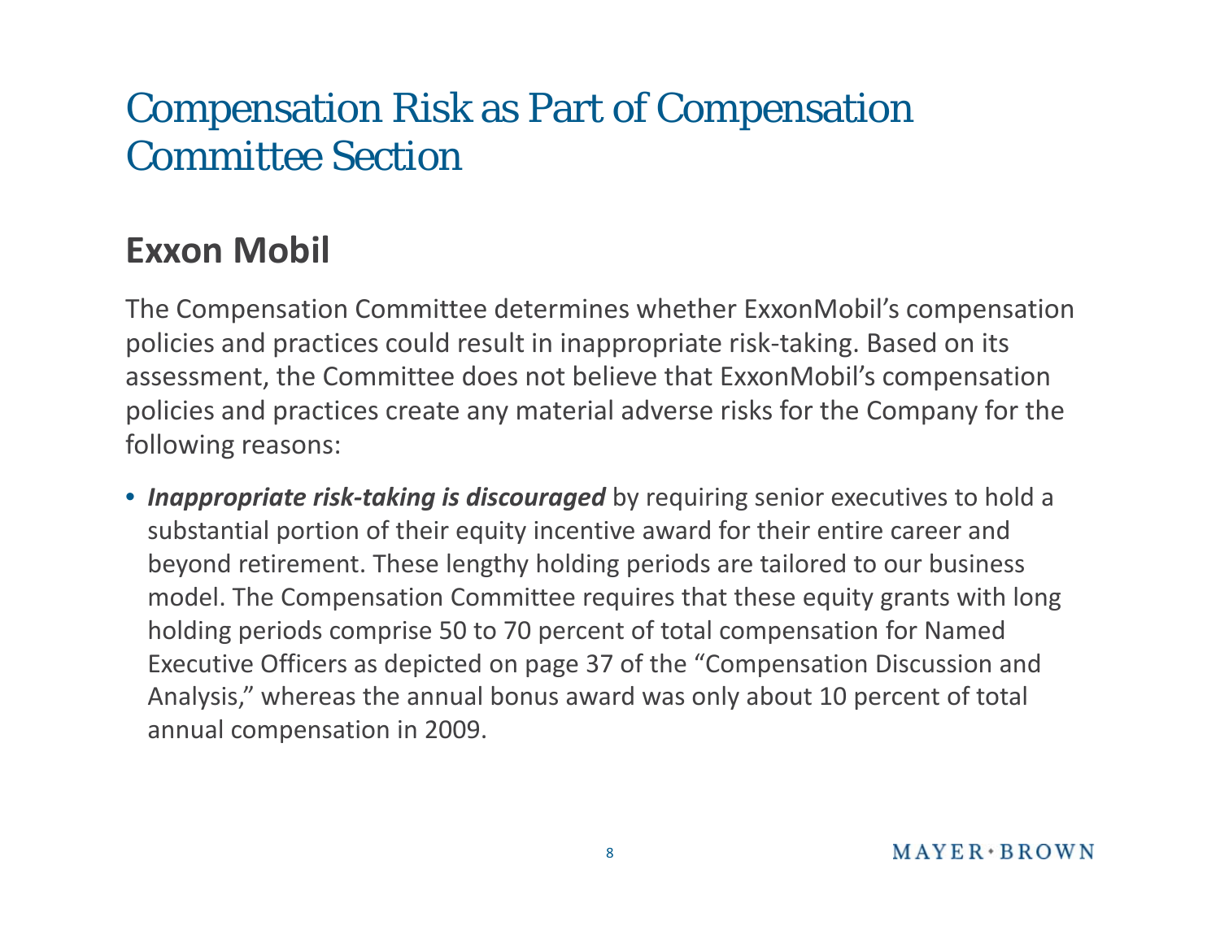# Compensation Risk as Part of Compensation Committee Section

## Exxon Mobil

The Compensation Committee determines whether ExxonMobil’s compensation policies and practices could result in inappropriate risk-taking. Based on its assessment, the Committee does not believe that ExxonMobil’s compensation policies and practices create any material adverse risks for the Company for the following reasons:

- ***Inappropriate risk-taking is discouraged*** by requiring senior executives to hold a substantial portion of their equity incentive award for their entire career and beyond retirement. These lengthy holding periods are tailored to our business model. The Compensation Committee requires that these equity grants with long holding periods comprise 50 to 70 percent of total compensation for Named Executive Officers as depicted on page 37 of the “Compensation Discussion and Analysis,” whereas the annual bonus award was only about 10 percent of total annual compensation in 2009.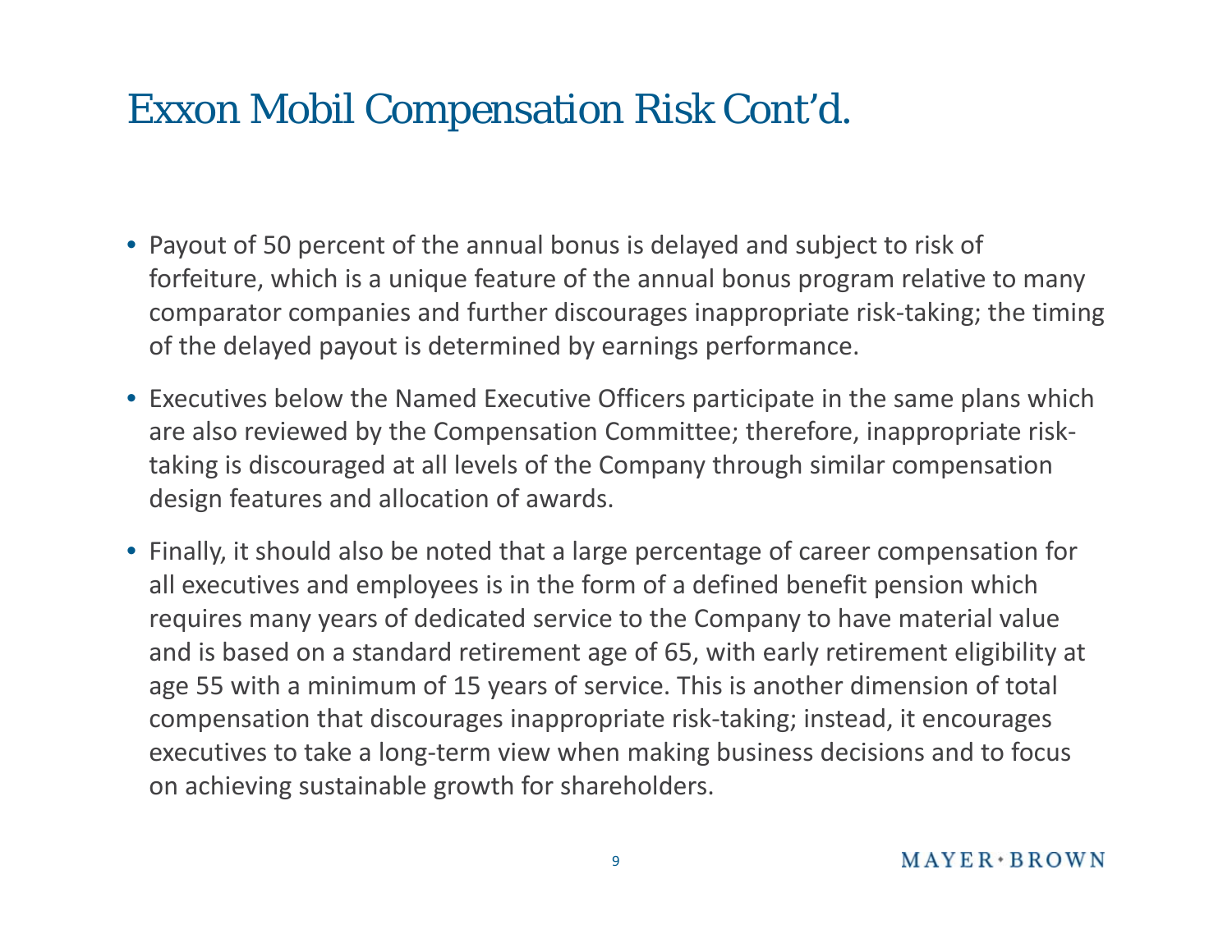# Exxon Mobil Compensation Risk Cont'd.

- Payout of 50 percent of the annual bonus is delayed and subject to risk of forfeiture, which is a unique feature of the annual bonus program relative to many comparator companies and further discourages inappropriate risk-taking; the timing of the delayed payout is determined by earnings performance.
- Executives below the Named Executive Officers participate in the same plans which are also reviewed by the Compensation Committee; therefore, inappropriate risk-taking is discouraged at all levels of the Company through similar compensation design features and allocation of awards.
- Finally, it should also be noted that a large percentage of career compensation for all executives and employees is in the form of a defined benefit pension which requires many years of dedicated service to the Company to have material value and is based on a standard retirement age of 65, with early retirement eligibility at age 55 with a minimum of 15 years of service. This is another dimension of total compensation that discourages inappropriate risk-taking; instead, it encourages executives to take a long-term view when making business decisions and to focus on achieving sustainable growth for shareholders.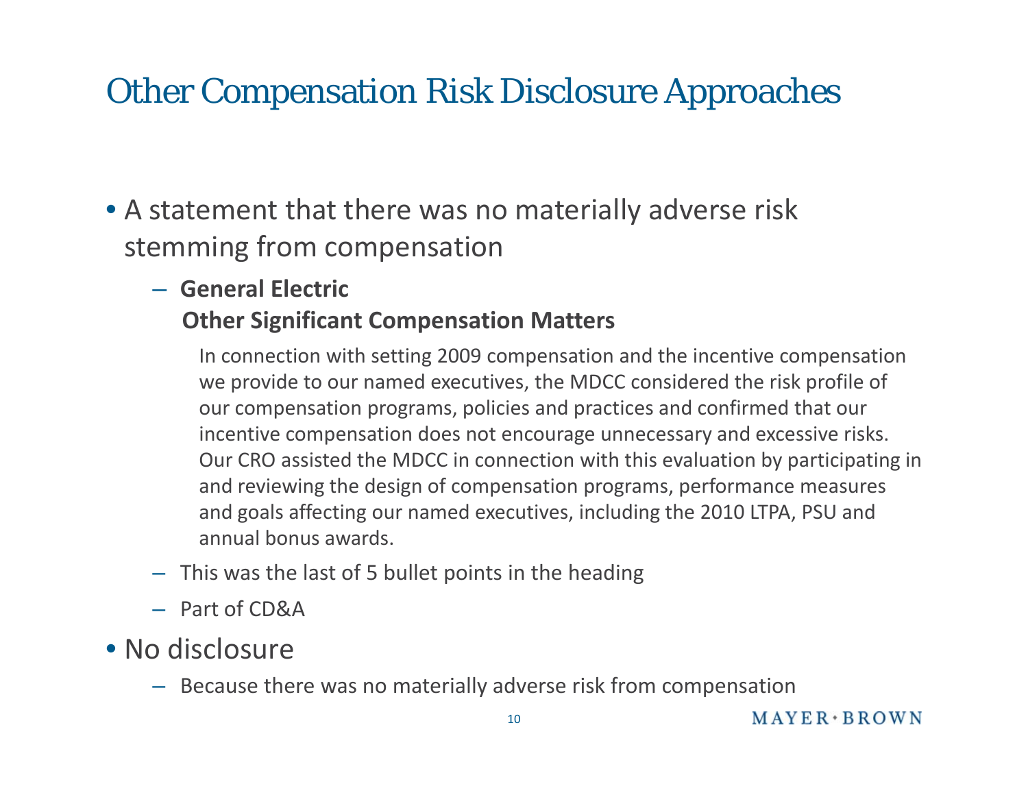# Other Compensation Risk Disclosure Approaches

- A statement that there was no materially adverse risk stemming from compensation
  - **General Electric**

    **Other Significant Compensation Matters**

    In connection with setting 2009 compensation and the incentive compensation we provide to our named executives, the MDCC considered the risk profile of our compensation programs, policies and practices and confirmed that our incentive compensation does not encourage unnecessary and excessive risks. Our CRO assisted the MDCC in connection with this evaluation by participating in and reviewing the design of compensation programs, performance measures and goals affecting our named executives, including the 2010 LTPA, PSU and annual bonus awards.
  - This was the last of 5 bullet points in the heading
  - Part of CD&A
- No disclosure
  - Because there was no materially adverse risk from compensation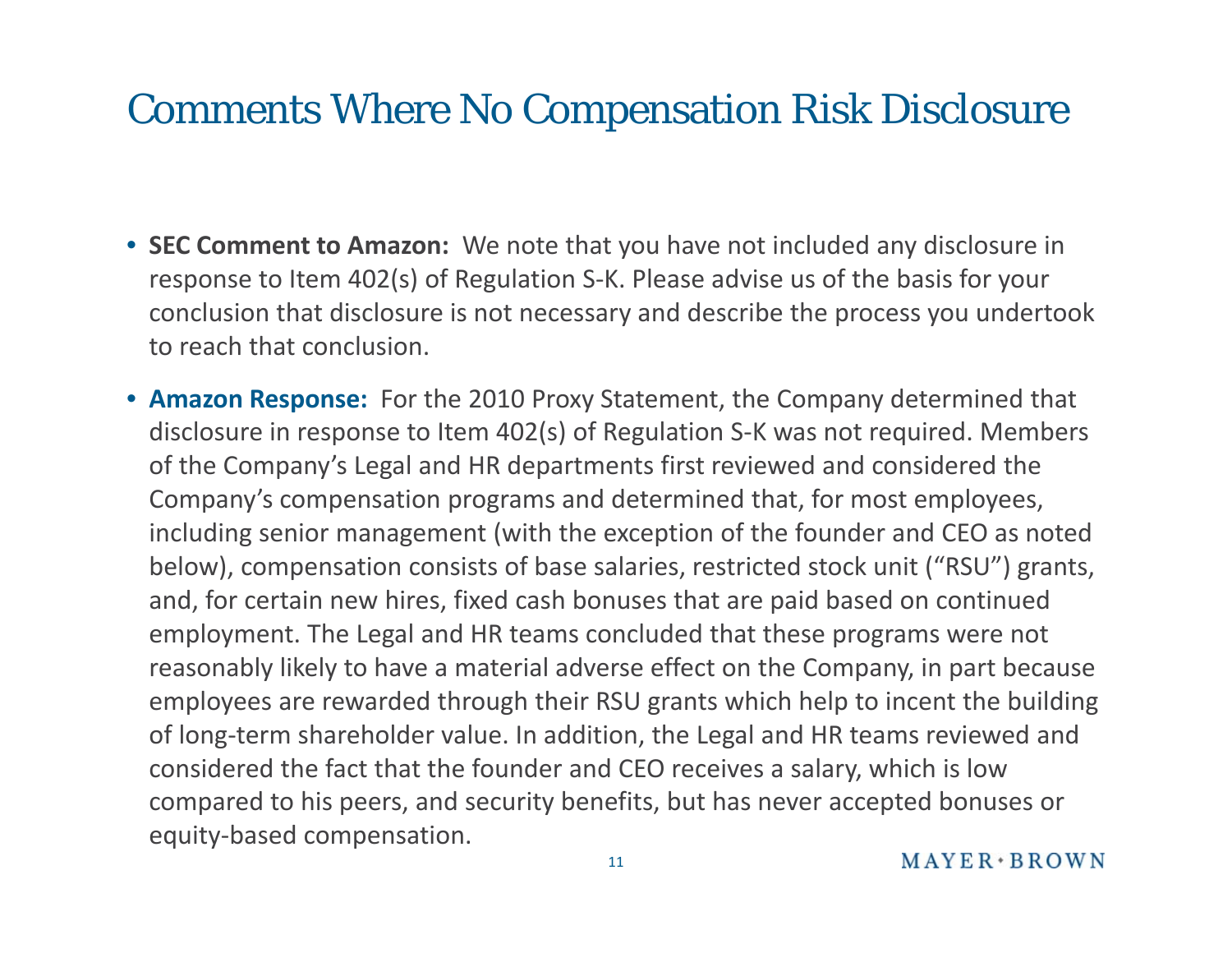# Comments Where No Compensation Risk Disclosure

- **SEC Comment to Amazon:** We note that you have not included any disclosure in response to Item 402(s) of Regulation S-K. Please advise us of the basis for your conclusion that disclosure is not necessary and describe the process you undertook to reach that conclusion.
- **Amazon Response:** For the 2010 Proxy Statement, the Company determined that disclosure in response to Item 402(s) of Regulation S-K was not required. Members of the Company's Legal and HR departments first reviewed and considered the Company's compensation programs and determined that, for most employees, including senior management (with the exception of the founder and CEO as noted below), compensation consists of base salaries, restricted stock unit ("RSU") grants, and, for certain new hires, fixed cash bonuses that are paid based on continued employment. The Legal and HR teams concluded that these programs were not reasonably likely to have a material adverse effect on the Company, in part because employees are rewarded through their RSU grants which help to incent the building of long-term shareholder value. In addition, the Legal and HR teams reviewed and considered the fact that the founder and CEO receives a salary, which is low compared to his peers, and security benefits, but has never accepted bonuses or equity-based compensation.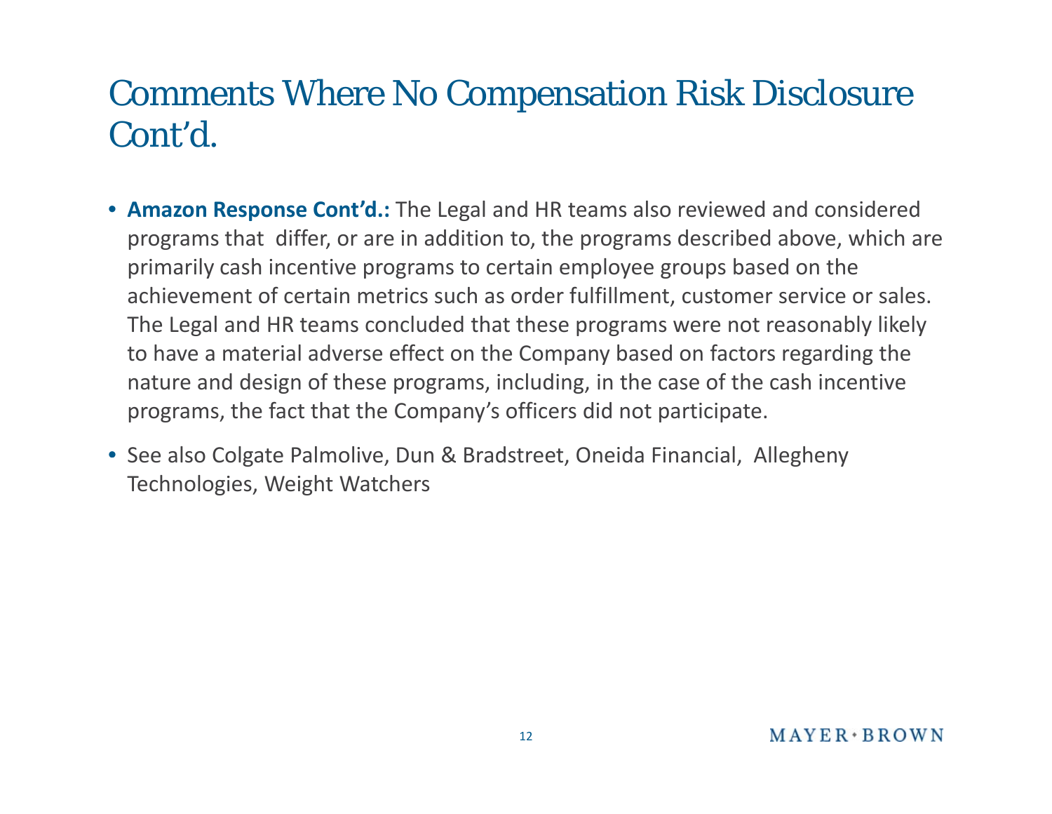# Comments Where No Compensation Risk Disclosure Cont'd.

- **Amazon Response Cont'd.:** The Legal and HR teams also reviewed and considered programs that differ, or are in addition to, the programs described above, which are primarily cash incentive programs to certain employee groups based on the achievement of certain metrics such as order fulfillment, customer service or sales. The Legal and HR teams concluded that these programs were not reasonably likely to have a material adverse effect on the Company based on factors regarding the nature and design of these programs, including, in the case of the cash incentive programs, the fact that the Company's officers did not participate.
- See also Colgate Palmolive, Dun & Bradstreet, Oneida Financial, Allegheny Technologies, Weight Watchers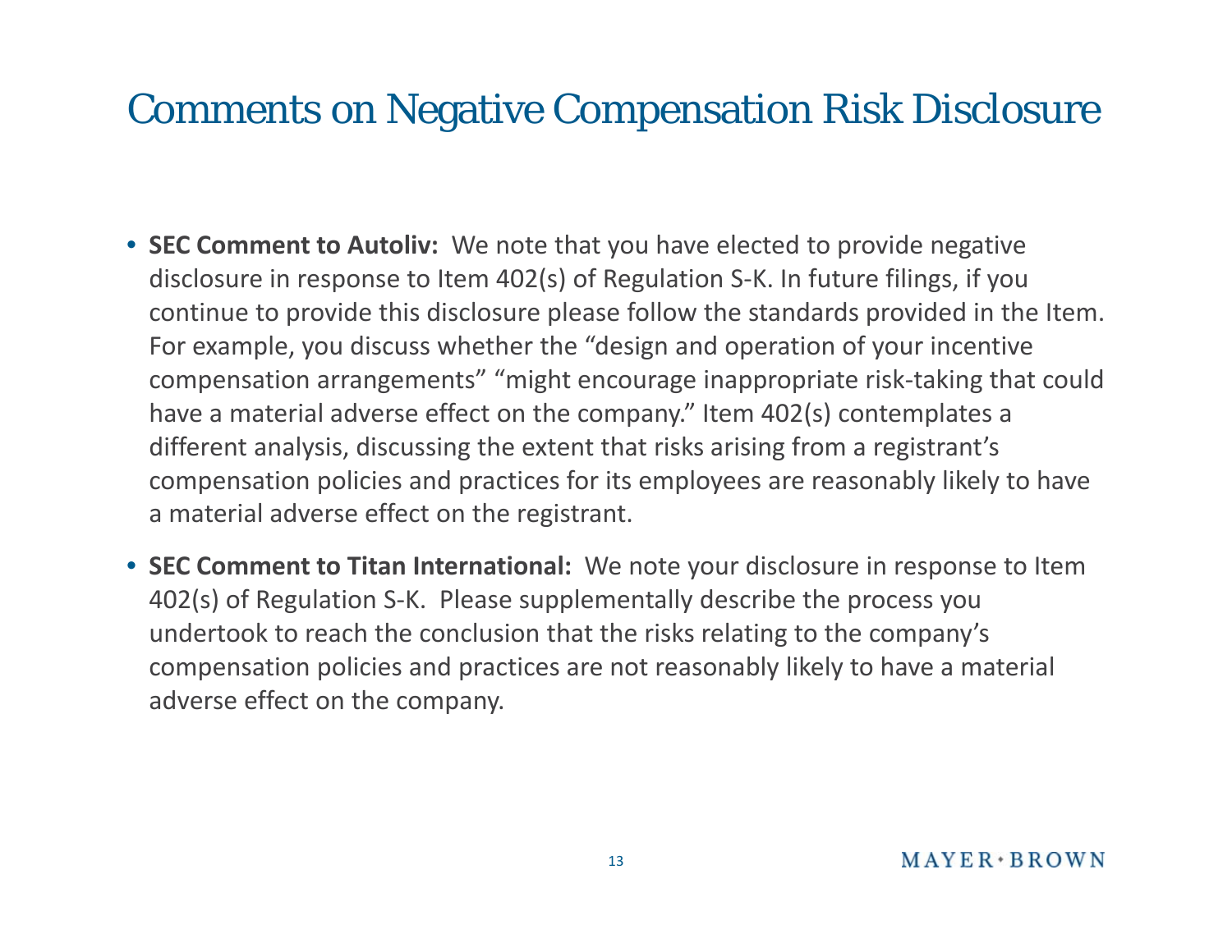# Comments on Negative Compensation Risk Disclosure

- **SEC Comment to Autoliv:** We note that you have elected to provide negative disclosure in response to Item 402(s) of Regulation S-K. In future filings, if you continue to provide this disclosure please follow the standards provided in the Item. For example, you discuss whether the "design and operation of your incentive compensation arrangements" "might encourage inappropriate risk-taking that could have a material adverse effect on the company." Item 402(s) contemplates a different analysis, discussing the extent that risks arising from a registrant's compensation policies and practices for its employees are reasonably likely to have a material adverse effect on the registrant.
- **SEC Comment to Titan International:** We note your disclosure in response to Item 402(s) of Regulation S-K. Please supplementally describe the process you undertook to reach the conclusion that the risks relating to the company's compensation policies and practices are not reasonably likely to have a material adverse effect on the company.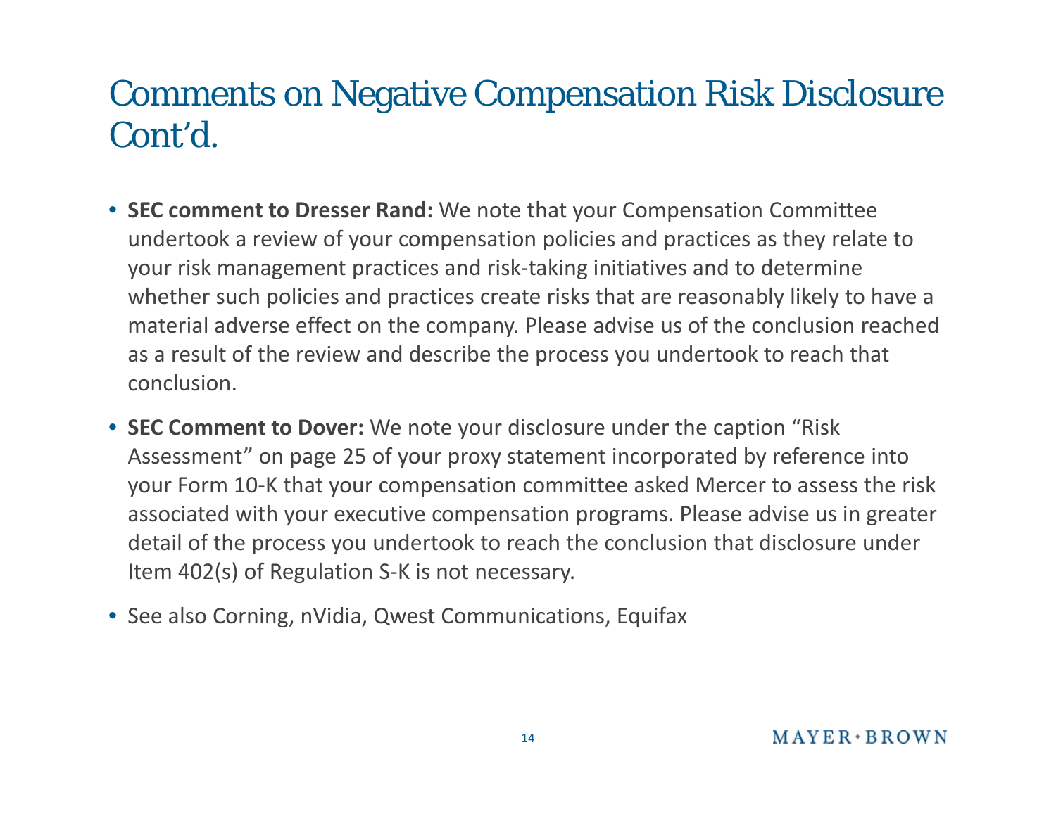# Comments on Negative Compensation Risk Disclosure Cont'd.

- **SEC comment to Dresser Rand:** We note that your Compensation Committee undertook a review of your compensation policies and practices as they relate to your risk management practices and risk-taking initiatives and to determine whether such policies and practices create risks that are reasonably likely to have a material adverse effect on the company. Please advise us of the conclusion reached as a result of the review and describe the process you undertook to reach that conclusion.
- **SEC Comment to Dover:** We note your disclosure under the caption "Risk Assessment" on page 25 of your proxy statement incorporated by reference into your Form 10-K that your compensation committee asked Mercer to assess the risk associated with your executive compensation programs. Please advise us in greater detail of the process you undertook to reach the conclusion that disclosure under Item 402(s) of Regulation S-K is not necessary.
- See also Corning, nVidia, Qwest Communications, Equifax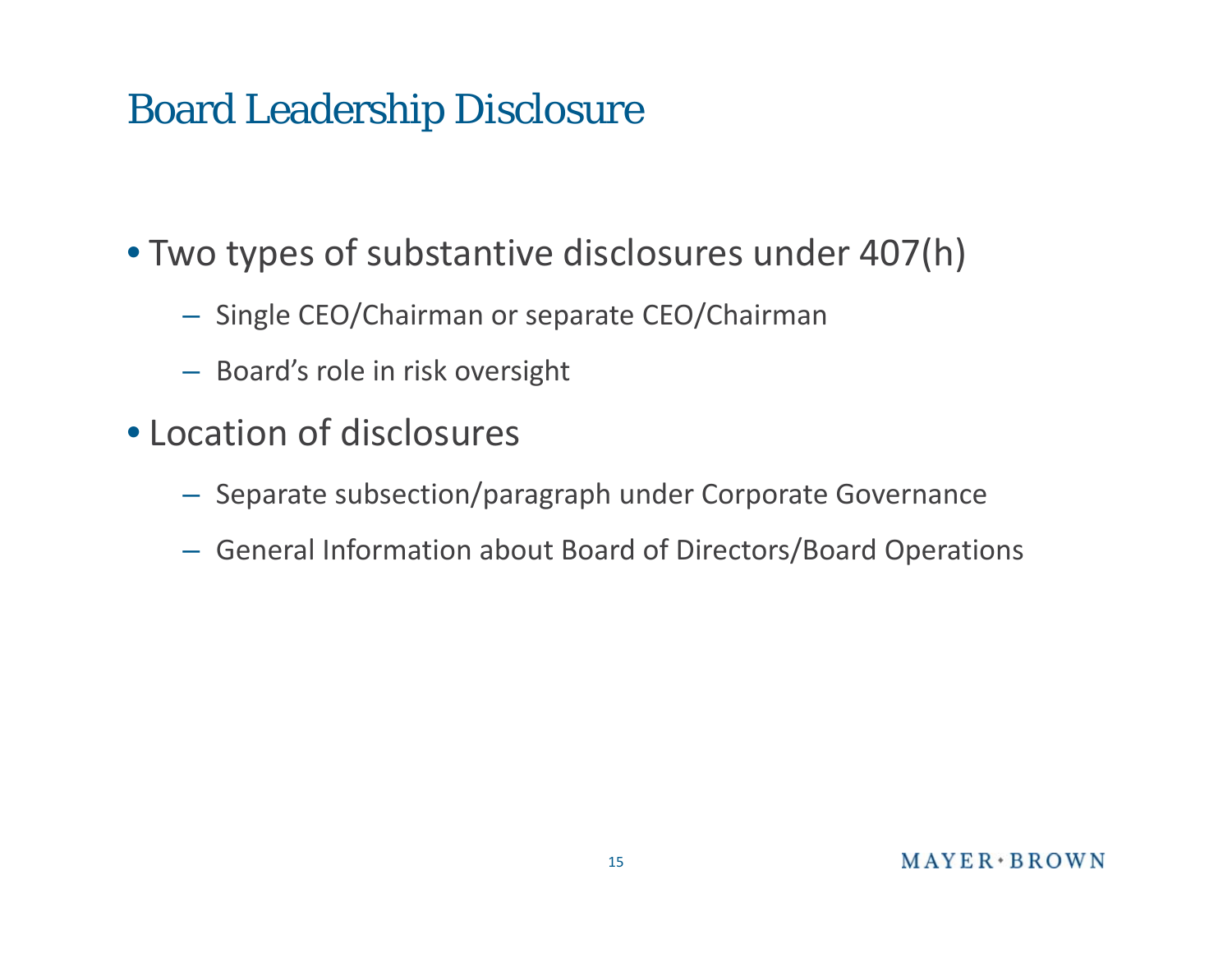# Board Leadership Disclosure

- Two types of substantive disclosures under 407(h)
  - Single CEO/Chairman or separate CEO/Chairman
  - Board's role in risk oversight
- Location of disclosures
  - Separate subsection/paragraph under Corporate Governance
  - General Information about Board of Directors/Board Operations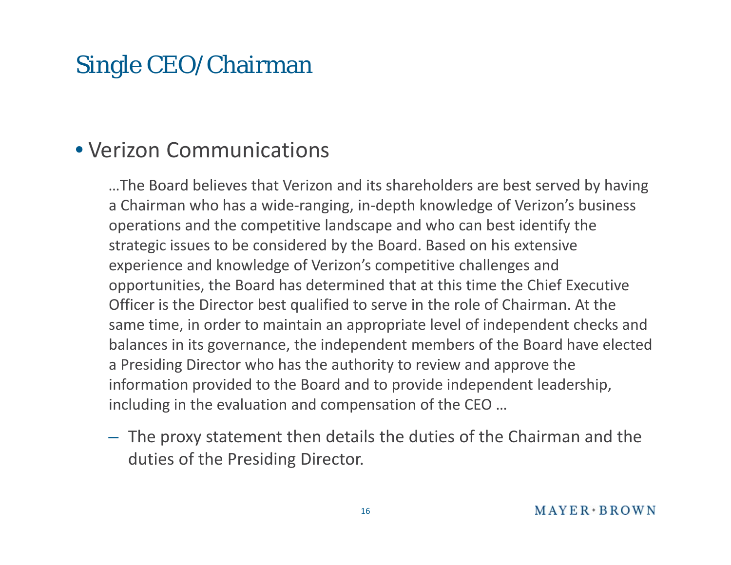# Single CEO/Chairman

- Verizon Communications

  …The Board believes that Verizon and its shareholders are best served by having a Chairman who has a wide-ranging, in-depth knowledge of Verizon's business operations and the competitive landscape and who can best identify the strategic issues to be considered by the Board. Based on his extensive experience and knowledge of Verizon's competitive challenges and opportunities, the Board has determined that at this time the Chief Executive Officer is the Director best qualified to serve in the role of Chairman. At the same time, in order to maintain an appropriate level of independent checks and balances in its governance, the independent members of the Board have elected a Presiding Director who has the authority to review and approve the information provided to the Board and to provide independent leadership, including in the evaluation and compensation of the CEO …

  – The proxy statement then details the duties of the Chairman and the duties of the Presiding Director.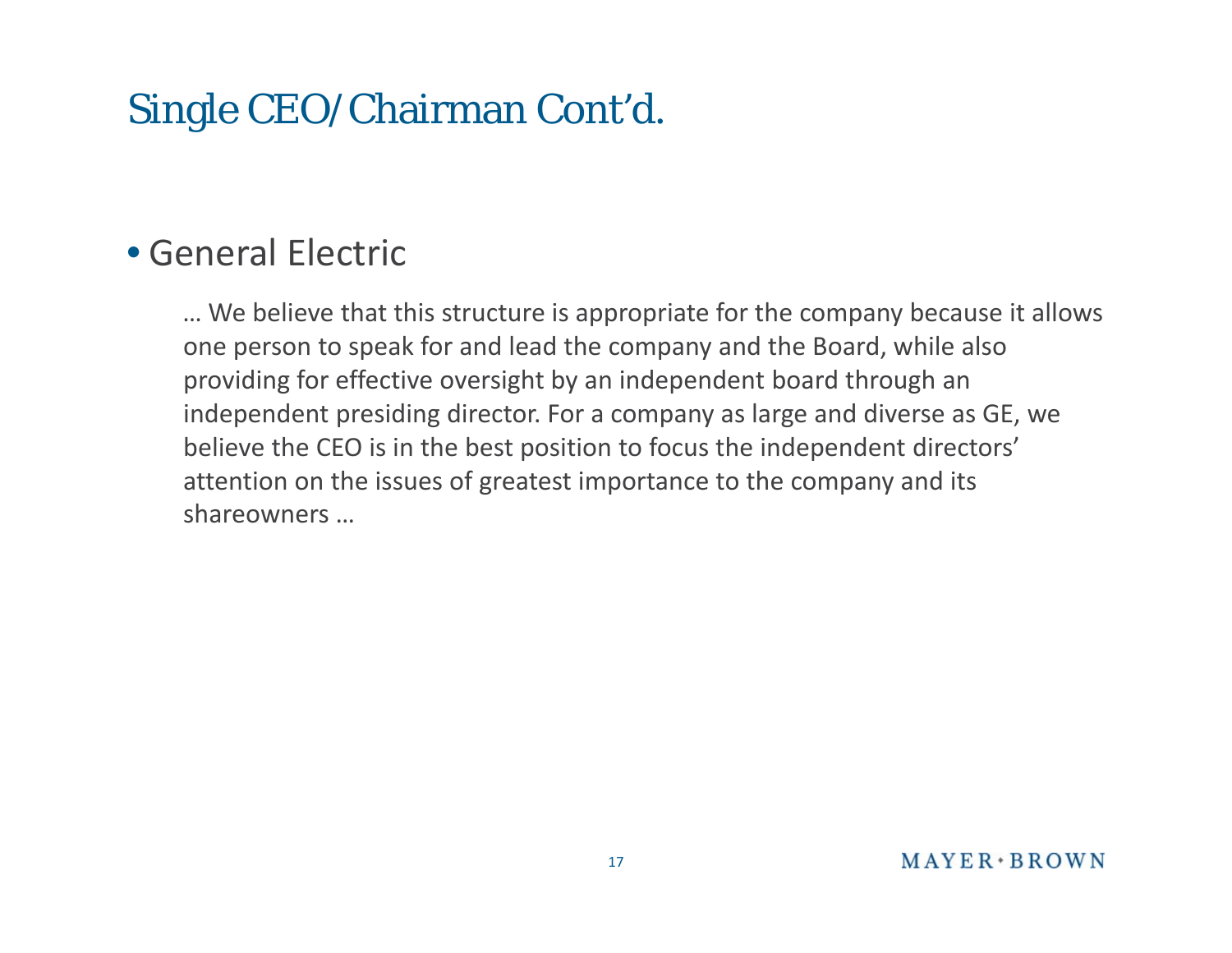# Single CEO/Chairman Cont'd.

- General Electric

  … We believe that this structure is appropriate for the company because it allows one person to speak for and lead the company and the Board, while also providing for effective oversight by an independent board through an independent presiding director. For a company as large and diverse as GE, we believe the CEO is in the best position to focus the independent directors' attention on the issues of greatest importance to the company and its shareowners …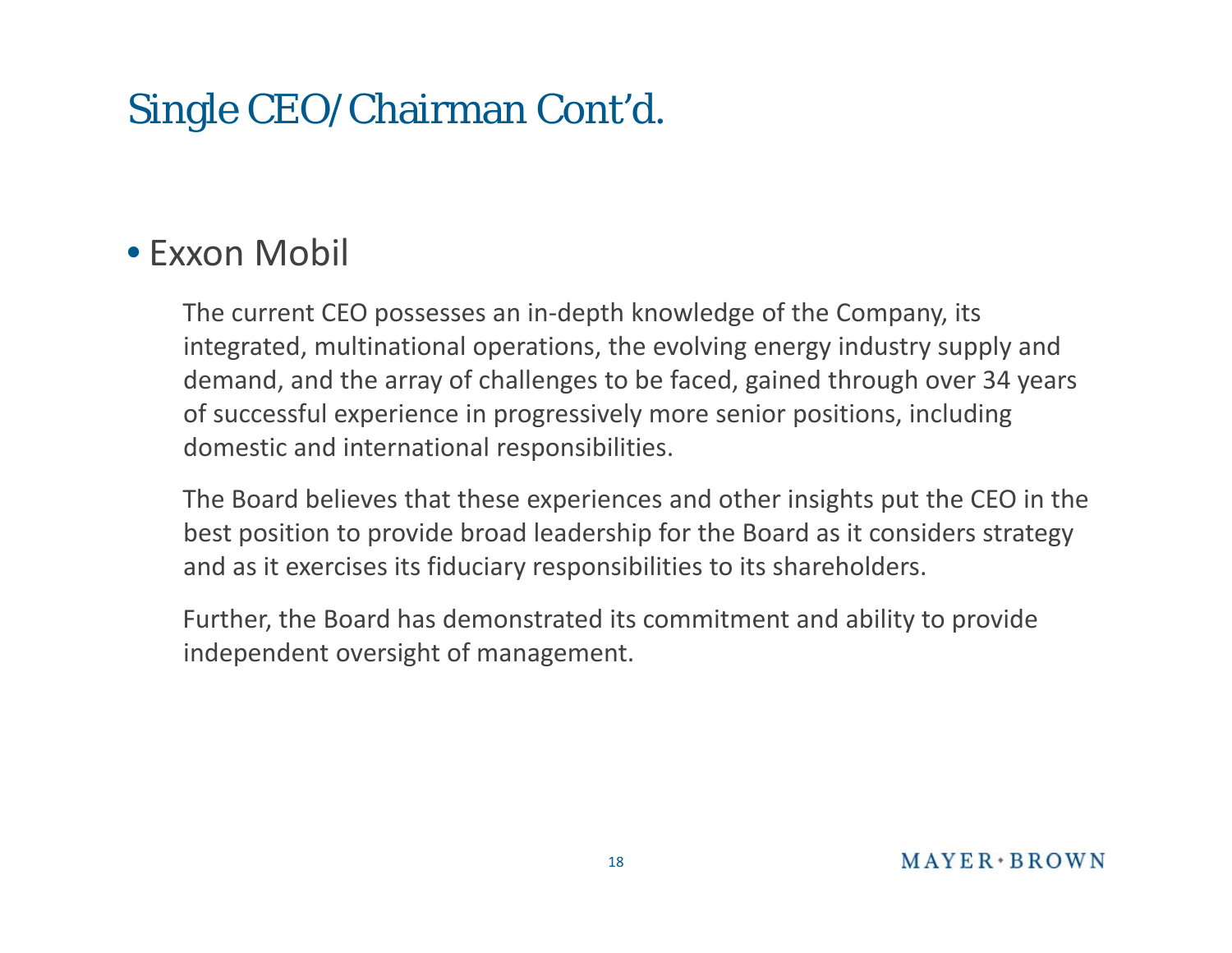# Single CEO/Chairman Cont'd.

- Exxon Mobil

  The current CEO possesses an in-depth knowledge of the Company, its integrated, multinational operations, the evolving energy industry supply and demand, and the array of challenges to be faced, gained through over 34 years of successful experience in progressively more senior positions, including domestic and international responsibilities.

  The Board believes that these experiences and other insights put the CEO in the best position to provide broad leadership for the Board as it considers strategy and as it exercises its fiduciary responsibilities to its shareholders.

  Further, the Board has demonstrated its commitment and ability to provide independent oversight of management.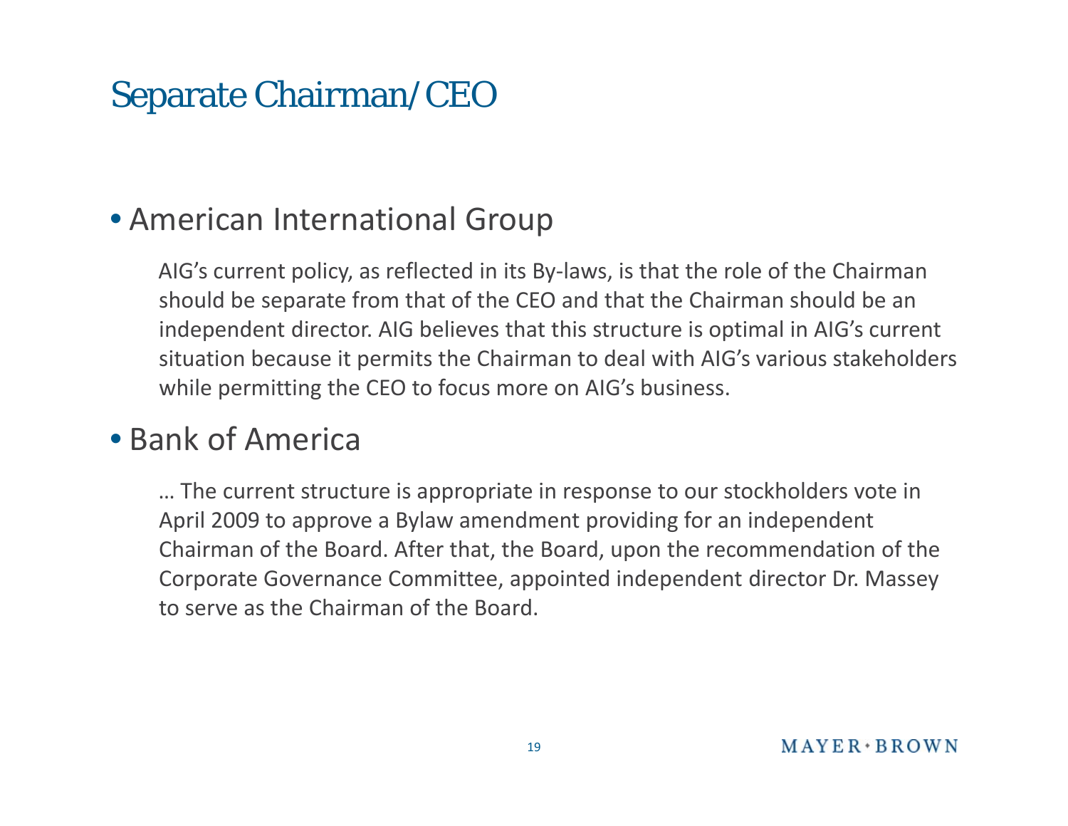# Separate Chairman/CEO

- American International Group

  AIG's current policy, as reflected in its By-laws, is that the role of the Chairman should be separate from that of the CEO and that the Chairman should be an independent director. AIG believes that this structure is optimal in AIG's current situation because it permits the Chairman to deal with AIG's various stakeholders while permitting the CEO to focus more on AIG's business.

- Bank of America

  … The current structure is appropriate in response to our stockholders vote in April 2009 to approve a Bylaw amendment providing for an independent Chairman of the Board. After that, the Board, upon the recommendation of the Corporate Governance Committee, appointed independent director Dr. Massey to serve as the Chairman of the Board.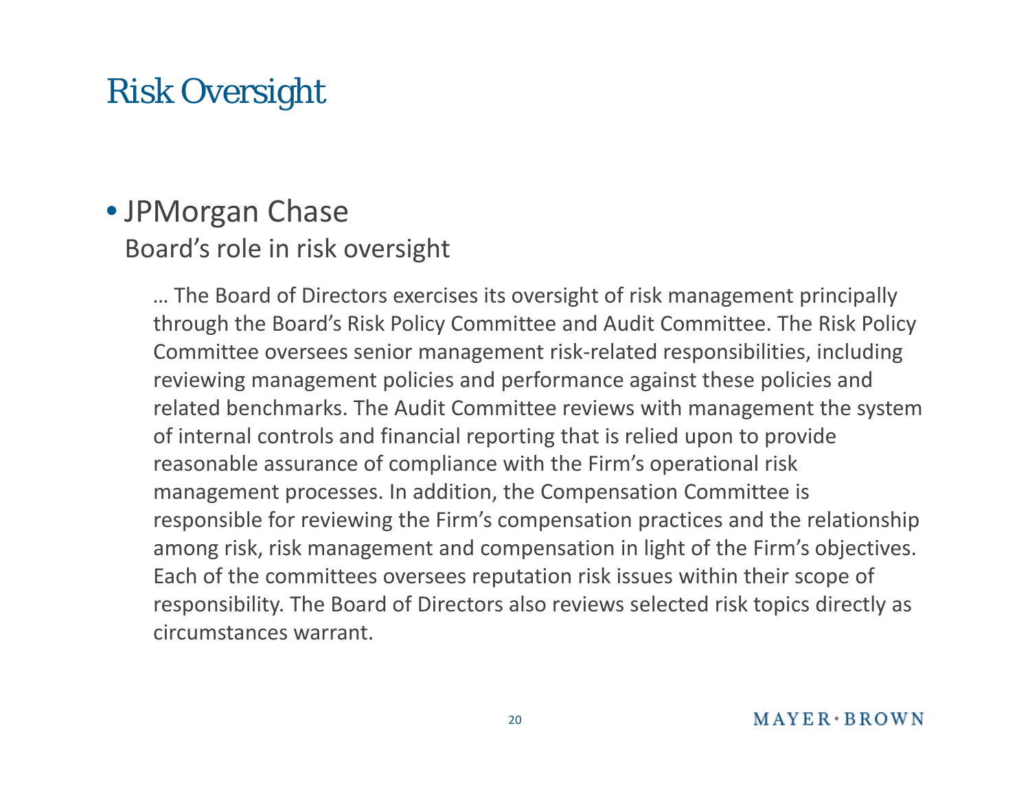# Risk Oversight

- JPMorgan Chase

  Board's role in risk oversight

  … The Board of Directors exercises its oversight of risk management principally through the Board's Risk Policy Committee and Audit Committee. The Risk Policy Committee oversees senior management risk-related responsibilities, including reviewing management policies and performance against these policies and related benchmarks. The Audit Committee reviews with management the system of internal controls and financial reporting that is relied upon to provide reasonable assurance of compliance with the Firm's operational risk management processes. In addition, the Compensation Committee is responsible for reviewing the Firm's compensation practices and the relationship among risk, risk management and compensation in light of the Firm's objectives. Each of the committees oversees reputation risk issues within their scope of responsibility. The Board of Directors also reviews selected risk topics directly as circumstances warrant.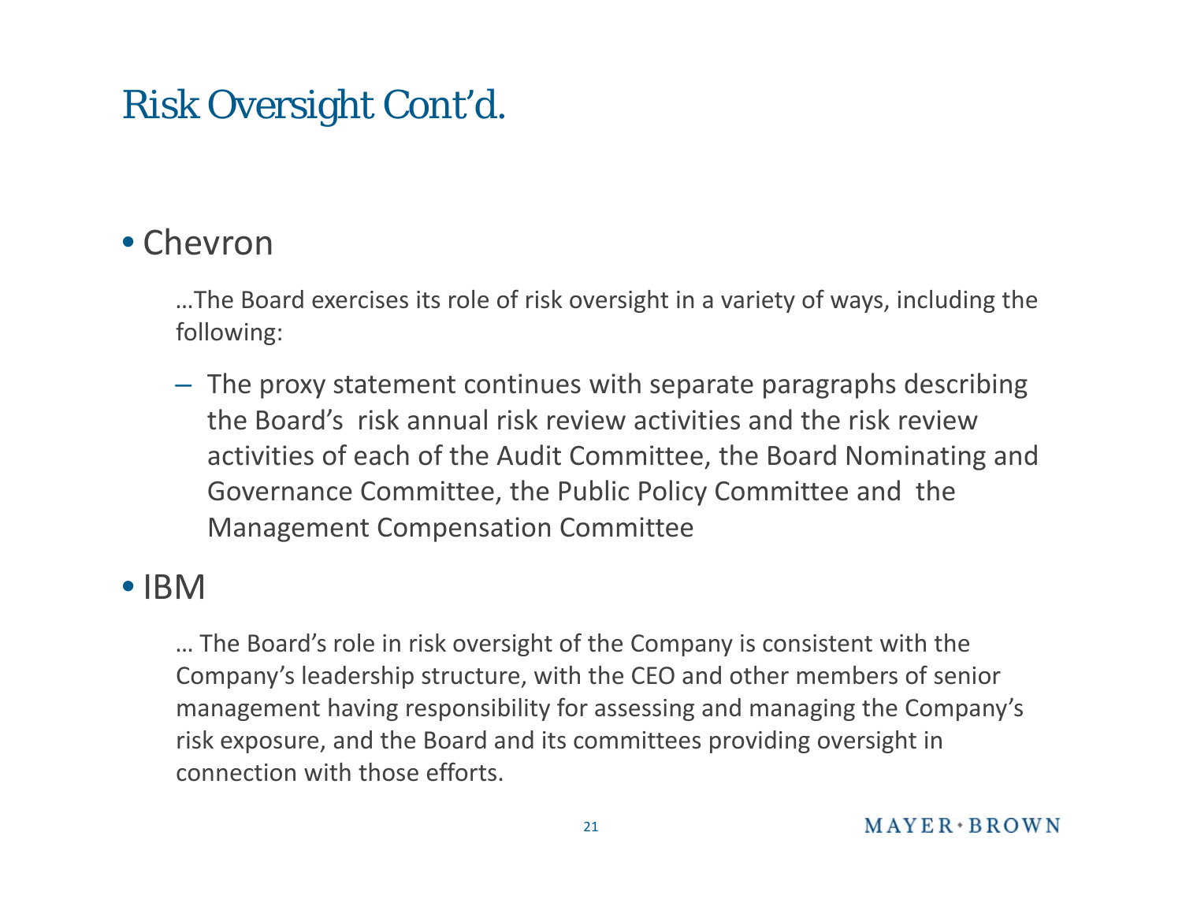# Risk Oversight Cont'd.

- Chevron

  …The Board exercises its role of risk oversight in a variety of ways, including the following:

  - The proxy statement continues with separate paragraphs describing the Board's risk annual risk review activities and the risk review activities of each of the Audit Committee, the Board Nominating and Governance Committee, the Public Policy Committee and the Management Compensation Committee

- IBM

  … The Board's role in risk oversight of the Company is consistent with the Company's leadership structure, with the CEO and other members of senior management having responsibility for assessing and managing the Company's risk exposure, and the Board and its committees providing oversight in connection with those efforts.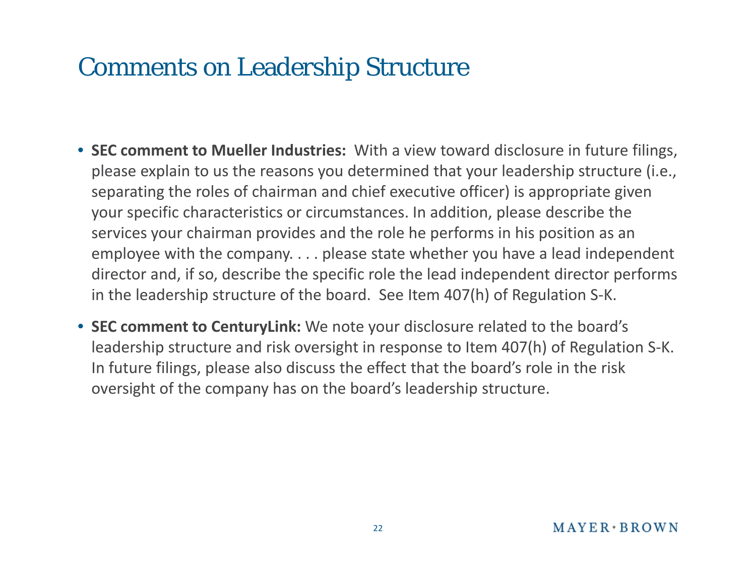# Comments on Leadership Structure

- **SEC comment to Mueller Industries:** With a view toward disclosure in future filings, please explain to us the reasons you determined that your leadership structure (i.e., separating the roles of chairman and chief executive officer) is appropriate given your specific characteristics or circumstances. In addition, please describe the services your chairman provides and the role he performs in his position as an employee with the company. . . . please state whether you have a lead independent director and, if so, describe the specific role the lead independent director performs in the leadership structure of the board. See Item 407(h) of Regulation S-K.

- **SEC comment to CenturyLink:** We note your disclosure related to the board's leadership structure and risk oversight in response to Item 407(h) of Regulation S-K. In future filings, please also discuss the effect that the board's role in the risk oversight of the company has on the board's leadership structure.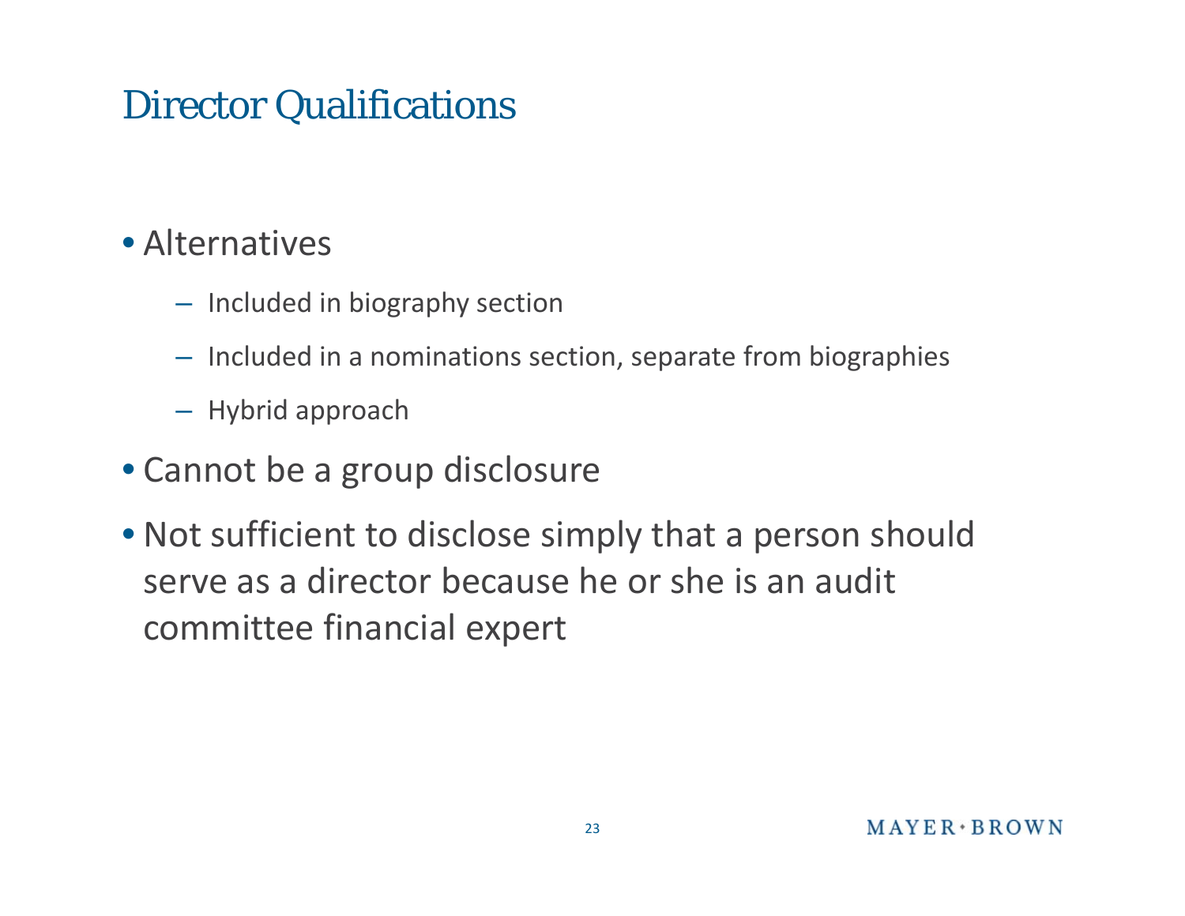# Director Qualifications

- Alternatives
  - Included in biography section
  - Included in a nominations section, separate from biographies
  - Hybrid approach
- Cannot be a group disclosure
- Not sufficient to disclose simply that a person should serve as a director because he or she is an audit committee financial expert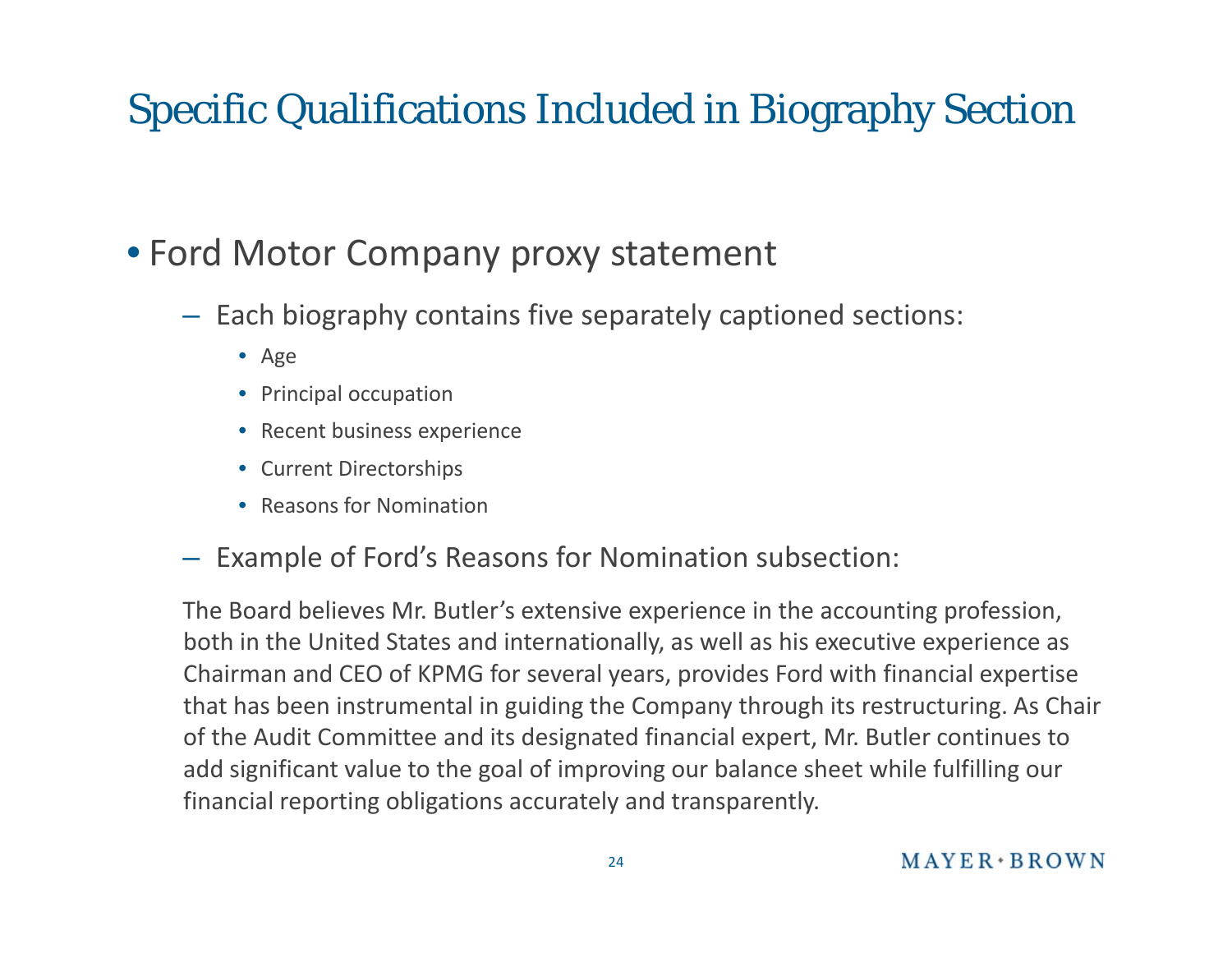# Specific Qualifications Included in Biography Section

- Ford Motor Company proxy statement
  - Each biography contains five separately captioned sections:
    - Age
    - Principal occupation
    - Recent business experience
    - Current Directorships
    - Reasons for Nomination
  - Example of Ford's Reasons for Nomination subsection:

The Board believes Mr. Butler's extensive experience in the accounting profession, both in the United States and internationally, as well as his executive experience as Chairman and CEO of KPMG for several years, provides Ford with financial expertise that has been instrumental in guiding the Company through its restructuring. As Chair of the Audit Committee and its designated financial expert, Mr. Butler continues to add significant value to the goal of improving our balance sheet while fulfilling our financial reporting obligations accurately and transparently.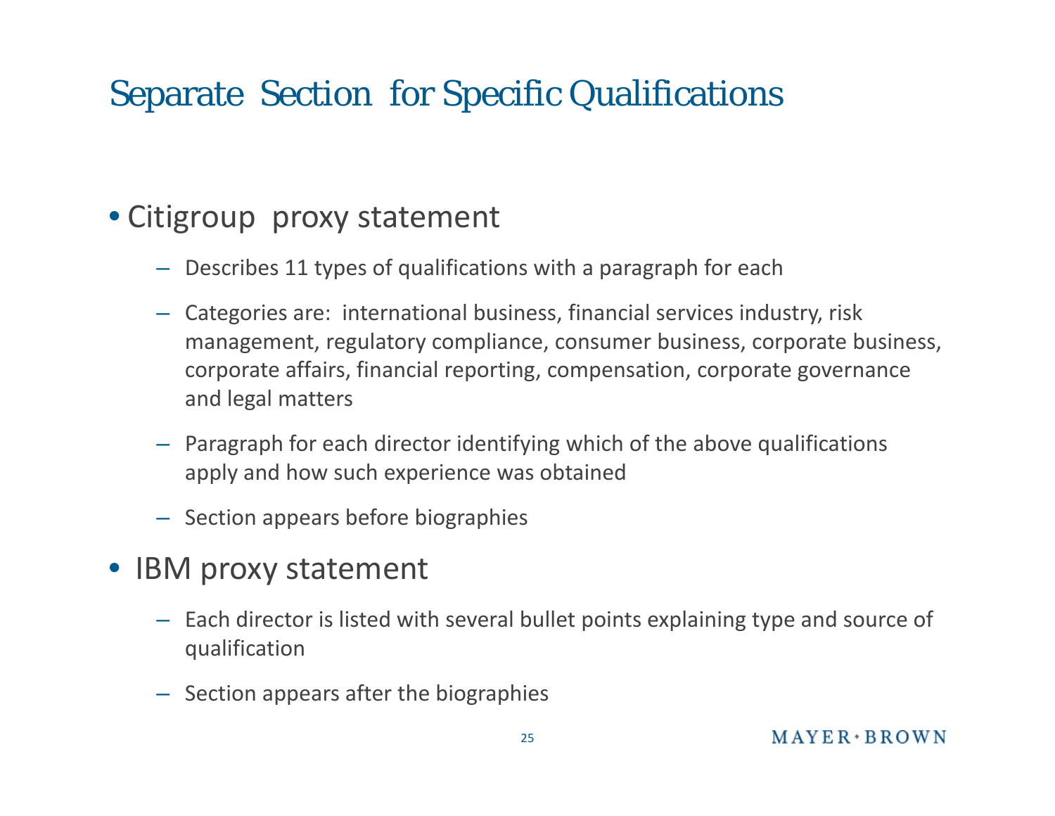# Separate Section for Specific Qualifications

- Citigroup proxy statement
  - Describes 11 types of qualifications with a paragraph for each
  - Categories are: international business, financial services industry, risk management, regulatory compliance, consumer business, corporate business, corporate affairs, financial reporting, compensation, corporate governance and legal matters
  - Paragraph for each director identifying which of the above qualifications apply and how such experience was obtained
  - Section appears before biographies
- IBM proxy statement
  - Each director is listed with several bullet points explaining type and source of qualification
  - Section appears after the biographies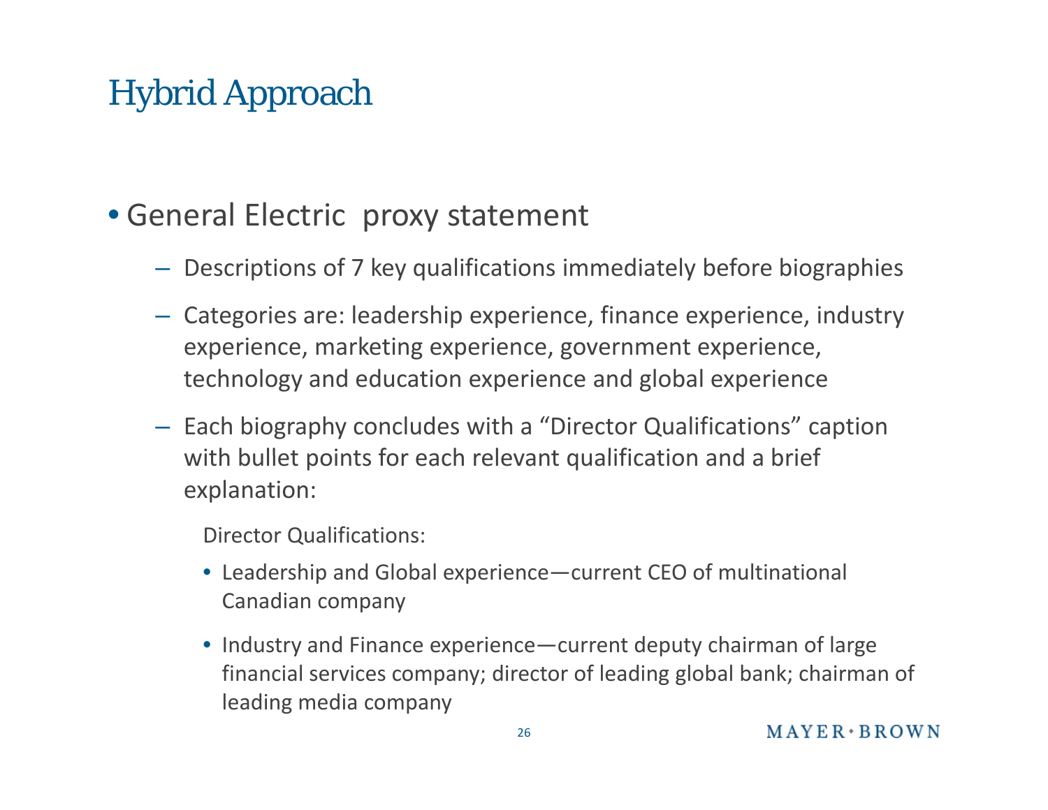# Hybrid Approach

- General Electric proxy statement
  - Descriptions of 7 key qualifications immediately before biographies
  - Categories are: leadership experience, finance experience, industry experience, marketing experience, government experience, technology and education experience and global experience
  - Each biography concludes with a "Director Qualifications" caption with bullet points for each relevant qualification and a brief explanation:

    Director Qualifications:

    - Leadership and Global experience—current CEO of multinational Canadian company
    - Industry and Finance experience—current deputy chairman of large financial services company; director of leading global bank; chairman of leading media company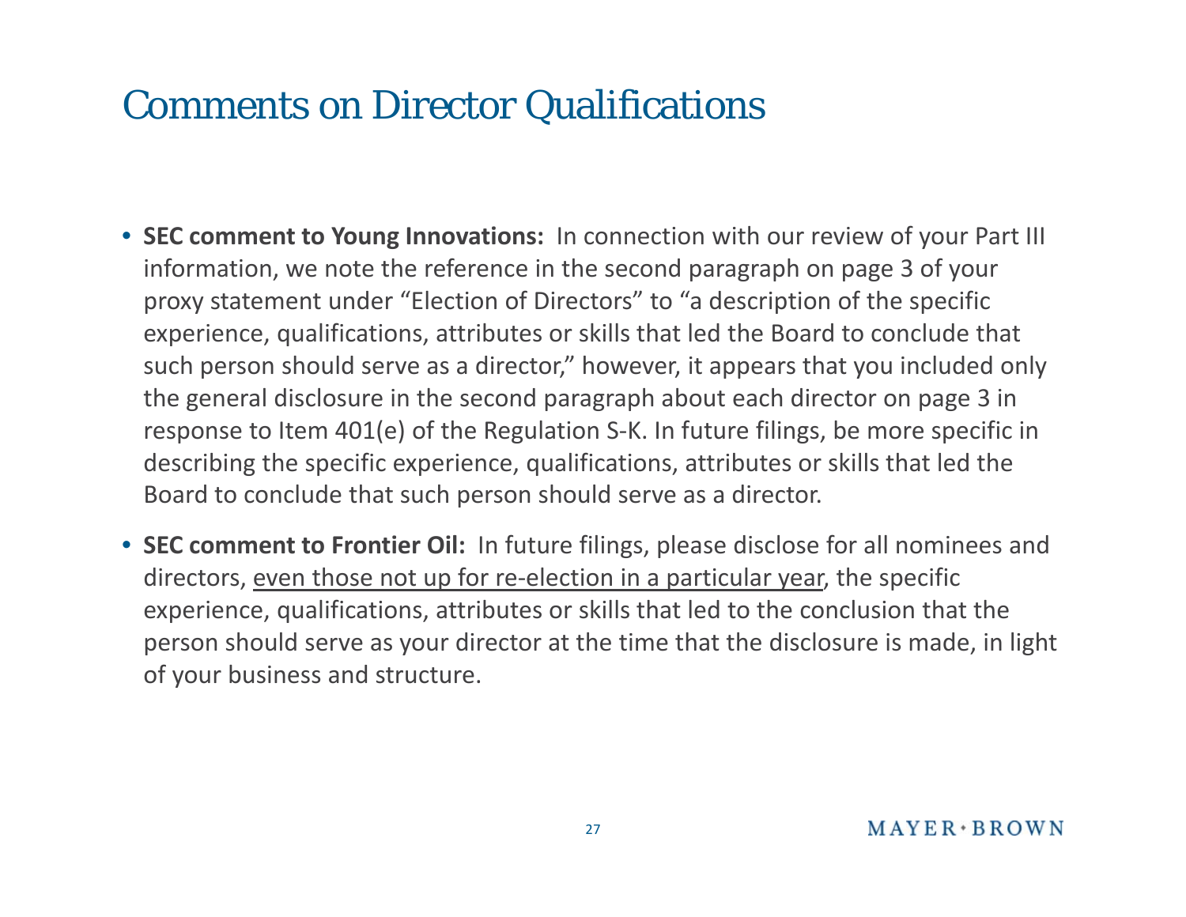# Comments on Director Qualifications

- **SEC comment to Young Innovations:** In connection with our review of your Part III information, we note the reference in the second paragraph on page 3 of your proxy statement under "Election of Directors" to "a description of the specific experience, qualifications, attributes or skills that led the Board to conclude that such person should serve as a director," however, it appears that you included only the general disclosure in the second paragraph about each director on page 3 in response to Item 401(e) of the Regulation S-K. In future filings, be more specific in describing the specific experience, qualifications, attributes or skills that led the Board to conclude that such person should serve as a director.
- **SEC comment to Frontier Oil:** In future filings, please disclose for all nominees and directors, <u>even those not up for re-election in a particular year</u>, the specific experience, qualifications, attributes or skills that led to the conclusion that the person should serve as your director at the time that the disclosure is made, in light of your business and structure.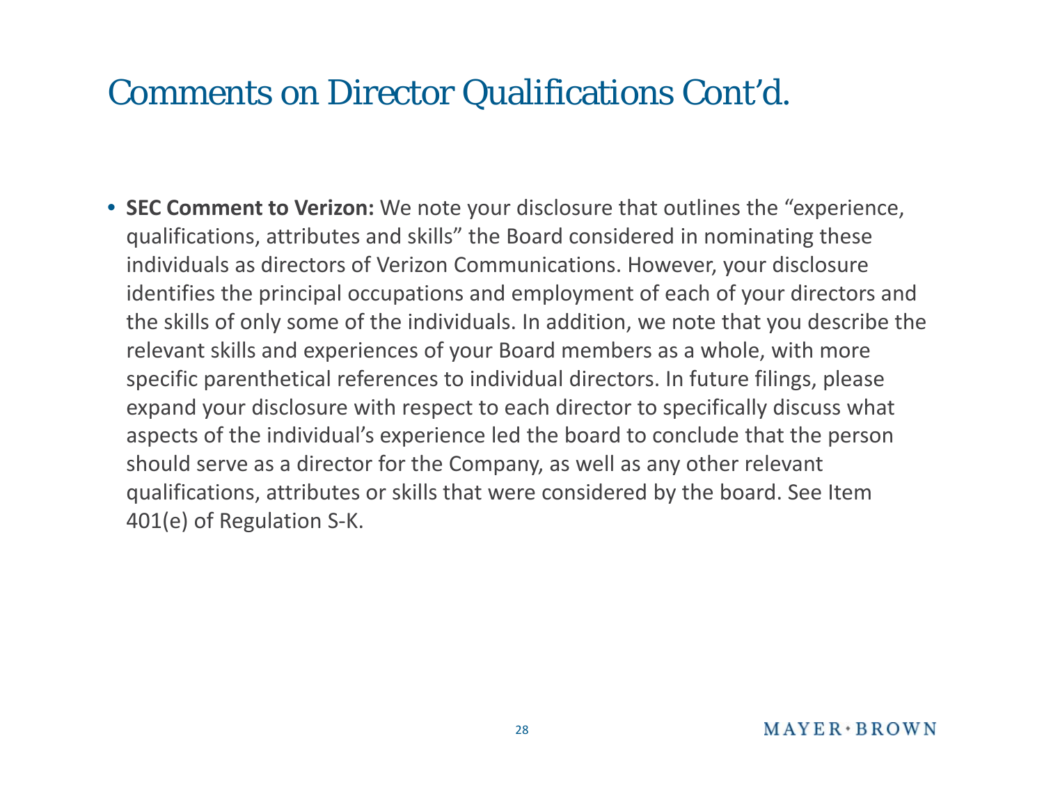# Comments on Director Qualifications Cont'd.

- **SEC Comment to Verizon:** We note your disclosure that outlines the "experience, qualifications, attributes and skills" the Board considered in nominating these individuals as directors of Verizon Communications. However, your disclosure identifies the principal occupations and employment of each of your directors and the skills of only some of the individuals. In addition, we note that you describe the relevant skills and experiences of your Board members as a whole, with more specific parenthetical references to individual directors. In future filings, please expand your disclosure with respect to each director to specifically discuss what aspects of the individual's experience led the board to conclude that the person should serve as a director for the Company, as well as any other relevant qualifications, attributes or skills that were considered by the board. See Item 401(e) of Regulation S-K.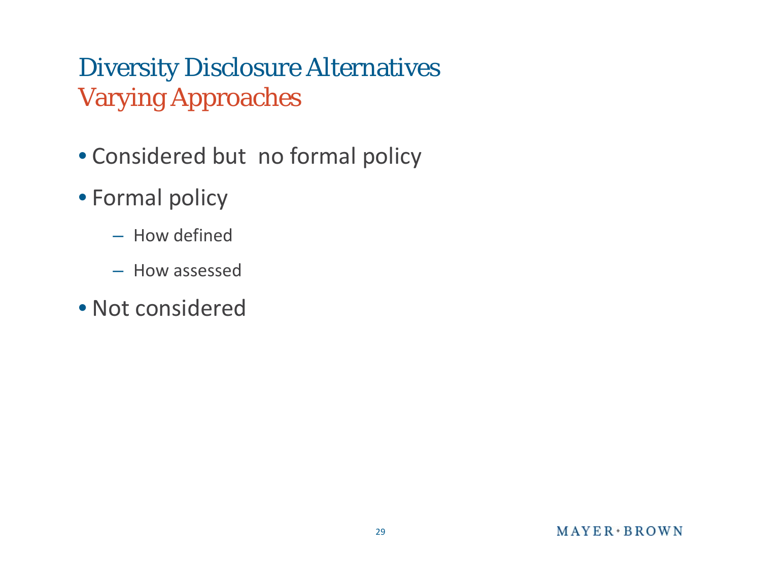# Diversity Disclosure Alternatives

## Varying Approaches

- Considered but no formal policy
- Formal policy
  - How defined
  - How assessed
- Not considered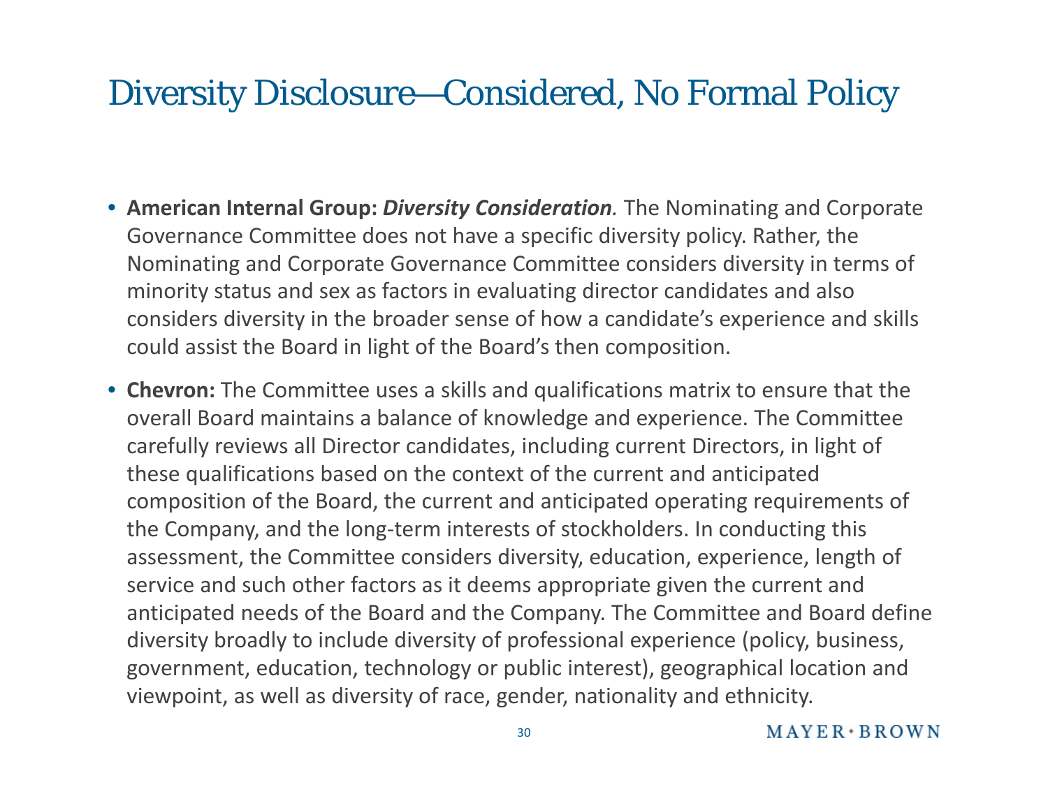# Diversity Disclosure—Considered, No Formal Policy

- **American Internal Group:** ***Diversity Consideration****.* The Nominating and Corporate Governance Committee does not have a specific diversity policy. Rather, the Nominating and Corporate Governance Committee considers diversity in terms of minority status and sex as factors in evaluating director candidates and also considers diversity in the broader sense of how a candidate's experience and skills could assist the Board in light of the Board's then composition.

- **Chevron:** The Committee uses a skills and qualifications matrix to ensure that the overall Board maintains a balance of knowledge and experience. The Committee carefully reviews all Director candidates, including current Directors, in light of these qualifications based on the context of the current and anticipated composition of the Board, the current and anticipated operating requirements of the Company, and the long-term interests of stockholders. In conducting this assessment, the Committee considers diversity, education, experience, length of service and such other factors as it deems appropriate given the current and anticipated needs of the Board and the Company. The Committee and Board define diversity broadly to include diversity of professional experience (policy, business, government, education, technology or public interest), geographical location and viewpoint, as well as diversity of race, gender, nationality and ethnicity.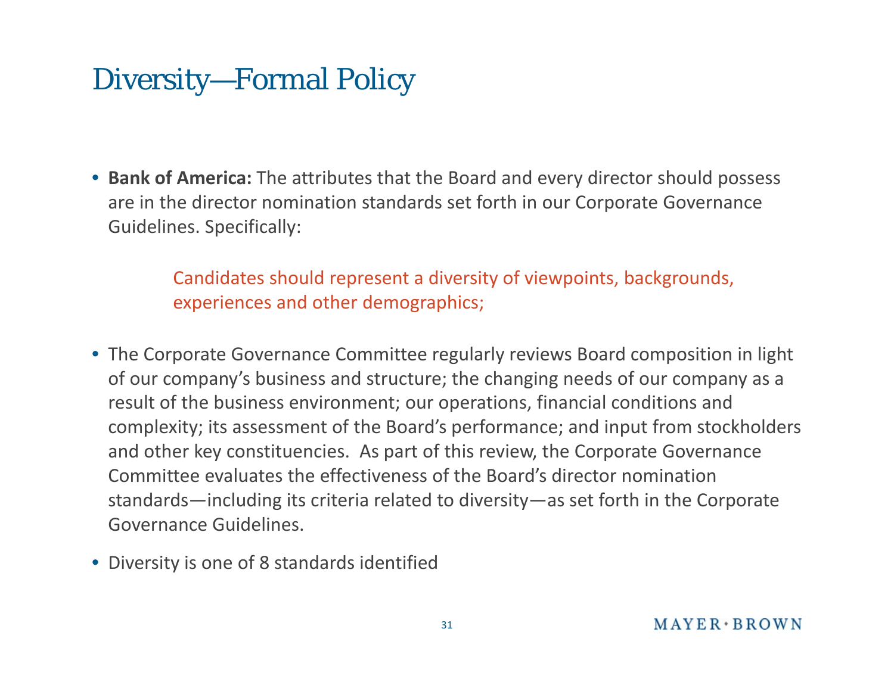# Diversity—Formal Policy

- **Bank of America:** The attributes that the Board and every director should possess are in the director nomination standards set forth in our Corporate Governance Guidelines. Specifically:

  > Candidates should represent a diversity of viewpoints, backgrounds, experiences and other demographics;

- The Corporate Governance Committee regularly reviews Board composition in light of our company's business and structure; the changing needs of our company as a result of the business environment; our operations, financial conditions and complexity; its assessment of the Board's performance; and input from stockholders and other key constituencies. As part of this review, the Corporate Governance Committee evaluates the effectiveness of the Board's director nomination standards—including its criteria related to diversity—as set forth in the Corporate Governance Guidelines.
- Diversity is one of 8 standards identified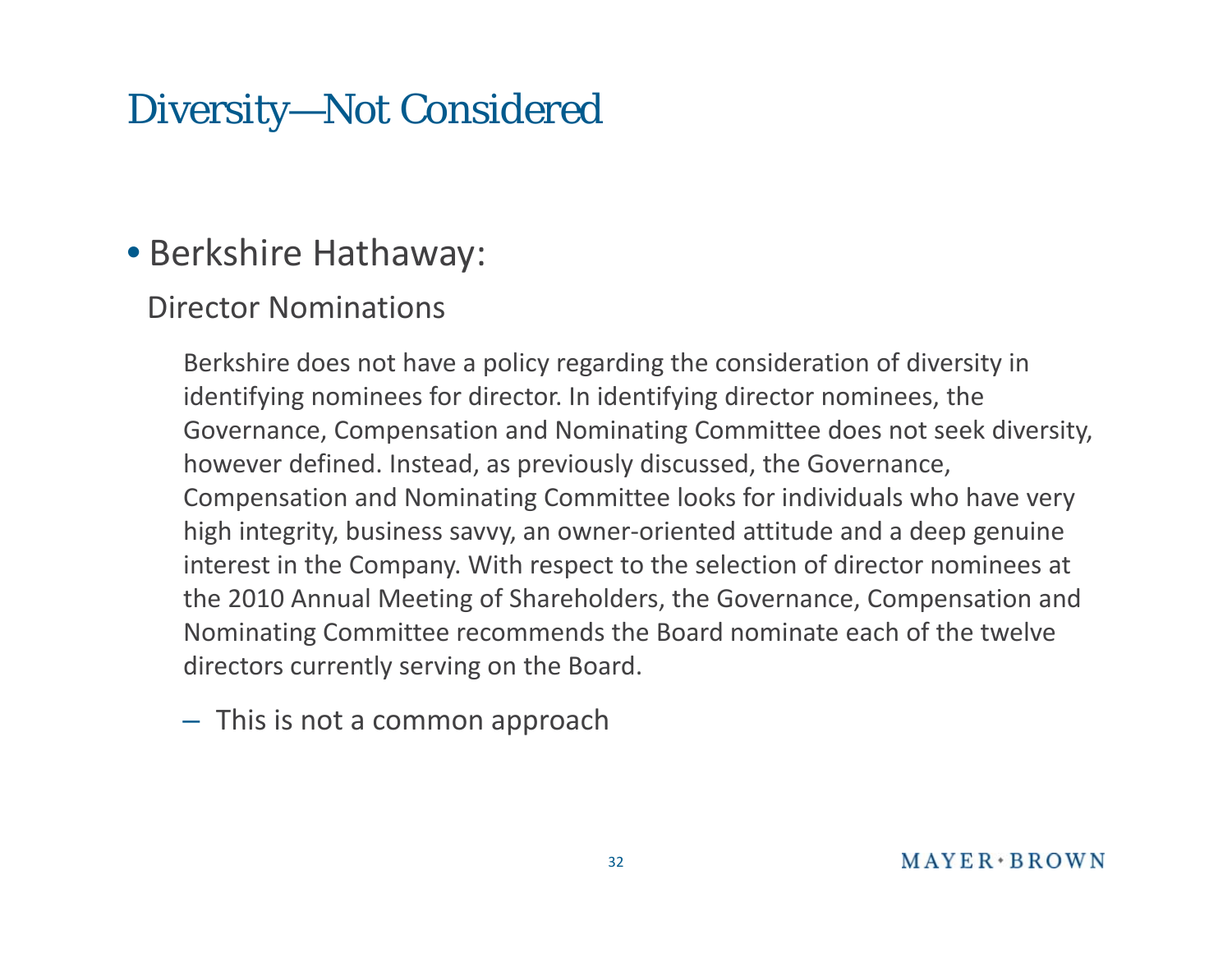# Diversity—Not Considered

- Berkshire Hathaway:

  Director Nominations

  > Berkshire does not have a policy regarding the consideration of diversity in identifying nominees for director. In identifying director nominees, the Governance, Compensation and Nominating Committee does not seek diversity, however defined. Instead, as previously discussed, the Governance, Compensation and Nominating Committee looks for individuals who have very high integrity, business savvy, an owner-oriented attitude and a deep genuine interest in the Company. With respect to the selection of director nominees at the 2010 Annual Meeting of Shareholders, the Governance, Compensation and Nominating Committee recommends the Board nominate each of the twelve directors currently serving on the Board.

  – This is not a common approach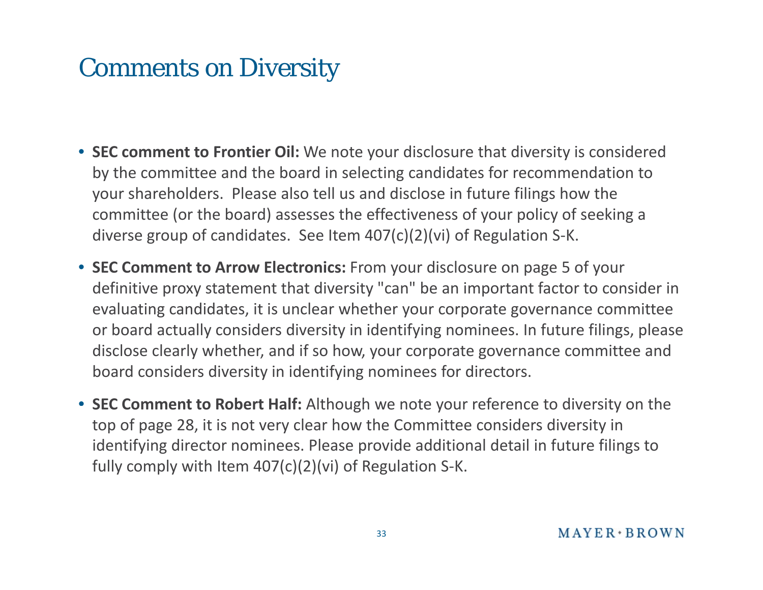# Comments on Diversity

- **SEC comment to Frontier Oil:** We note your disclosure that diversity is considered by the committee and the board in selecting candidates for recommendation to your shareholders. Please also tell us and disclose in future filings how the committee (or the board) assesses the effectiveness of your policy of seeking a diverse group of candidates. See Item 407(c)(2)(vi) of Regulation S-K.
- **SEC Comment to Arrow Electronics:** From your disclosure on page 5 of your definitive proxy statement that diversity "can" be an important factor to consider in evaluating candidates, it is unclear whether your corporate governance committee or board actually considers diversity in identifying nominees. In future filings, please disclose clearly whether, and if so how, your corporate governance committee and board considers diversity in identifying nominees for directors.
- **SEC Comment to Robert Half:** Although we note your reference to diversity on the top of page 28, it is not very clear how the Committee considers diversity in identifying director nominees. Please provide additional detail in future filings to fully comply with Item 407(c)(2)(vi) of Regulation S-K.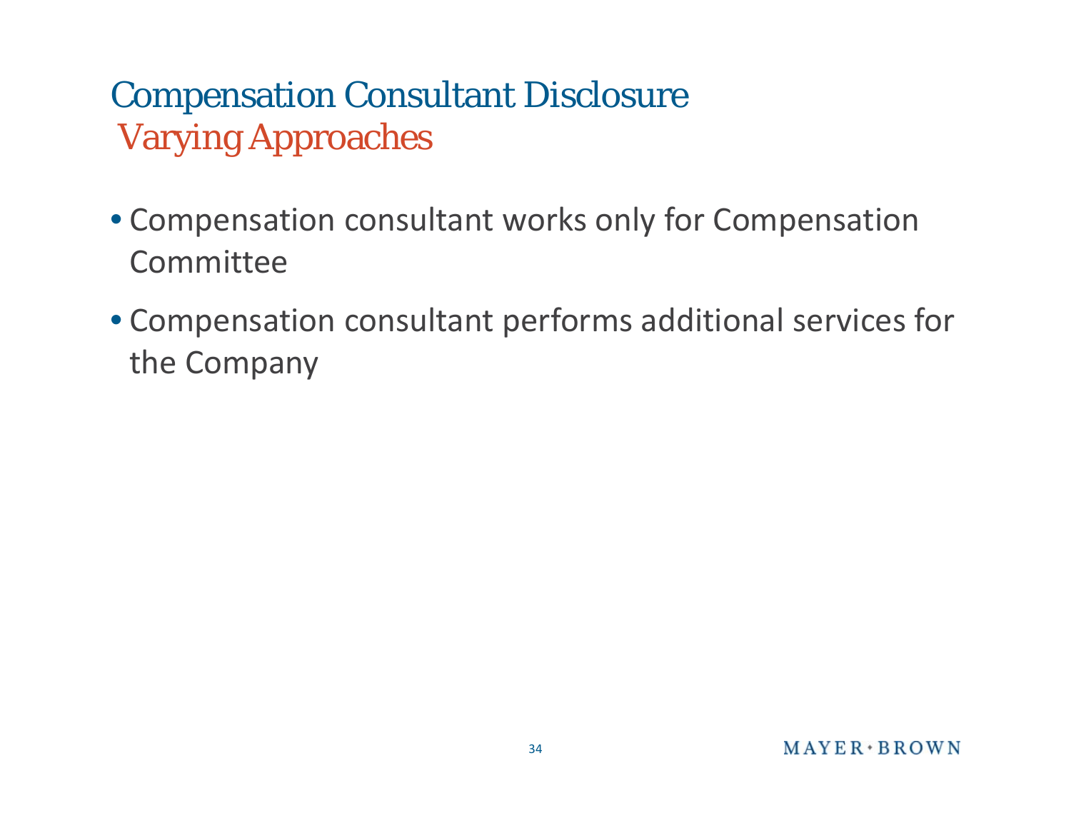# Compensation Consultant Disclosure

## Varying Approaches

- Compensation consultant works only for Compensation Committee
- Compensation consultant performs additional services for the Company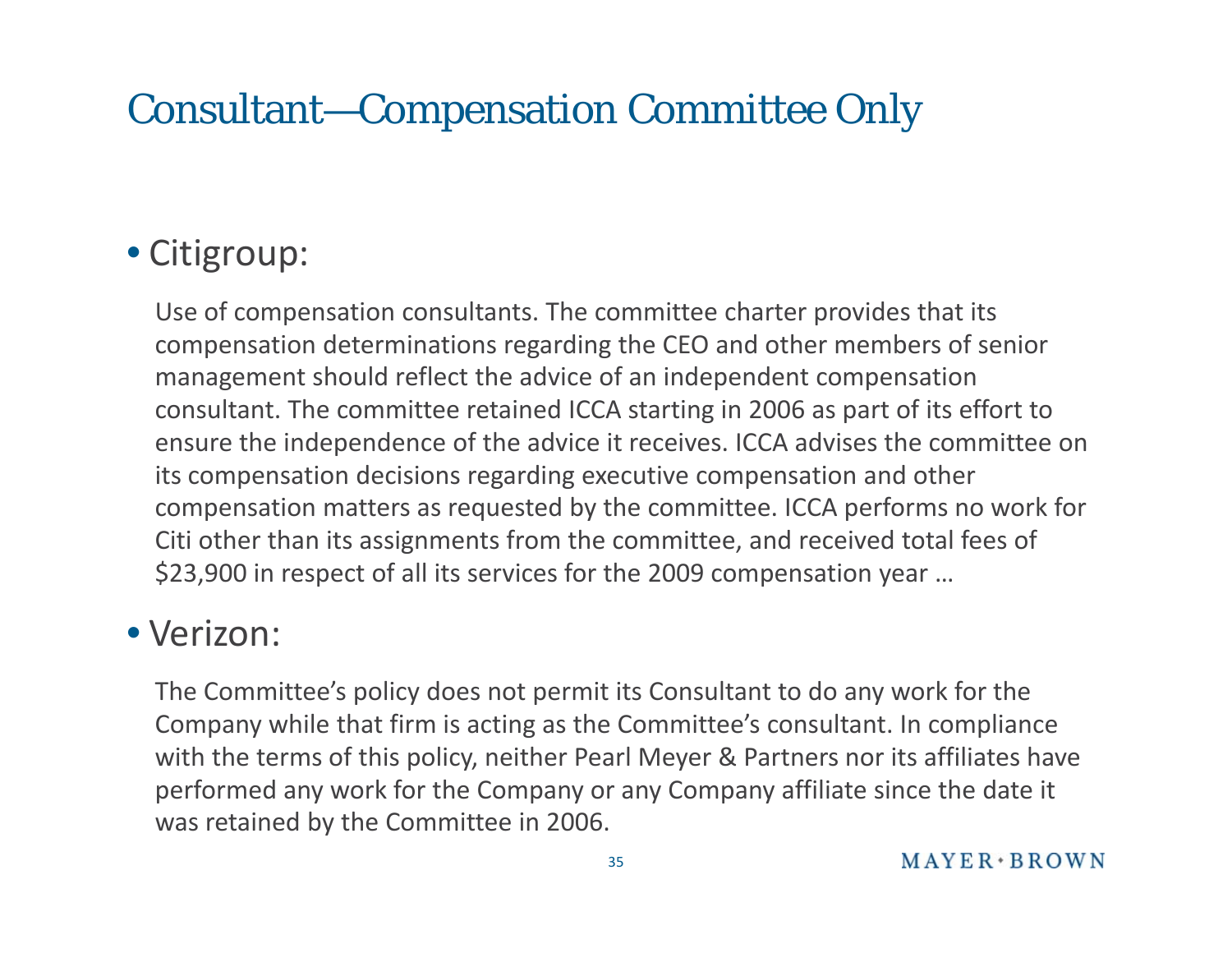# Consultant—Compensation Committee Only

- Citigroup:

  Use of compensation consultants. The committee charter provides that its compensation determinations regarding the CEO and other members of senior management should reflect the advice of an independent compensation consultant. The committee retained ICCA starting in 2006 as part of its effort to ensure the independence of the advice it receives. ICCA advises the committee on its compensation decisions regarding executive compensation and other compensation matters as requested by the committee. ICCA performs no work for Citi other than its assignments from the committee, and received total fees of $23,900 in respect of all its services for the 2009 compensation year …

- Verizon:

  The Committee's policy does not permit its Consultant to do any work for the Company while that firm is acting as the Committee's consultant. In compliance with the terms of this policy, neither Pearl Meyer & Partners nor its affiliates have performed any work for the Company or any Company affiliate since the date it was retained by the Committee in 2006.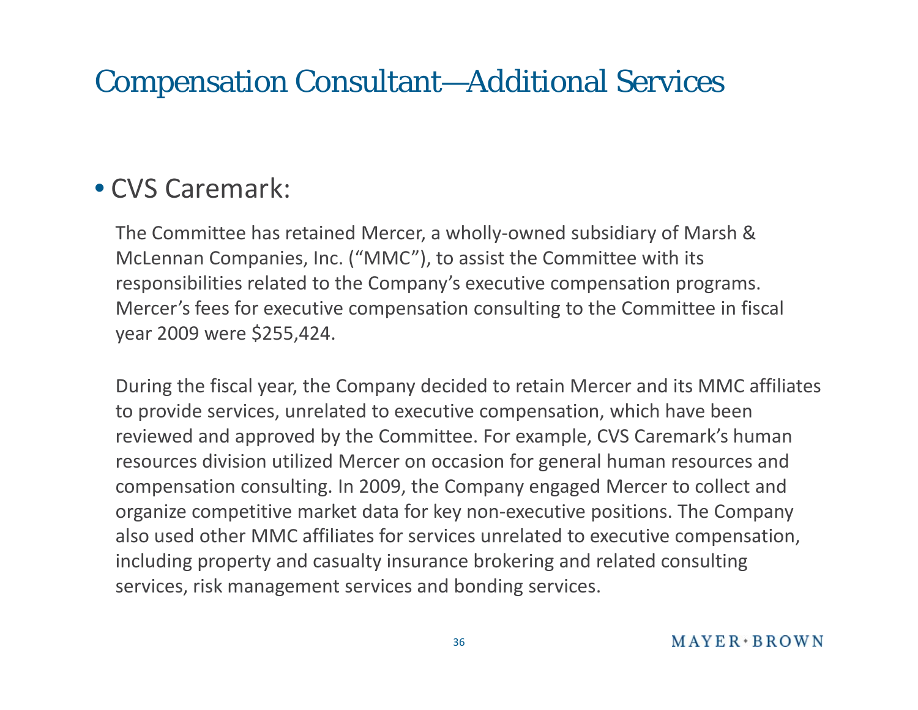# Compensation Consultant—Additional Services

- CVS Caremark:

The Committee has retained Mercer, a wholly-owned subsidiary of Marsh & McLennan Companies, Inc. ("MMC"), to assist the Committee with its responsibilities related to the Company's executive compensation programs. Mercer's fees for executive compensation consulting to the Committee in fiscal year 2009 were $255,424.

During the fiscal year, the Company decided to retain Mercer and its MMC affiliates to provide services, unrelated to executive compensation, which have been reviewed and approved by the Committee. For example, CVS Caremark's human resources division utilized Mercer on occasion for general human resources and compensation consulting. In 2009, the Company engaged Mercer to collect and organize competitive market data for key non-executive positions. The Company also used other MMC affiliates for services unrelated to executive compensation, including property and casualty insurance brokering and related consulting services, risk management services and bonding services.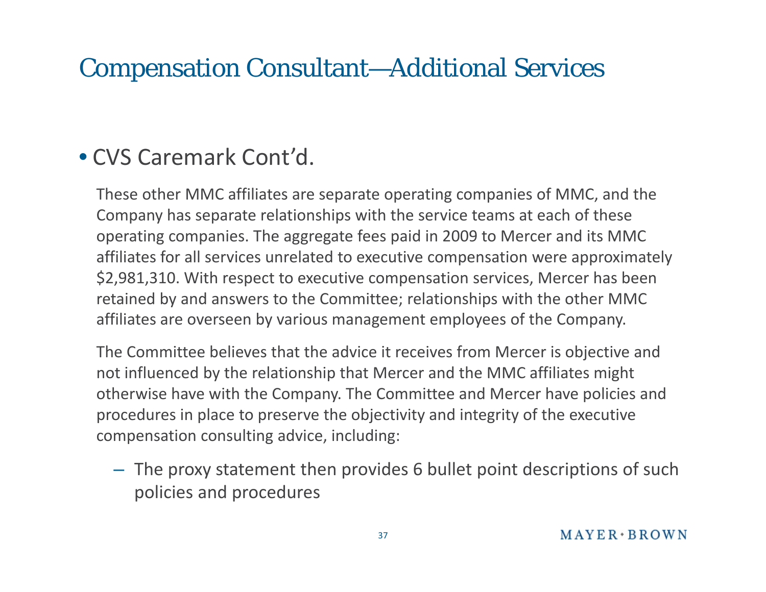# Compensation Consultant—Additional Services

- CVS Caremark Cont'd.

  These other MMC affiliates are separate operating companies of MMC, and the Company has separate relationships with the service teams at each of these operating companies. The aggregate fees paid in 2009 to Mercer and its MMC affiliates for all services unrelated to executive compensation were approximately $2,981,310. With respect to executive compensation services, Mercer has been retained by and answers to the Committee; relationships with the other MMC affiliates are overseen by various management employees of the Company.

  The Committee believes that the advice it receives from Mercer is objective and not influenced by the relationship that Mercer and the MMC affiliates might otherwise have with the Company. The Committee and Mercer have policies and procedures in place to preserve the objectivity and integrity of the executive compensation consulting advice, including:

  – The proxy statement then provides 6 bullet point descriptions of such policies and procedures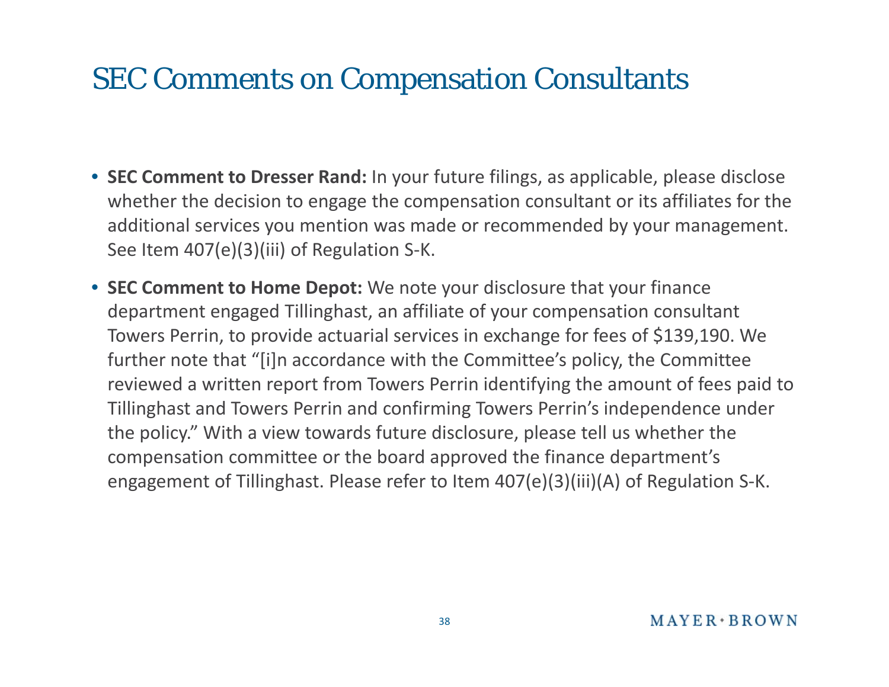# SEC Comments on Compensation Consultants

- **SEC Comment to Dresser Rand:** In your future filings, as applicable, please disclose whether the decision to engage the compensation consultant or its affiliates for the additional services you mention was made or recommended by your management. See Item 407(e)(3)(iii) of Regulation S-K.
- **SEC Comment to Home Depot:** We note your disclosure that your finance department engaged Tillinghast, an affiliate of your compensation consultant Towers Perrin, to provide actuarial services in exchange for fees of $139,190. We further note that "[i]n accordance with the Committee's policy, the Committee reviewed a written report from Towers Perrin identifying the amount of fees paid to Tillinghast and Towers Perrin and confirming Towers Perrin's independence under the policy." With a view towards future disclosure, please tell us whether the compensation committee or the board approved the finance department's engagement of Tillinghast. Please refer to Item 407(e)(3)(iii)(A) of Regulation S-K.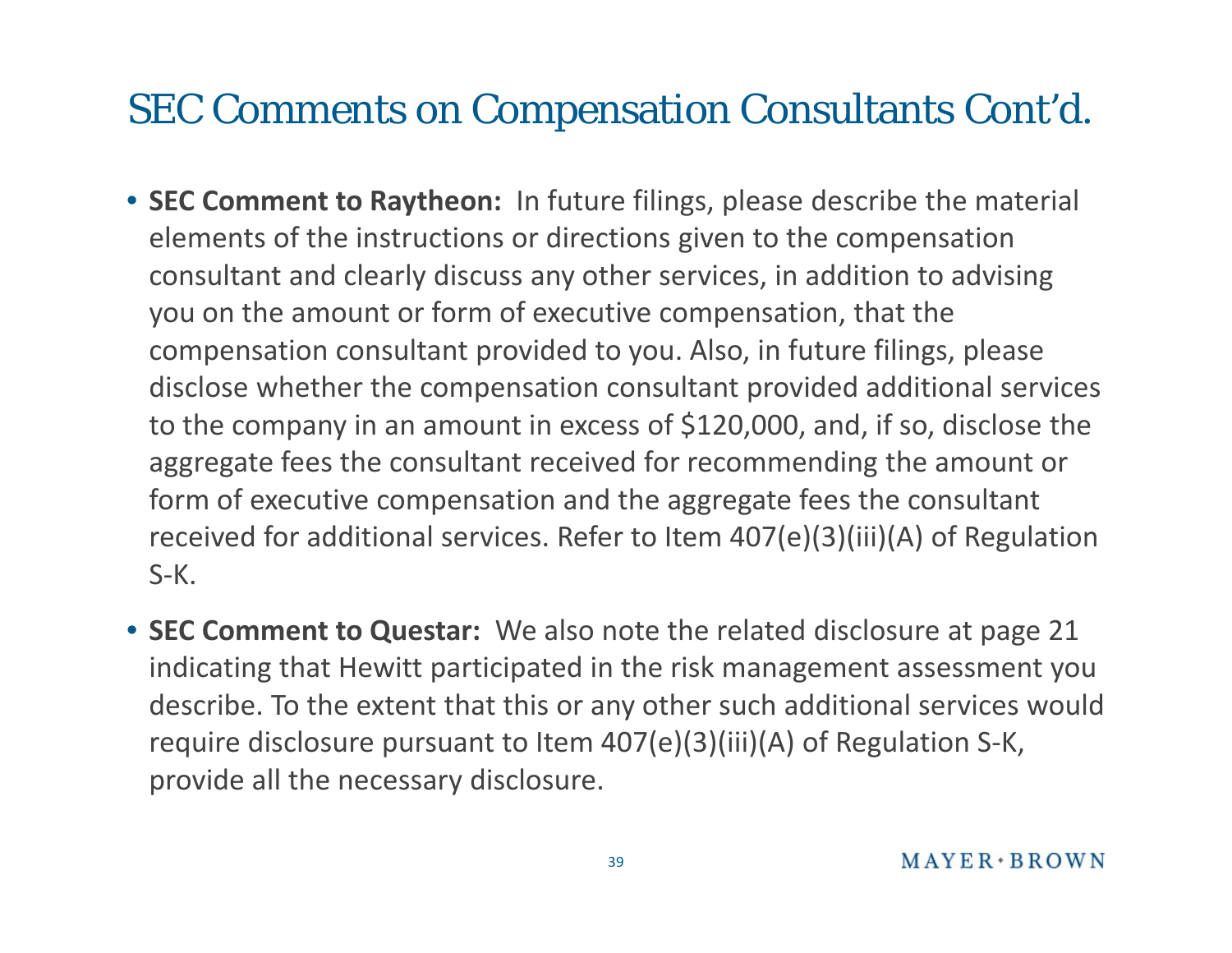# SEC Comments on Compensation Consultants Cont'd.

- **SEC Comment to Raytheon:** In future filings, please describe the material elements of the instructions or directions given to the compensation consultant and clearly discuss any other services, in addition to advising you on the amount or form of executive compensation, that the compensation consultant provided to you. Also, in future filings, please disclose whether the compensation consultant provided additional services to the company in an amount in excess of $120,000, and, if so, disclose the aggregate fees the consultant received for recommending the amount or form of executive compensation and the aggregate fees the consultant received for additional services. Refer to Item 407(e)(3)(iii)(A) of Regulation S-K.
- **SEC Comment to Questar:** We also note the related disclosure at page 21 indicating that Hewitt participated in the risk management assessment you describe. To the extent that this or any other such additional services would require disclosure pursuant to Item 407(e)(3)(iii)(A) of Regulation S-K, provide all the necessary disclosure.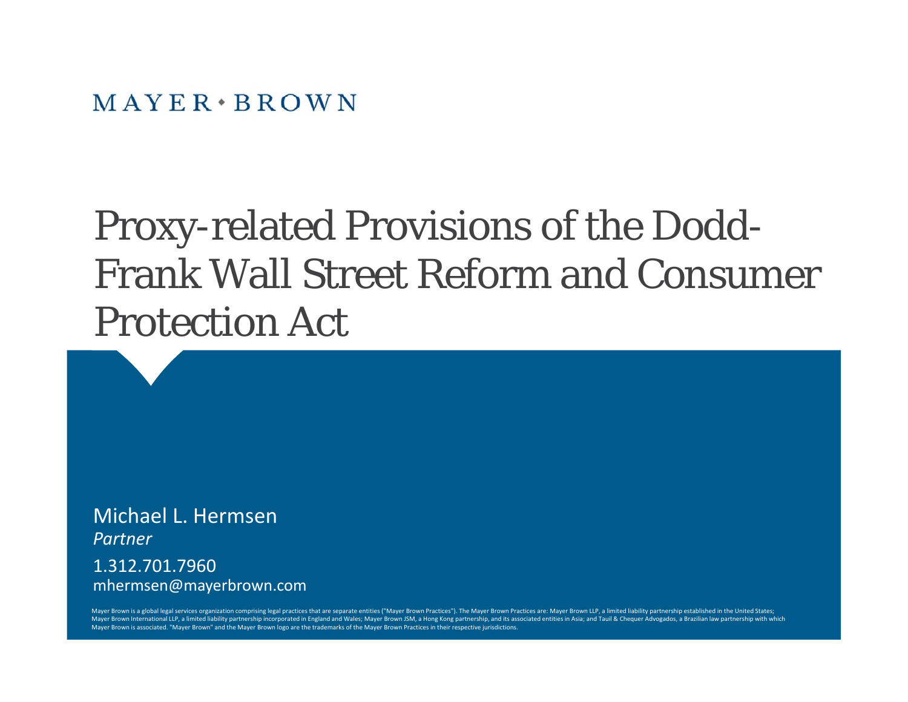MAYER • BROWN

# Proxy-related Provisions of the Dodd-Frank Wall Street Reform and Consumer Protection Act

Michael L. Hermsen
*Partner*

1.312.701.7960
mhermsen@mayerbrown.com

Mayer Brown is a global legal services organization comprising legal practices that are separate entities ("Mayer Brown Practices"). The Mayer Brown Practices are: Mayer Brown LLP, a limited liability partnership established in the United States; Mayer Brown International LLP, a limited liability partnership incorporated in England and Wales; Mayer Brown JSM, a Hong Kong partnership, and its associated entities in Asia; and Tauil & Chequer Advogados, a Brazilian law partnership with which Mayer Brown is associated. "Mayer Brown" and the Mayer Brown logo are the trademarks of the Mayer Brown Practices in their respective jurisdictions.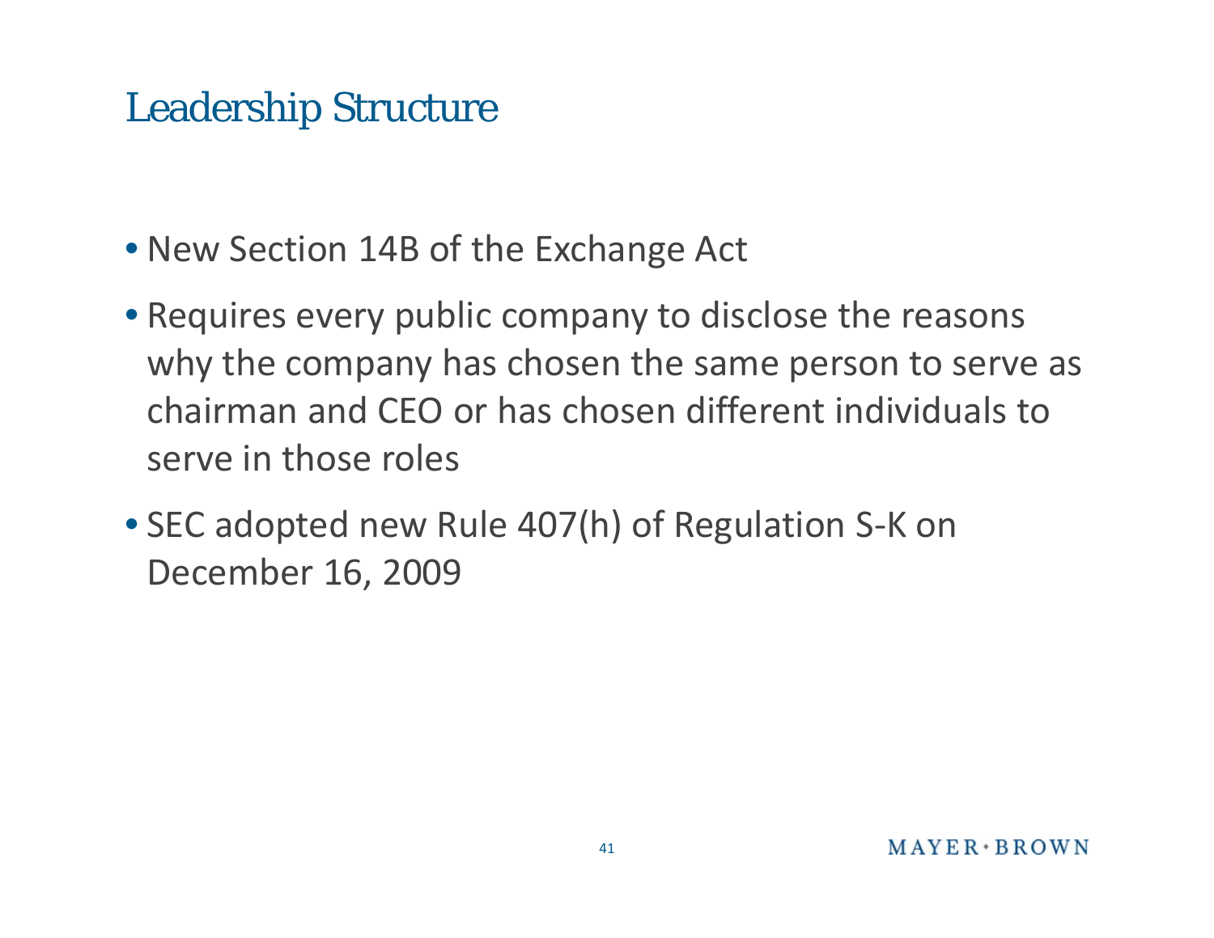# Leadership Structure

- New Section 14B of the Exchange Act
- Requires every public company to disclose the reasons why the company has chosen the same person to serve as chairman and CEO or has chosen different individuals to serve in those roles
- SEC adopted new Rule 407(h) of Regulation S-K on December 16, 2009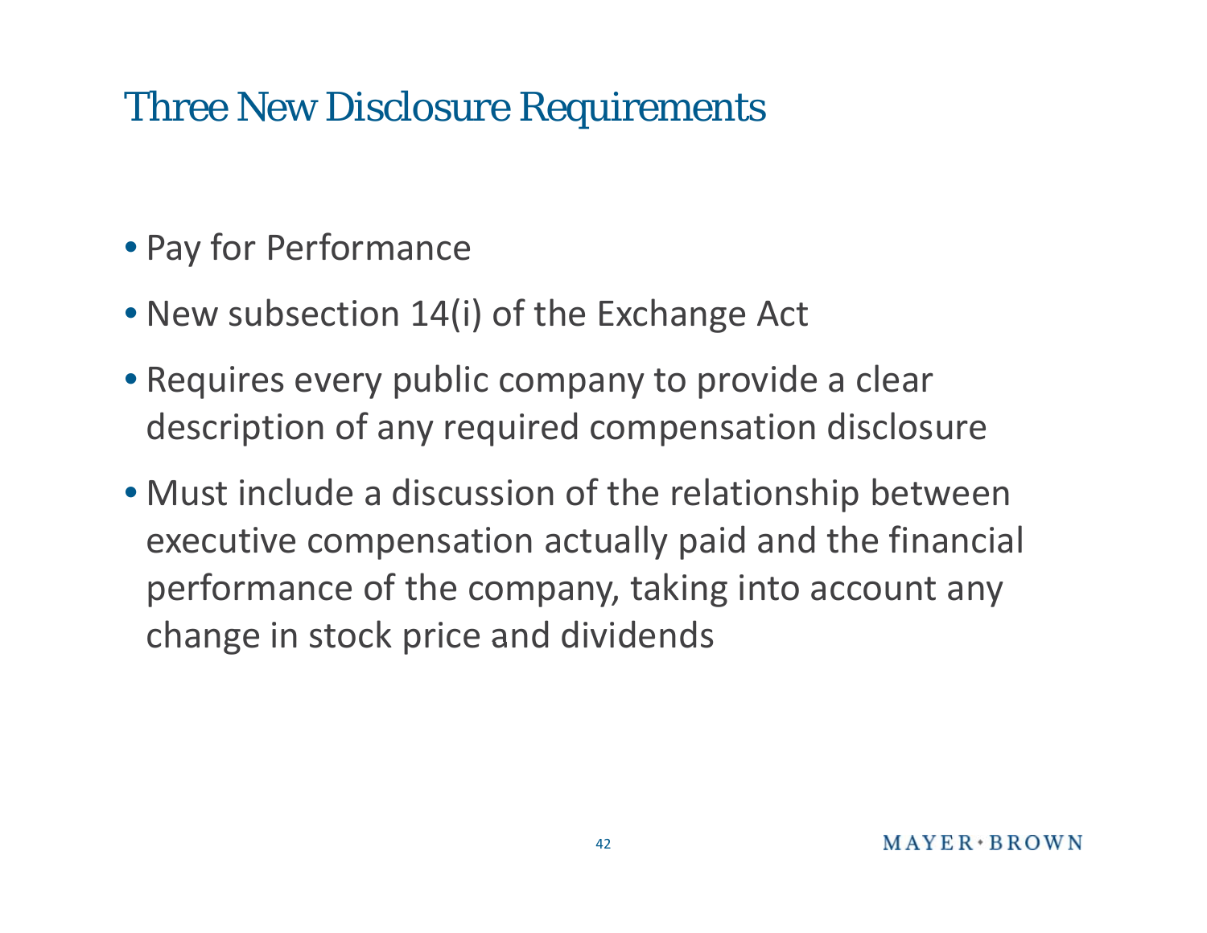# Three New Disclosure Requirements

- Pay for Performance
- New subsection 14(i) of the Exchange Act
- Requires every public company to provide a clear description of any required compensation disclosure
- Must include a discussion of the relationship between executive compensation actually paid and the financial performance of the company, taking into account any change in stock price and dividends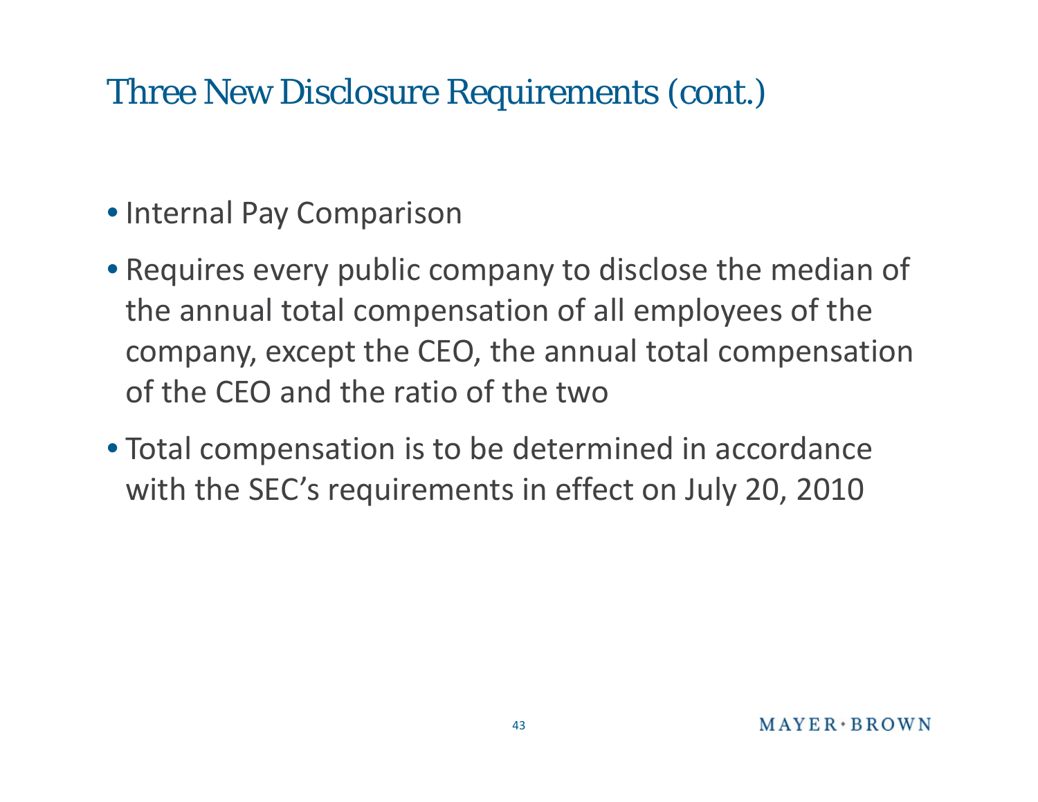# Three New Disclosure Requirements (cont.)

- Internal Pay Comparison
- Requires every public company to disclose the median of the annual total compensation of all employees of the company, except the CEO, the annual total compensation of the CEO and the ratio of the two
- Total compensation is to be determined in accordance with the SEC's requirements in effect on July 20, 2010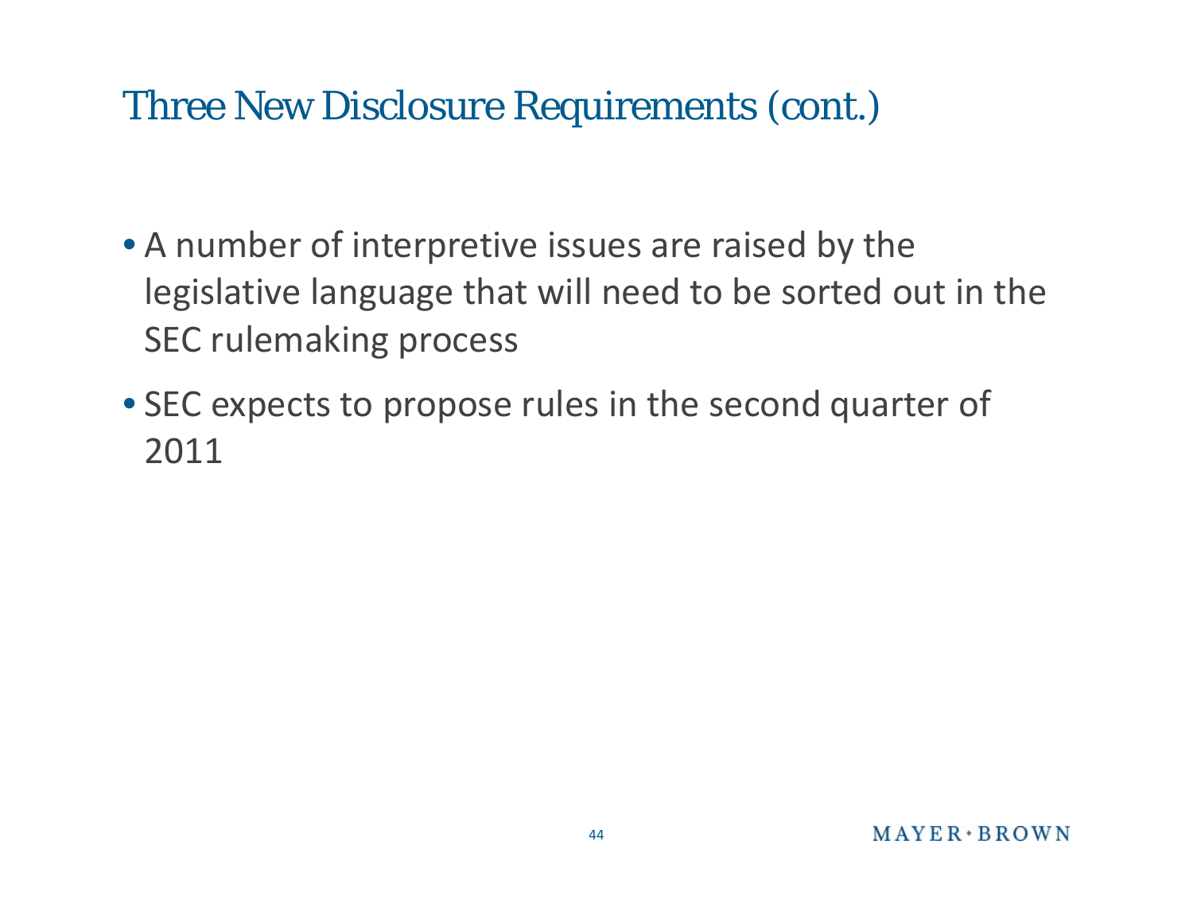# Three New Disclosure Requirements (cont.)

- A number of interpretive issues are raised by the legislative language that will need to be sorted out in the SEC rulemaking process
- SEC expects to propose rules in the second quarter of 2011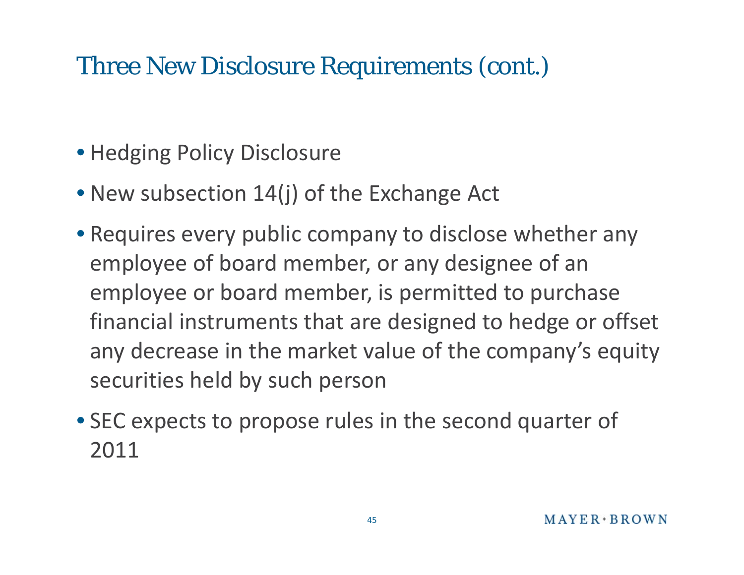# Three New Disclosure Requirements (cont.)

- Hedging Policy Disclosure
- New subsection 14(j) of the Exchange Act
- Requires every public company to disclose whether any employee of board member, or any designee of an employee or board member, is permitted to purchase financial instruments that are designed to hedge or offset any decrease in the market value of the company's equity securities held by such person
- SEC expects to propose rules in the second quarter of 2011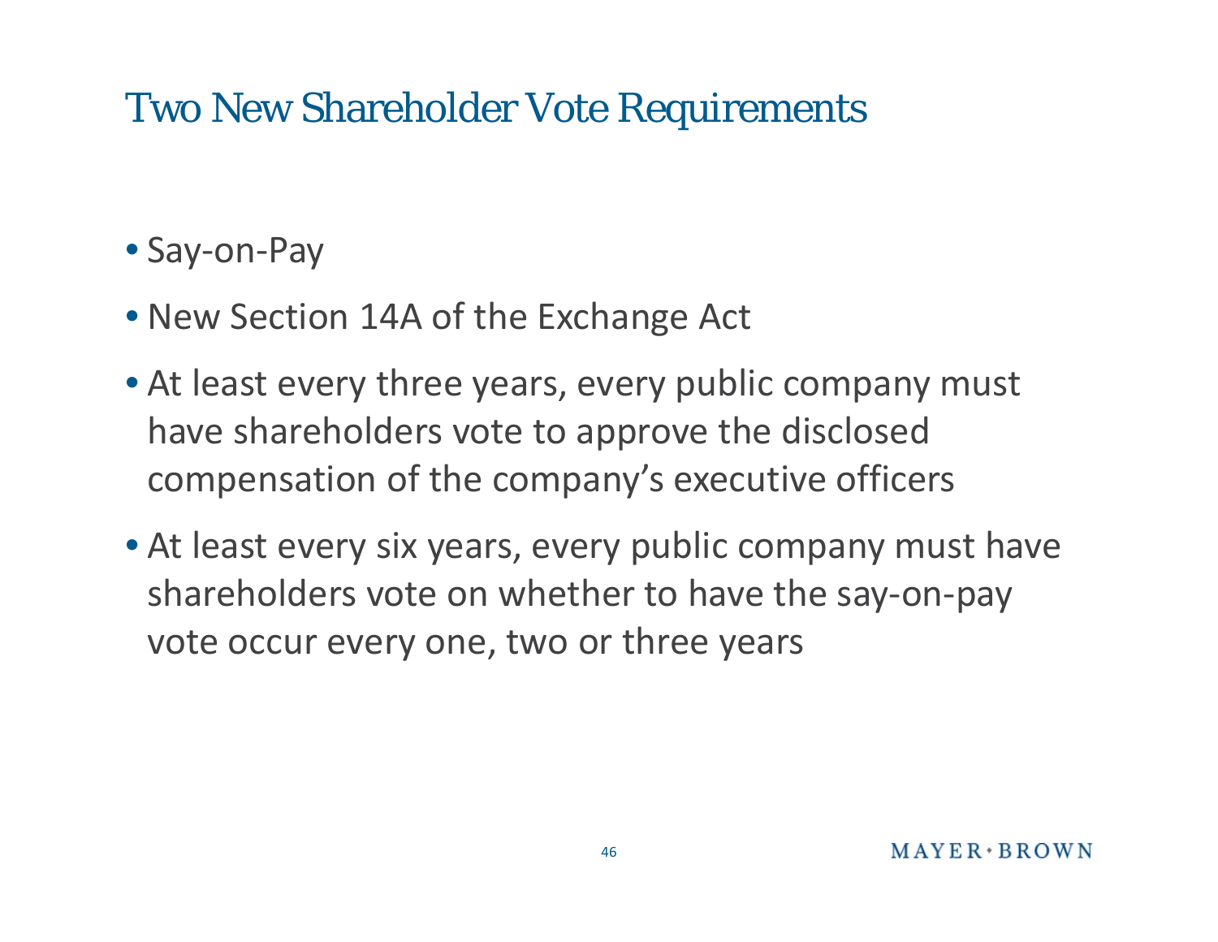# Two New Shareholder Vote Requirements

- Say-on-Pay
- New Section 14A of the Exchange Act
- At least every three years, every public company must have shareholders vote to approve the disclosed compensation of the company's executive officers
- At least every six years, every public company must have shareholders vote on whether to have the say-on-pay vote occur every one, two or three years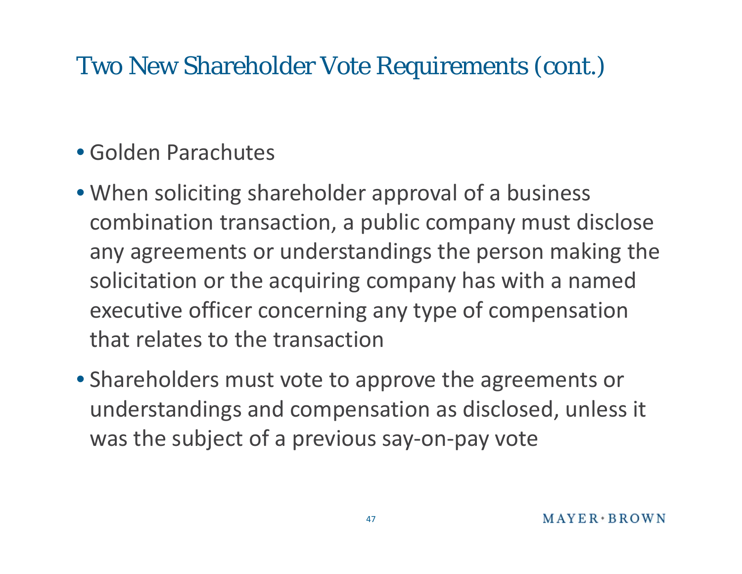# Two New Shareholder Vote Requirements (cont.)

- Golden Parachutes
- When soliciting shareholder approval of a business combination transaction, a public company must disclose any agreements or understandings the person making the solicitation or the acquiring company has with a named executive officer concerning any type of compensation that relates to the transaction
- Shareholders must vote to approve the agreements or understandings and compensation as disclosed, unless it was the subject of a previous say-on-pay vote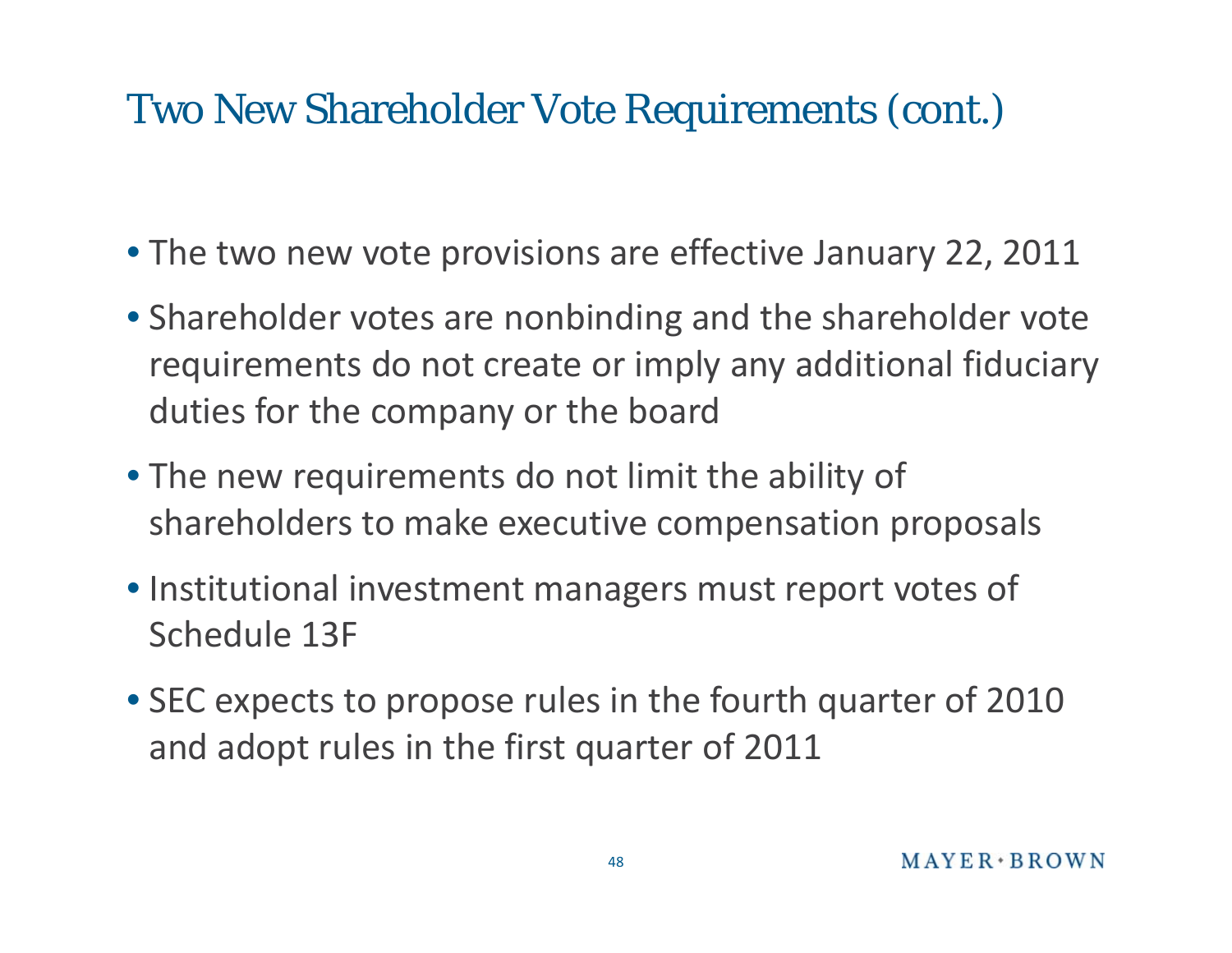# Two New Shareholder Vote Requirements (cont.)

- The two new vote provisions are effective January 22, 2011
- Shareholder votes are nonbinding and the shareholder vote requirements do not create or imply any additional fiduciary duties for the company or the board
- The new requirements do not limit the ability of shareholders to make executive compensation proposals
- Institutional investment managers must report votes of Schedule 13F
- SEC expects to propose rules in the fourth quarter of 2010 and adopt rules in the first quarter of 2011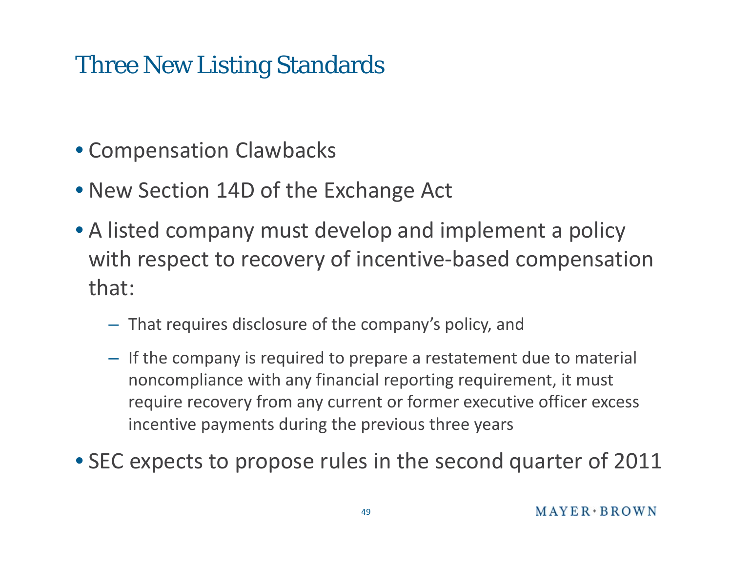# Three New Listing Standards

- Compensation Clawbacks
- New Section 14D of the Exchange Act
- A listed company must develop and implement a policy with respect to recovery of incentive-based compensation that:
  - That requires disclosure of the company's policy, and
  - If the company is required to prepare a restatement due to material noncompliance with any financial reporting requirement, it must require recovery from any current or former executive officer excess incentive payments during the previous three years
- SEC expects to propose rules in the second quarter of 2011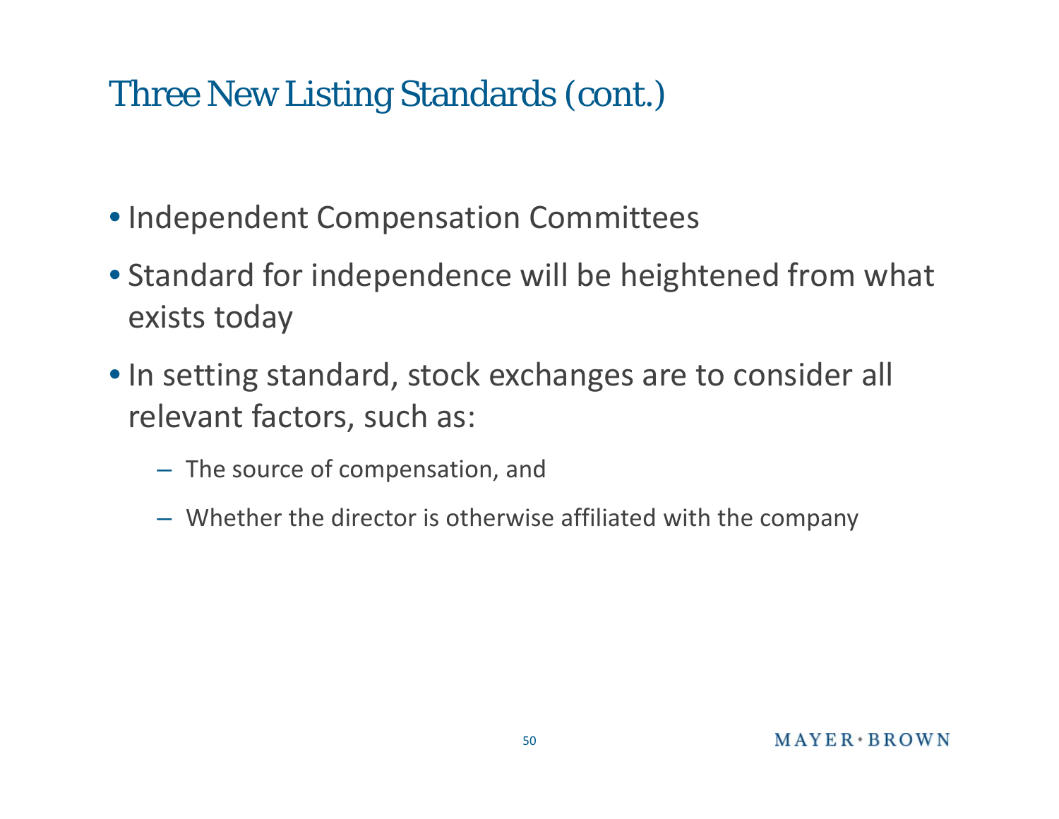# Three New Listing Standards (cont.)

- Independent Compensation Committees
- Standard for independence will be heightened from what exists today
- In setting standard, stock exchanges are to consider all relevant factors, such as:
  - The source of compensation, and
  - Whether the director is otherwise affiliated with the company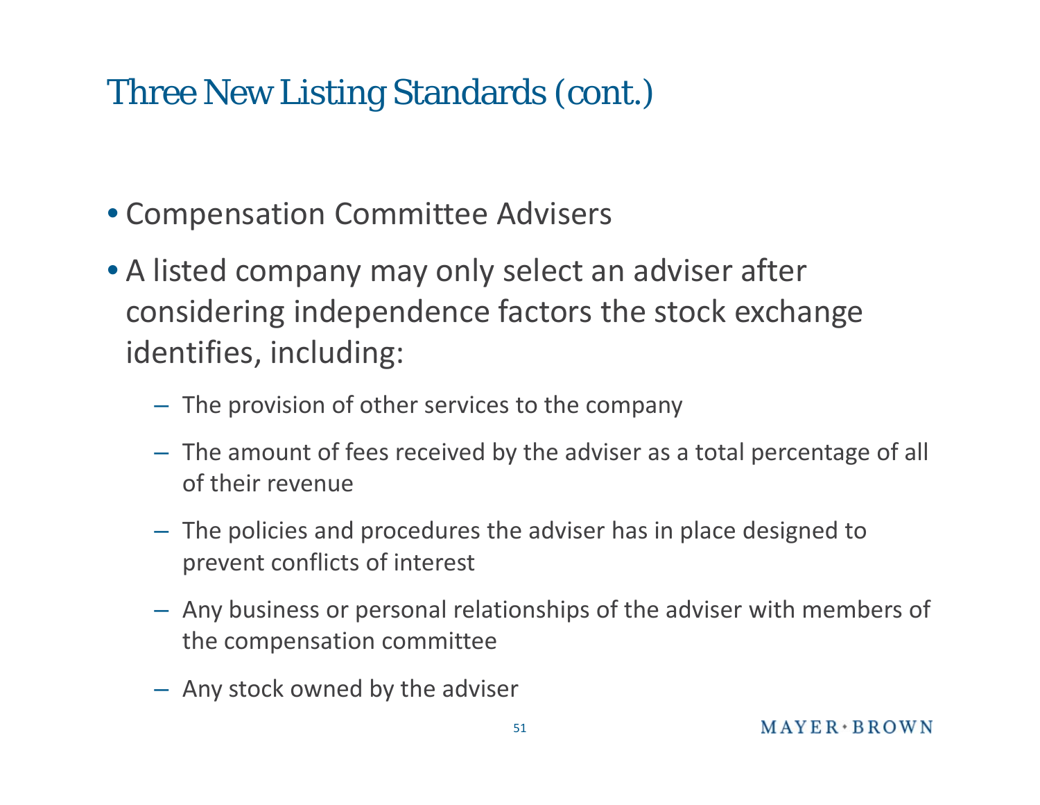# Three New Listing Standards (cont.)

- Compensation Committee Advisers
- A listed company may only select an adviser after considering independence factors the stock exchange identifies, including:
  - The provision of other services to the company
  - The amount of fees received by the adviser as a total percentage of all of their revenue
  - The policies and procedures the adviser has in place designed to prevent conflicts of interest
  - Any business or personal relationships of the adviser with members of the compensation committee
  - Any stock owned by the adviser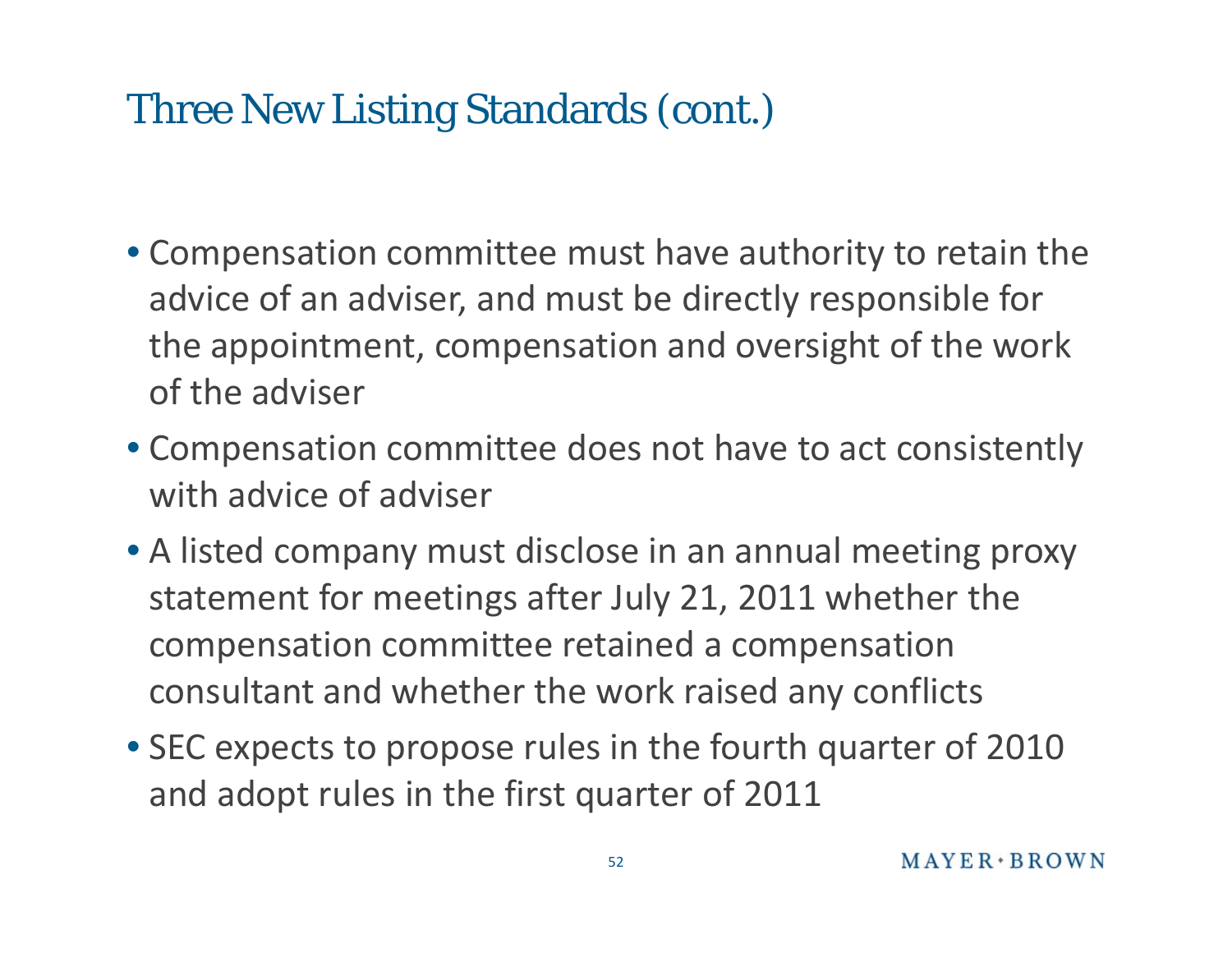# Three New Listing Standards (cont.)

- Compensation committee must have authority to retain the advice of an adviser, and must be directly responsible for the appointment, compensation and oversight of the work of the adviser
- Compensation committee does not have to act consistently with advice of adviser
- A listed company must disclose in an annual meeting proxy statement for meetings after July 21, 2011 whether the compensation committee retained a compensation consultant and whether the work raised any conflicts
- SEC expects to propose rules in the fourth quarter of 2010 and adopt rules in the first quarter of 2011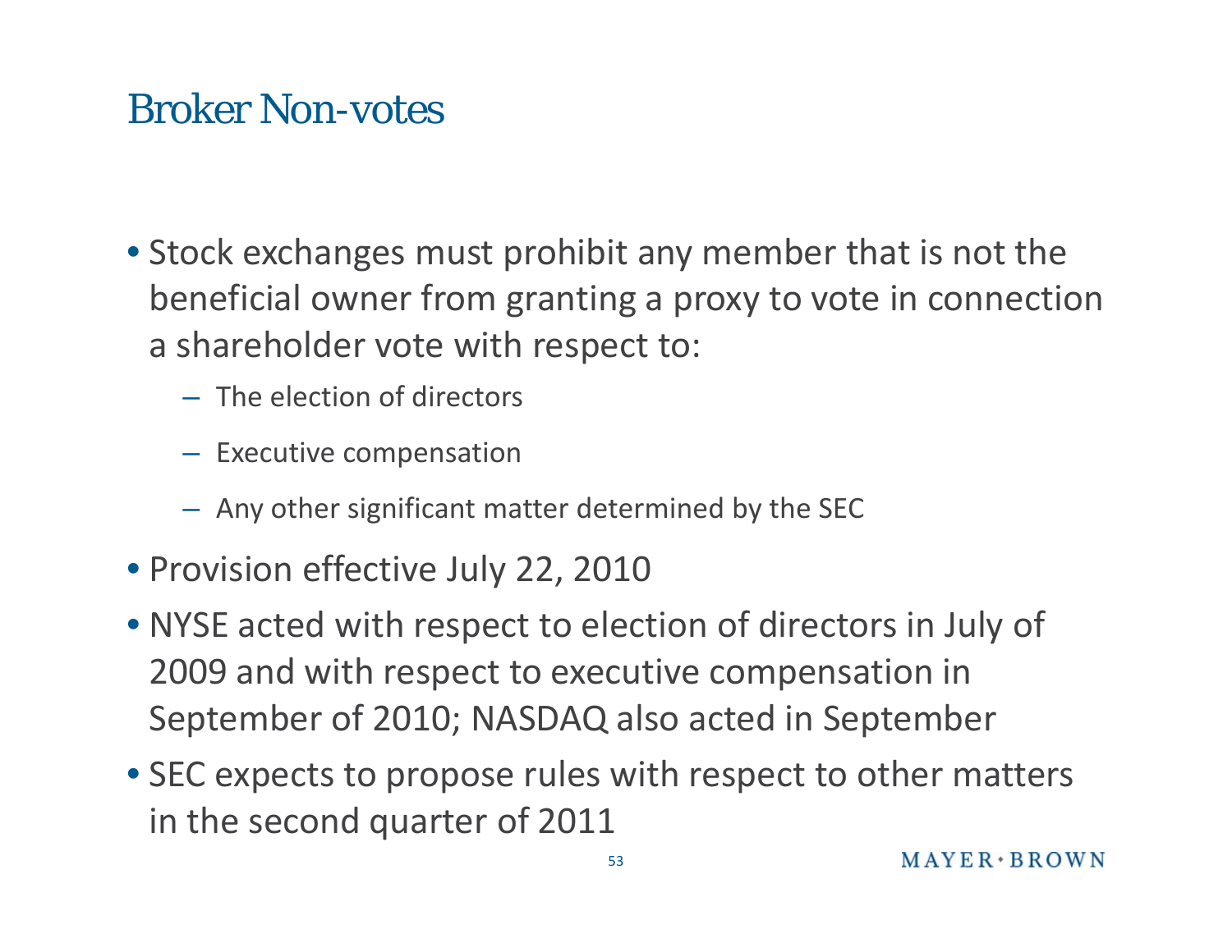# Broker Non-votes

- Stock exchanges must prohibit any member that is not the beneficial owner from granting a proxy to vote in connection a shareholder vote with respect to:
  - The election of directors
  - Executive compensation
  - Any other significant matter determined by the SEC
- Provision effective July 22, 2010
- NYSE acted with respect to election of directors in July of 2009 and with respect to executive compensation in September of 2010; NASDAQ also acted in September
- SEC expects to propose rules with respect to other matters in the second quarter of 2011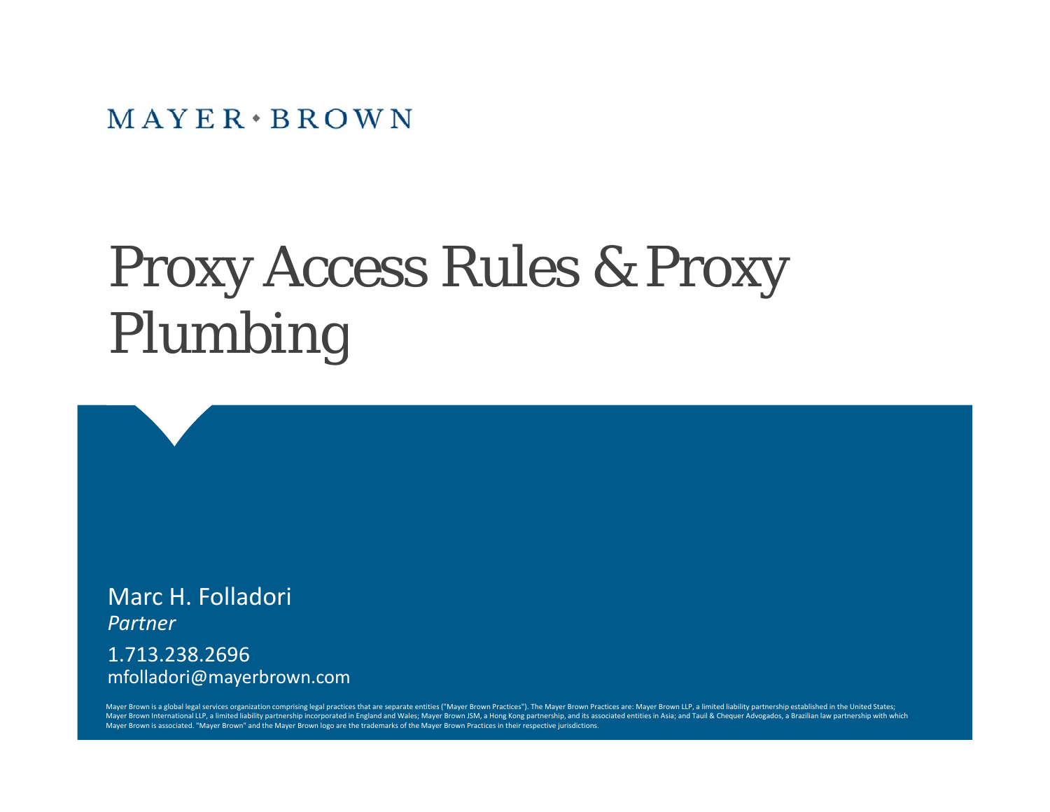MAYER • BROWN

# Proxy Access Rules & Proxy Plumbing

Marc H. Folladori
*Partner*
1.713.238.2696
mfolladori@mayerbrown.com

Mayer Brown is a global legal services organization comprising legal practices that are separate entities ("Mayer Brown Practices"). The Mayer Brown Practices are: Mayer Brown LLP, a limited liability partnership established in the United States; Mayer Brown International LLP, a limited liability partnership incorporated in England and Wales; Mayer Brown JSM, a Hong Kong partnership, and its associated entities in Asia; and Tauil & Chequer Advogados, a Brazilian law partnership with which Mayer Brown is associated. "Mayer Brown" and the Mayer Brown logo are the trademarks of the Mayer Brown Practices in their respective jurisdictions.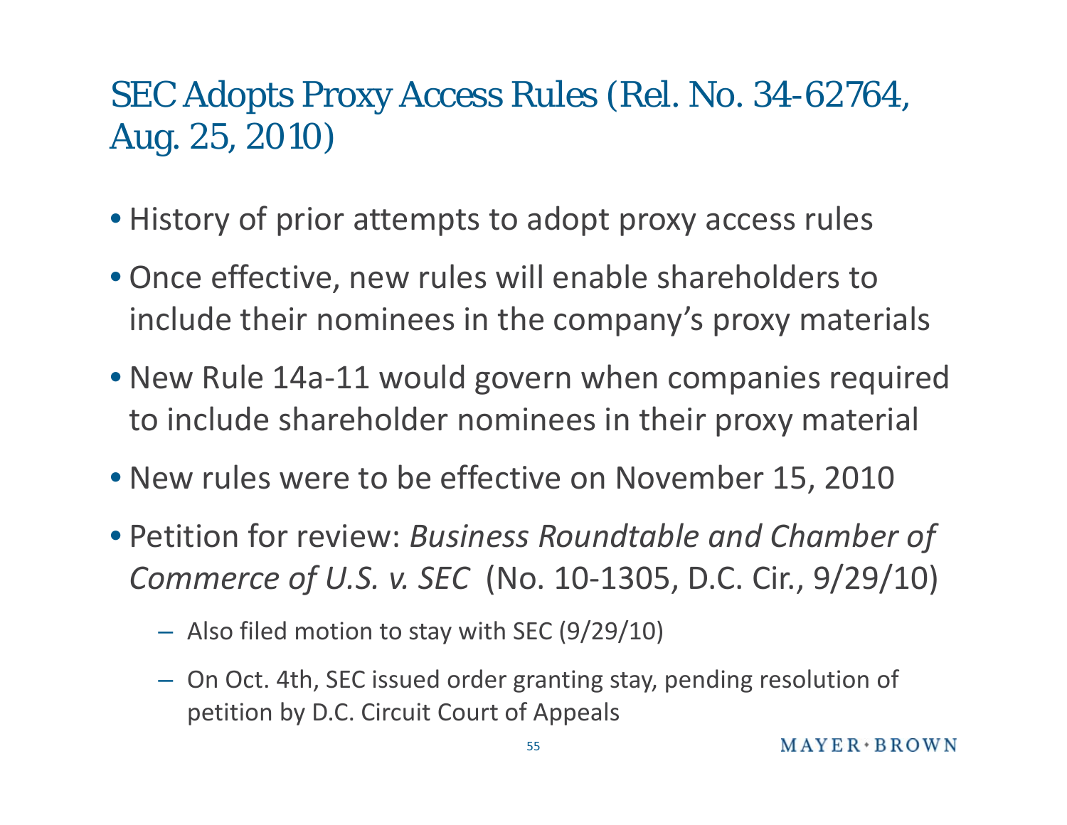# SEC Adopts Proxy Access Rules (Rel. No. 34-62764, Aug. 25, 2010)

- History of prior attempts to adopt proxy access rules
- Once effective, new rules will enable shareholders to include their nominees in the company's proxy materials
- New Rule 14a-11 would govern when companies required to include shareholder nominees in their proxy material
- New rules were to be effective on November 15, 2010
- Petition for review: *Business Roundtable and Chamber of Commerce of U.S. v. SEC* (No. 10-1305, D.C. Cir., 9/29/10)
  - Also filed motion to stay with SEC (9/29/10)
  - On Oct. 4th, SEC issued order granting stay, pending resolution of petition by D.C. Circuit Court of Appeals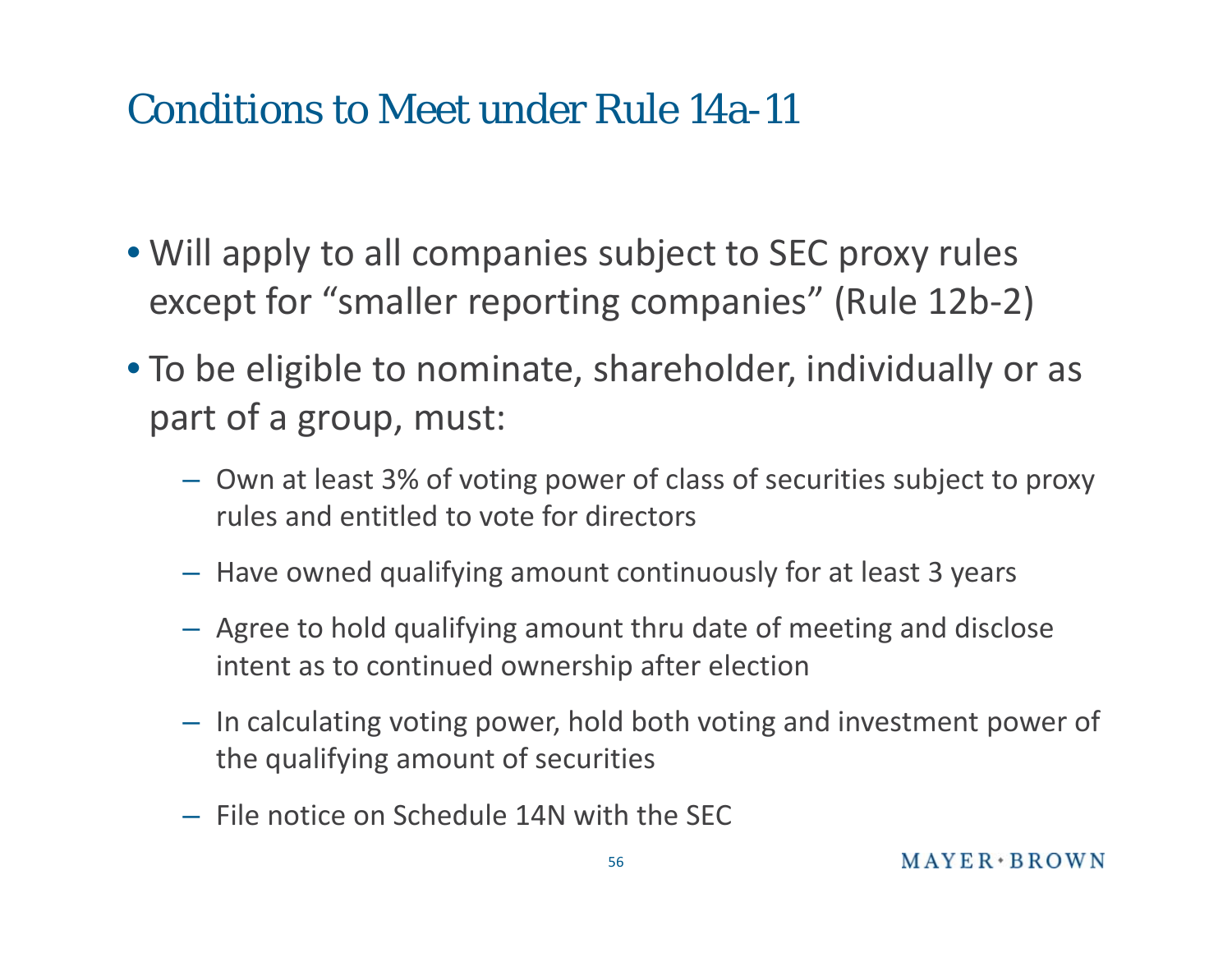# Conditions to Meet under Rule 14a-11

- Will apply to all companies subject to SEC proxy rules except for "smaller reporting companies" (Rule 12b-2)
- To be eligible to nominate, shareholder, individually or as part of a group, must:
  - Own at least 3% of voting power of class of securities subject to proxy rules and entitled to vote for directors
  - Have owned qualifying amount continuously for at least 3 years
  - Agree to hold qualifying amount thru date of meeting and disclose intent as to continued ownership after election
  - In calculating voting power, hold both voting and investment power of the qualifying amount of securities
  - File notice on Schedule 14N with the SEC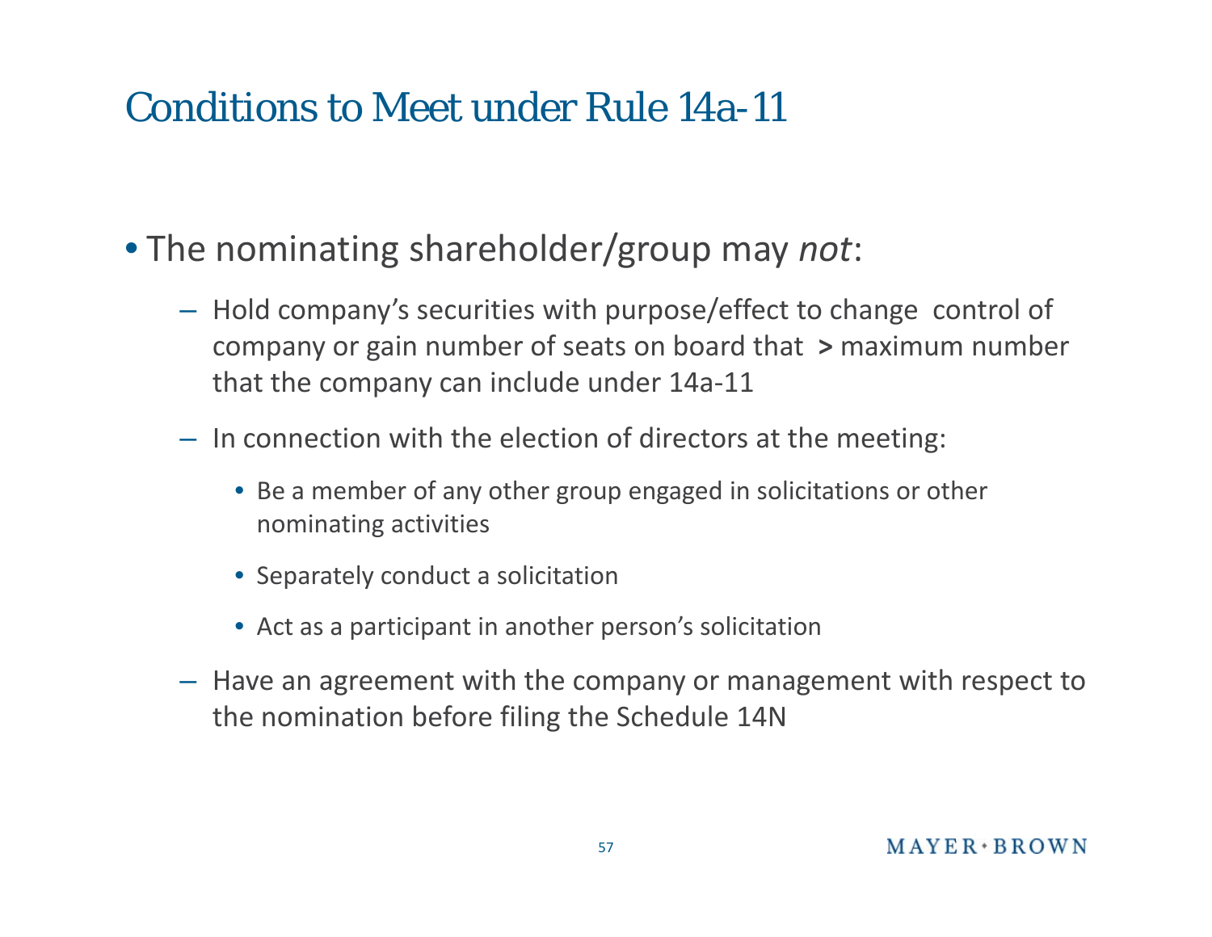# Conditions to Meet under Rule 14a-11

- The nominating shareholder/group may *not*:
  - Hold company's securities with purpose/effect to change control of company or gain number of seats on board that **>** maximum number that the company can include under 14a-11
  - In connection with the election of directors at the meeting:
    - Be a member of any other group engaged in solicitations or other nominating activities
    - Separately conduct a solicitation
    - Act as a participant in another person's solicitation
  - Have an agreement with the company or management with respect to the nomination before filing the Schedule 14N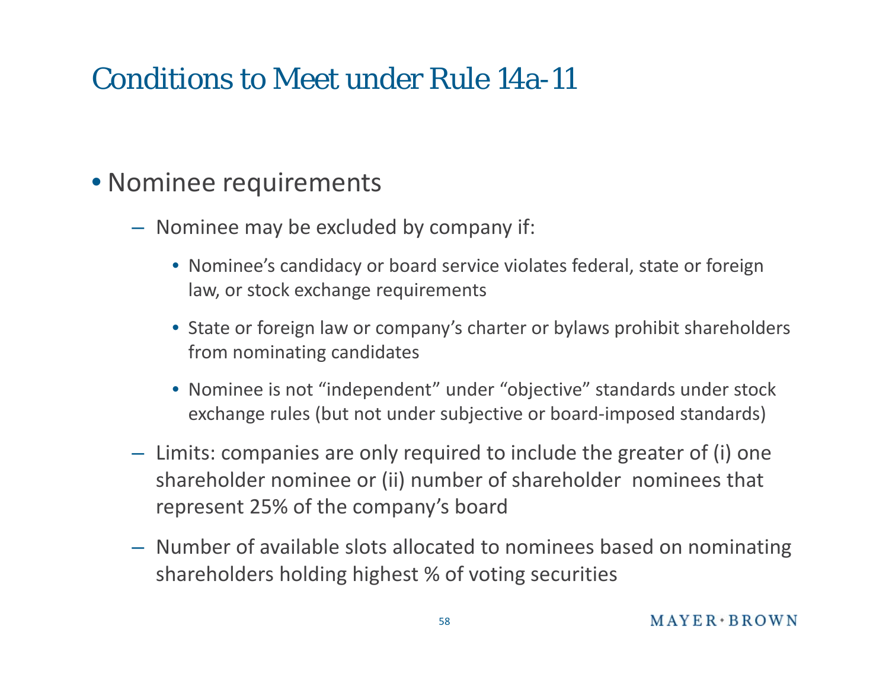# Conditions to Meet under Rule 14a-11

- Nominee requirements
  - Nominee may be excluded by company if:
    - Nominee's candidacy or board service violates federal, state or foreign law, or stock exchange requirements
    - State or foreign law or company's charter or bylaws prohibit shareholders from nominating candidates
    - Nominee is not "independent" under "objective" standards under stock exchange rules (but not under subjective or board-imposed standards)
  - Limits: companies are only required to include the greater of (i) one shareholder nominee or (ii) number of shareholder nominees that represent 25% of the company's board
  - Number of available slots allocated to nominees based on nominating shareholders holding highest % of voting securities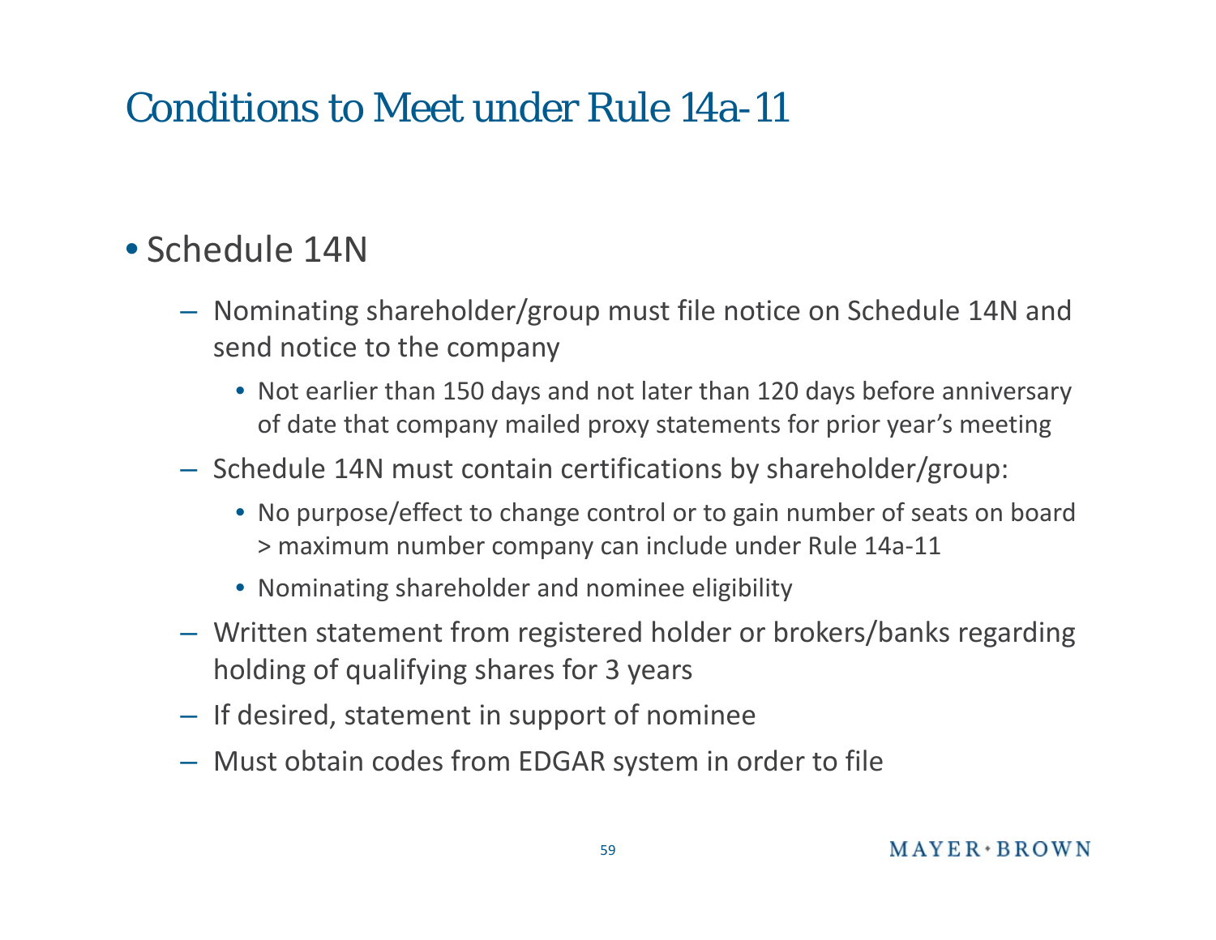# Conditions to Meet under Rule 14a-11

- Schedule 14N
  - Nominating shareholder/group must file notice on Schedule 14N and send notice to the company
    - Not earlier than 150 days and not later than 120 days before anniversary of date that company mailed proxy statements for prior year's meeting
  - Schedule 14N must contain certifications by shareholder/group:
    - No purpose/effect to change control or to gain number of seats on board > maximum number company can include under Rule 14a-11
    - Nominating shareholder and nominee eligibility
  - Written statement from registered holder or brokers/banks regarding holding of qualifying shares for 3 years
  - If desired, statement in support of nominee
  - Must obtain codes from EDGAR system in order to file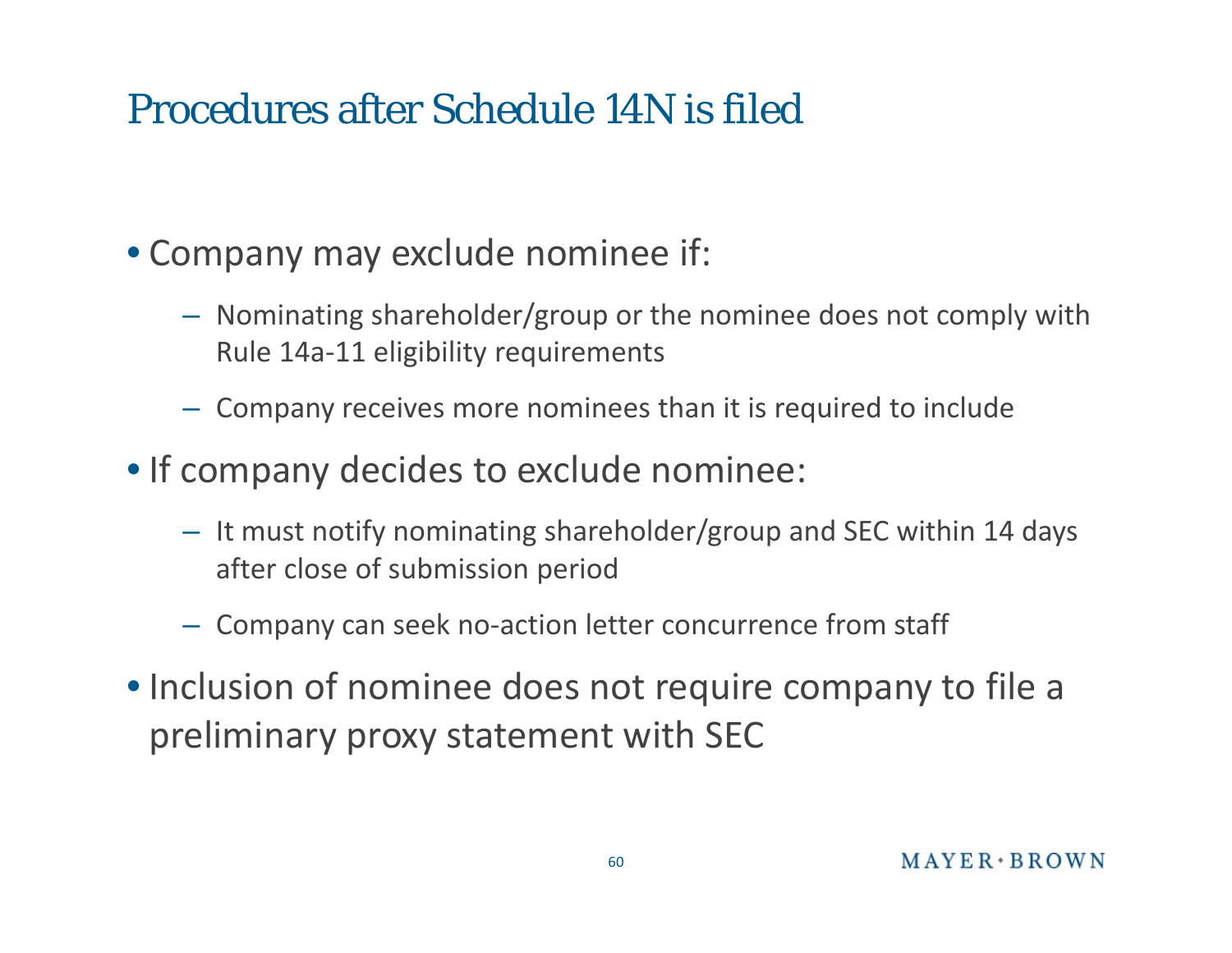# Procedures after Schedule 14N is filed

- Company may exclude nominee if:
  - Nominating shareholder/group or the nominee does not comply with Rule 14a-11 eligibility requirements
  - Company receives more nominees than it is required to include
- If company decides to exclude nominee:
  - It must notify nominating shareholder/group and SEC within 14 days after close of submission period
  - Company can seek no-action letter concurrence from staff
- Inclusion of nominee does not require company to file a preliminary proxy statement with SEC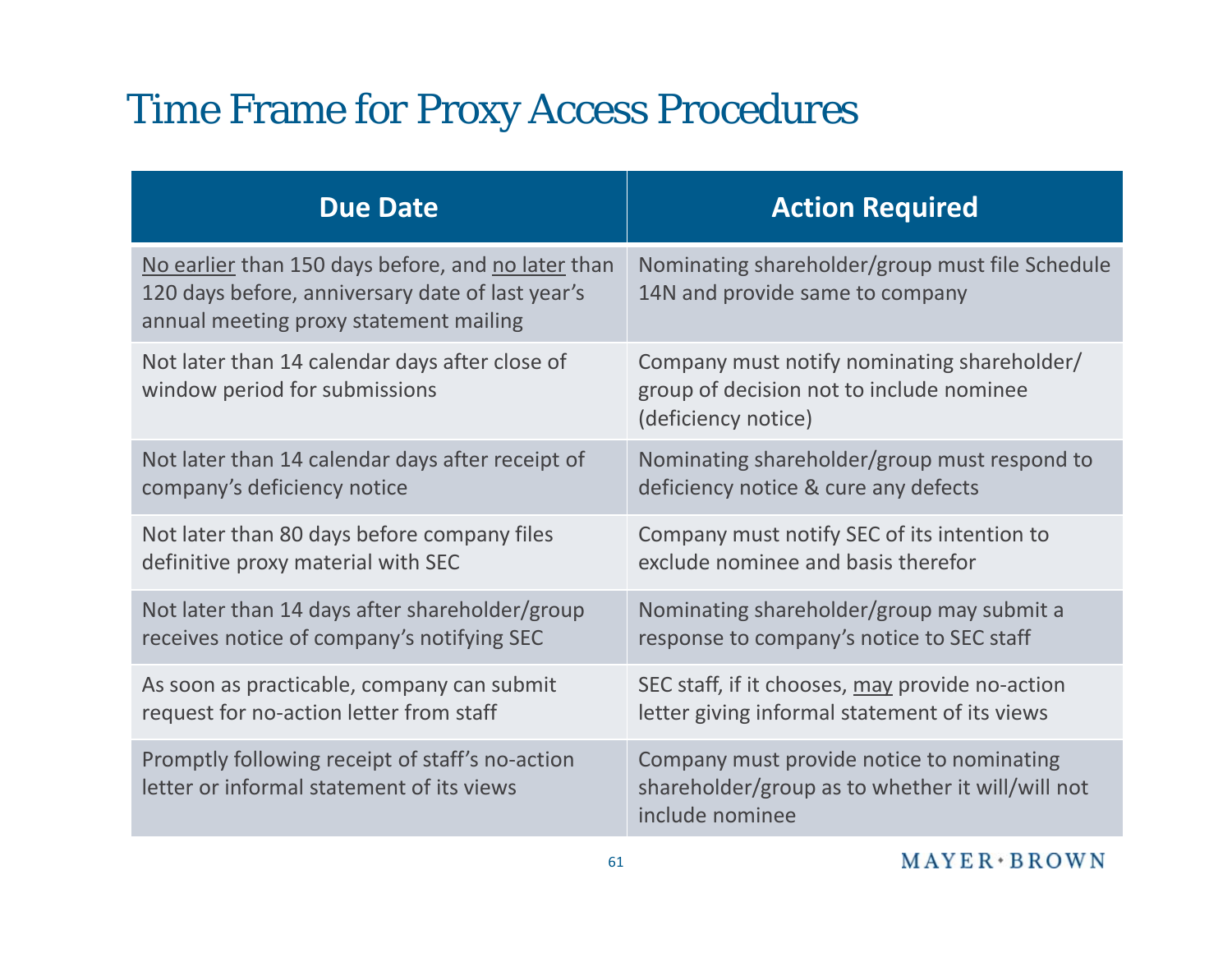# Time Frame for Proxy Access Procedures

| Due Date | Action Required |
| --- | --- |
| <u>No earlier</u> than 150 days before, and <u>no later</u> than 120 days before, anniversary date of last year's annual meeting proxy statement mailing | Nominating shareholder/group must file Schedule 14N and provide same to company |
| Not later than 14 calendar days after close of window period for submissions | Company must notify nominating shareholder/ group of decision not to include nominee (deficiency notice) |
| Not later than 14 calendar days after receipt of company's deficiency notice | Nominating shareholder/group must respond to deficiency notice & cure any defects |
| Not later than 80 days before company files definitive proxy material with SEC | Company must notify SEC of its intention to exclude nominee and basis therefor |
| Not later than 14 days after shareholder/group receives notice of company's notifying SEC | Nominating shareholder/group may submit a response to company's notice to SEC staff |
| As soon as practicable, company can submit request for no-action letter from staff | SEC staff, if it chooses, <u>may</u> provide no-action letter giving informal statement of its views |
| Promptly following receipt of staff's no-action letter or informal statement of its views | Company must provide notice to nominating shareholder/group as to whether it will/will not include nominee |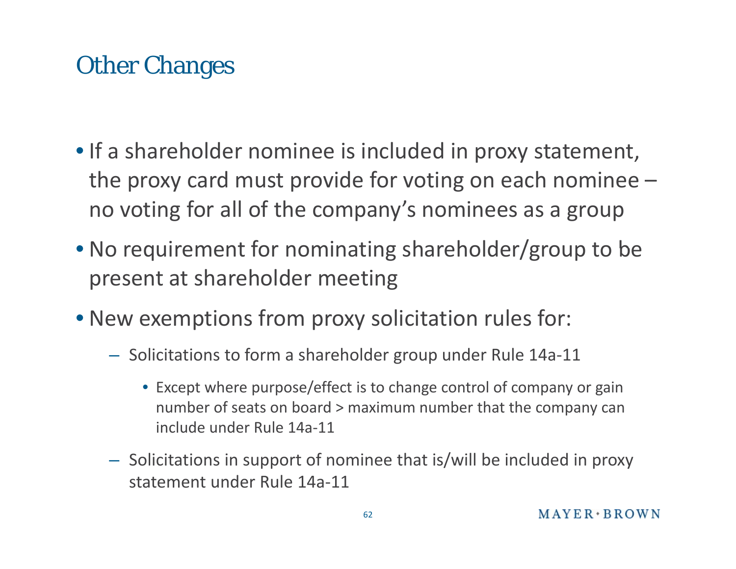# Other Changes

- If a shareholder nominee is included in proxy statement, the proxy card must provide for voting on each nominee – no voting for all of the company's nominees as a group
- No requirement for nominating shareholder/group to be present at shareholder meeting
- New exemptions from proxy solicitation rules for:
  - Solicitations to form a shareholder group under Rule 14a-11
    - Except where purpose/effect is to change control of company or gain number of seats on board > maximum number that the company can include under Rule 14a-11
  - Solicitations in support of nominee that is/will be included in proxy statement under Rule 14a-11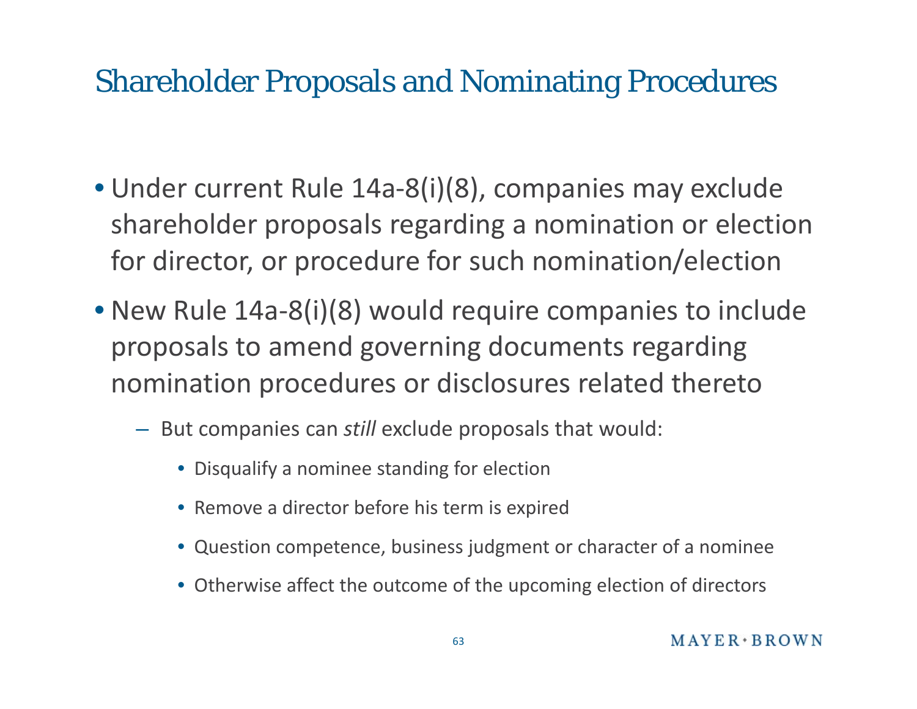# Shareholder Proposals and Nominating Procedures

- Under current Rule 14a-8(i)(8), companies may exclude shareholder proposals regarding a nomination or election for director, or procedure for such nomination/election
- New Rule 14a-8(i)(8) would require companies to include proposals to amend governing documents regarding nomination procedures or disclosures related thereto
  - But companies can *still* exclude proposals that would:
    - Disqualify a nominee standing for election
    - Remove a director before his term is expired
    - Question competence, business judgment or character of a nominee
    - Otherwise affect the outcome of the upcoming election of directors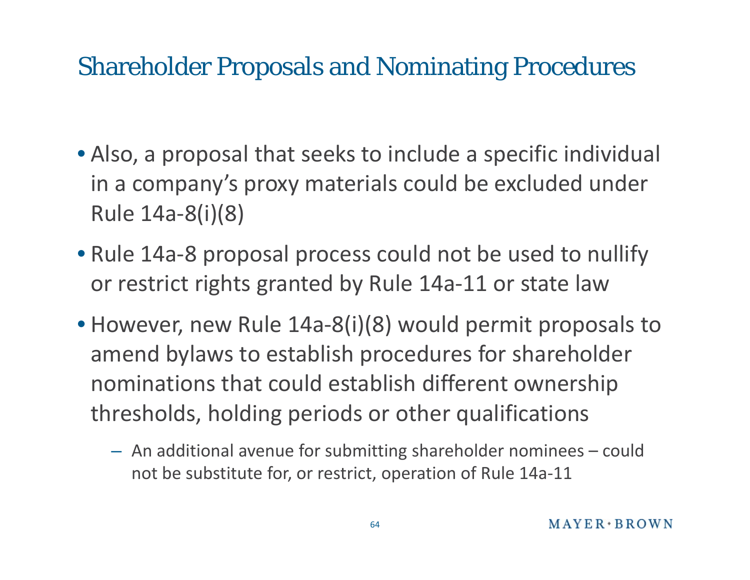# Shareholder Proposals and Nominating Procedures

- Also, a proposal that seeks to include a specific individual in a company's proxy materials could be excluded under Rule 14a-8(i)(8)
- Rule 14a-8 proposal process could not be used to nullify or restrict rights granted by Rule 14a-11 or state law
- However, new Rule 14a-8(i)(8) would permit proposals to amend bylaws to establish procedures for shareholder nominations that could establish different ownership thresholds, holding periods or other qualifications
  - An additional avenue for submitting shareholder nominees – could not be substitute for, or restrict, operation of Rule 14a-11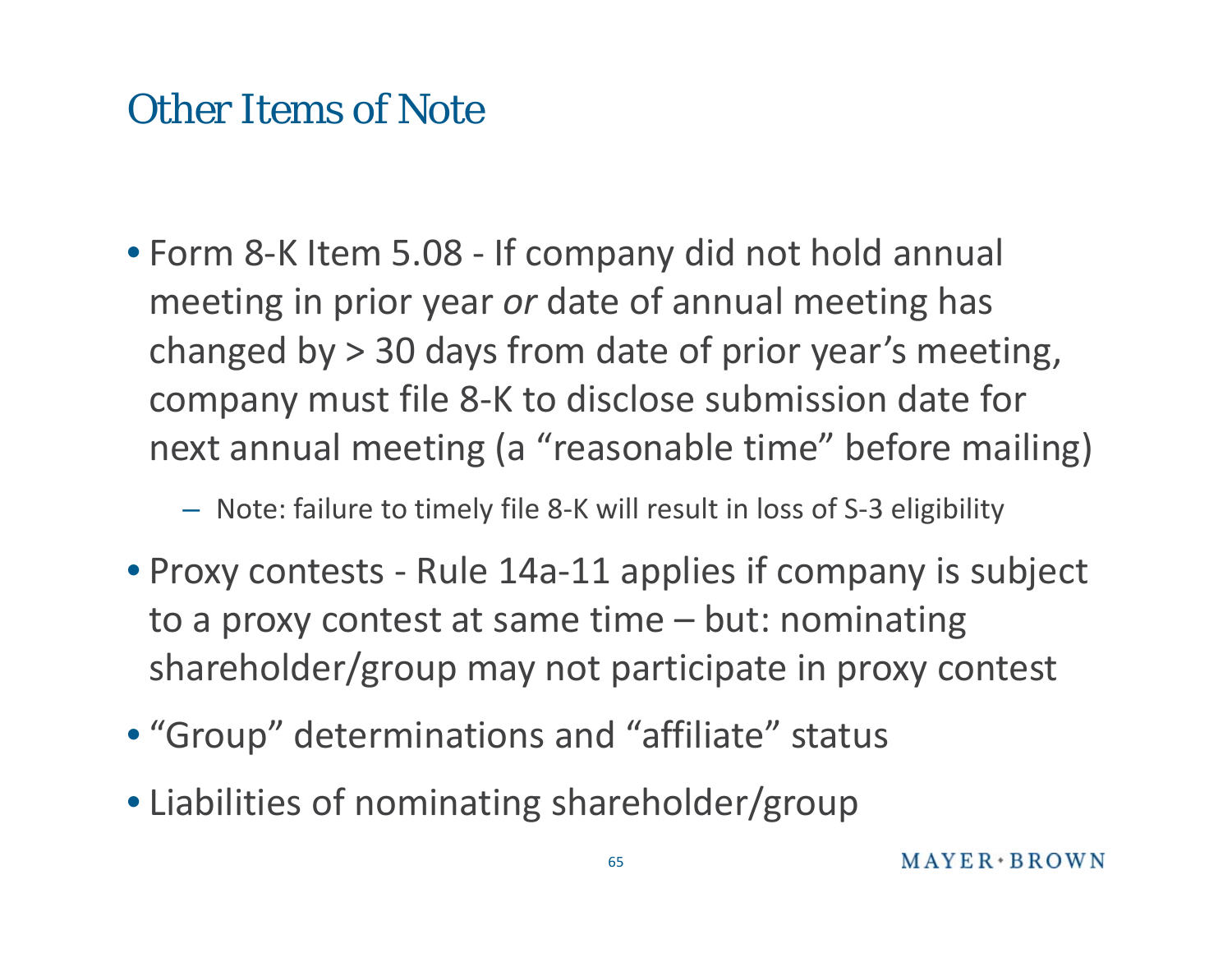# Other Items of Note

- Form 8-K Item 5.08 - If company did not hold annual meeting in prior year *or* date of annual meeting has changed by > 30 days from date of prior year's meeting, company must file 8-K to disclose submission date for next annual meeting (a "reasonable time" before mailing)
  - Note: failure to timely file 8-K will result in loss of S-3 eligibility
- Proxy contests - Rule 14a-11 applies if company is subject to a proxy contest at same time – but: nominating shareholder/group may not participate in proxy contest
- "Group" determinations and "affiliate" status
- Liabilities of nominating shareholder/group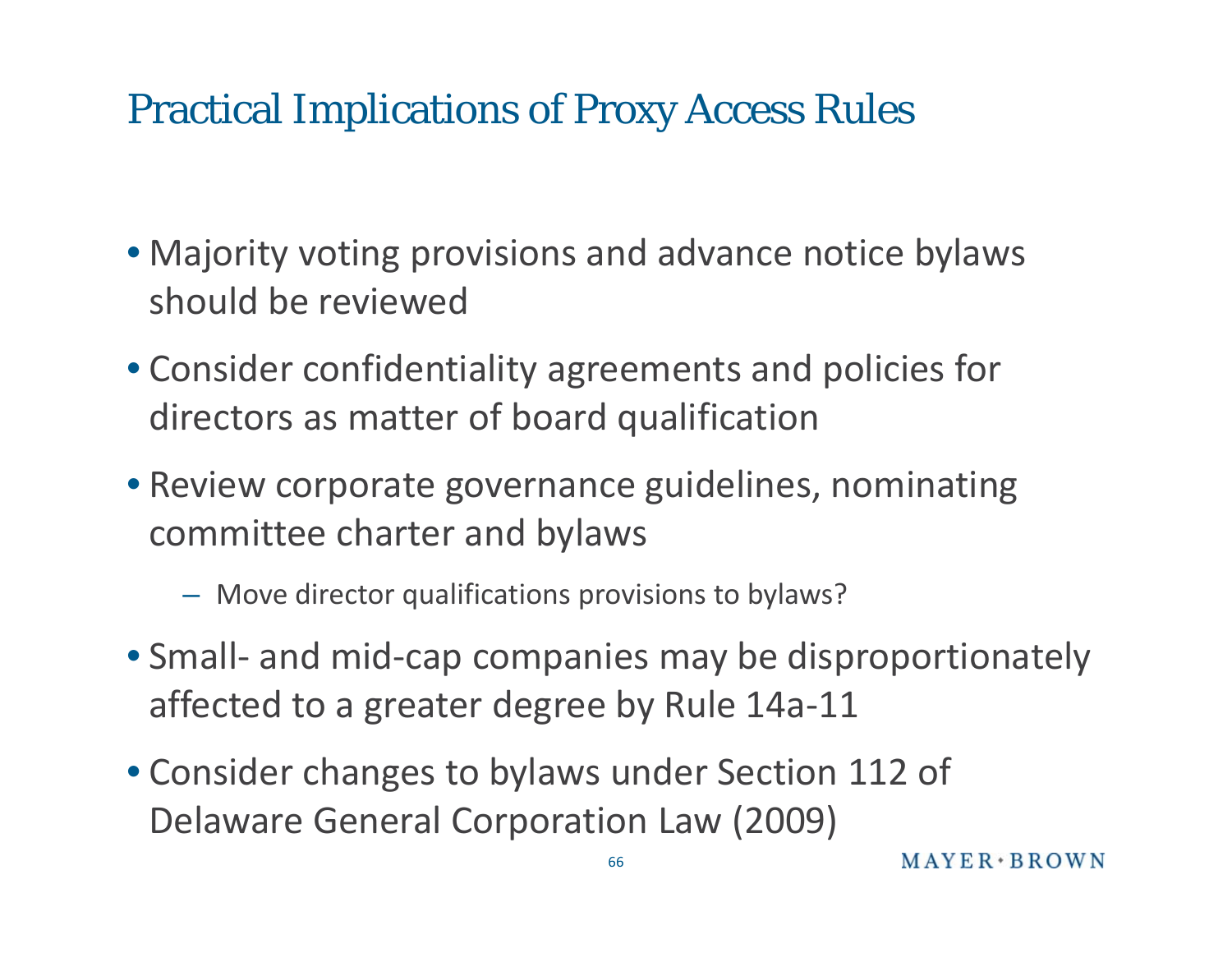# Practical Implications of Proxy Access Rules

- Majority voting provisions and advance notice bylaws should be reviewed
- Consider confidentiality agreements and policies for directors as matter of board qualification
- Review corporate governance guidelines, nominating committee charter and bylaws
  - Move director qualifications provisions to bylaws?
- Small- and mid-cap companies may be disproportionately affected to a greater degree by Rule 14a-11
- Consider changes to bylaws under Section 112 of Delaware General Corporation Law (2009)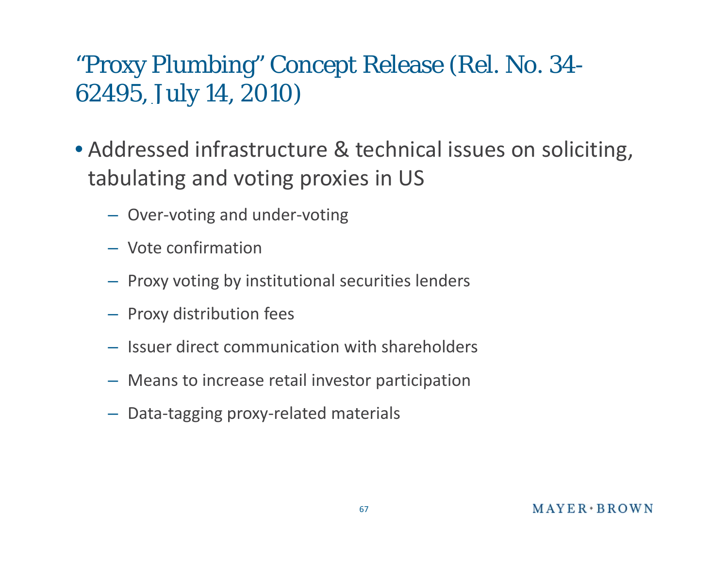# "Proxy Plumbing" Concept Release (Rel. No. 34-62495, July 14, 2010)

- Addressed infrastructure & technical issues on soliciting, tabulating and voting proxies in US
  - Over-voting and under-voting
  - Vote confirmation
  - Proxy voting by institutional securities lenders
  - Proxy distribution fees
  - Issuer direct communication with shareholders
  - Means to increase retail investor participation
  - Data-tagging proxy-related materials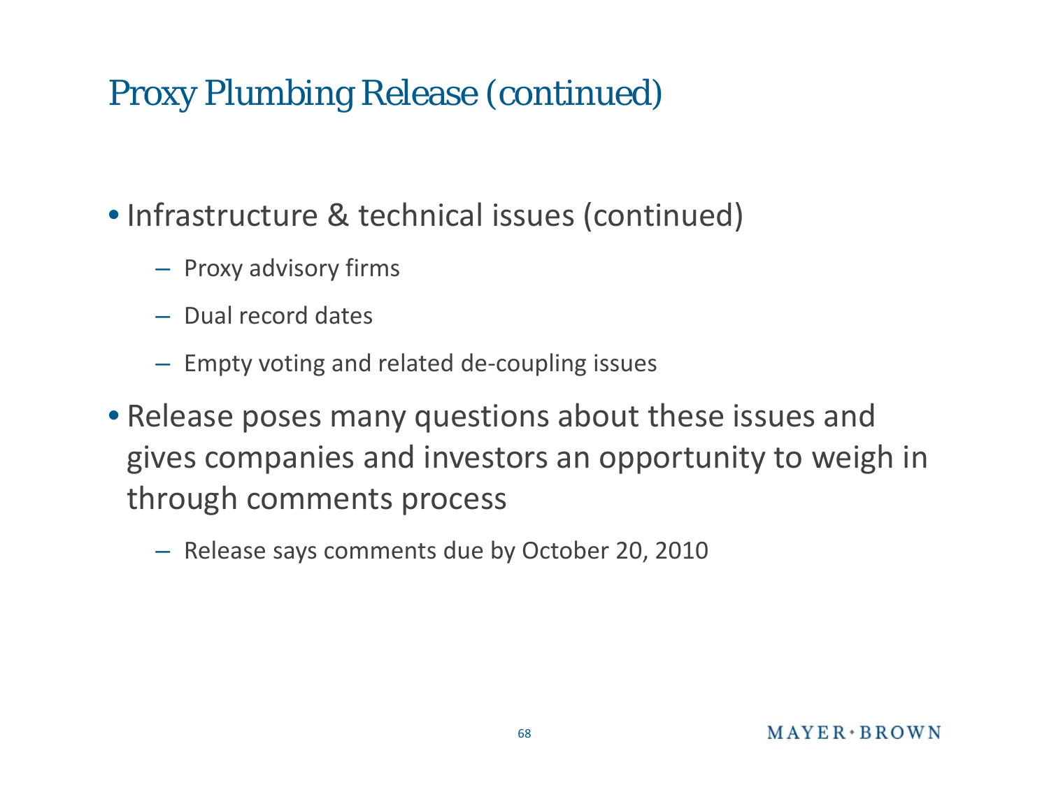# Proxy Plumbing Release (continued)

- Infrastructure & technical issues (continued)
  - Proxy advisory firms
  - Dual record dates
  - Empty voting and related de-coupling issues
- Release poses many questions about these issues and gives companies and investors an opportunity to weigh in through comments process
  - Release says comments due by October 20, 2010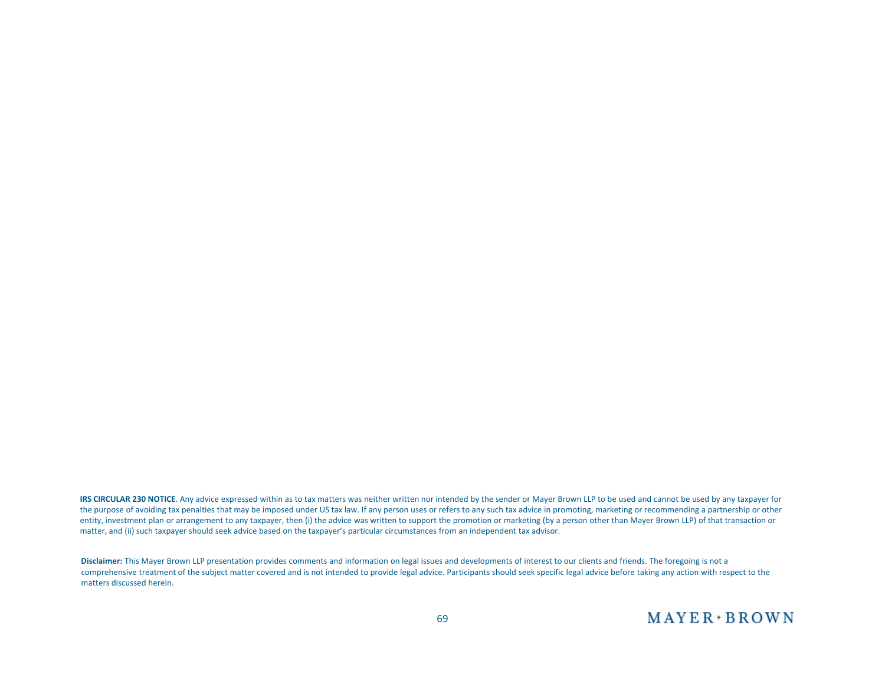**IRS CIRCULAR 230 NOTICE**. Any advice expressed within as to tax matters was neither written nor intended by the sender or Mayer Brown LLP to be used and cannot be used by any taxpayer for the purpose of avoiding tax penalties that may be imposed under US tax law. If any person uses or refers to any such tax advice in promoting, marketing or recommending a partnership or other entity, investment plan or arrangement to any taxpayer, then (i) the advice was written to support the promotion or marketing (by a person other than Mayer Brown LLP) of that transaction or matter, and (ii) such taxpayer should seek advice based on the taxpayer's particular circumstances from an independent tax advisor.

**Disclaimer:** This Mayer Brown LLP presentation provides comments and information on legal issues and developments of interest to our clients and friends. The foregoing is not a comprehensive treatment of the subject matter covered and is not intended to provide legal advice. Participants should seek specific legal advice before taking any action with respect to the matters discussed herein.

MAYER • BROWN